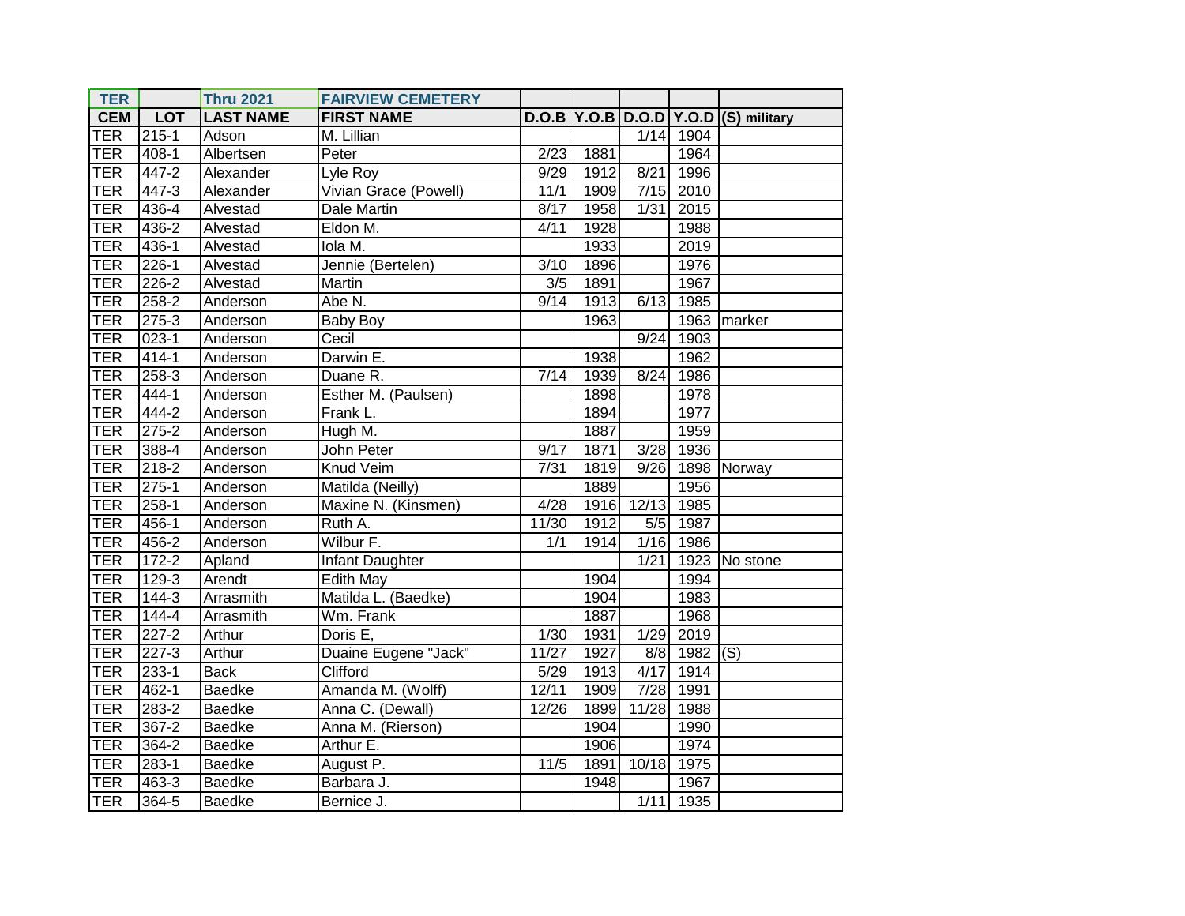| TER | | Thru 2021 | FAIRVIEW CEMETERY | | | | | |
|---|---|---|---|---|---|---|---|---|
| **CEM** | **LOT** | **LAST NAME** | **FIRST NAME** | **D.O.B** | **Y.O.B** | **D.O.D** | **Y.O.D** | **(S) military** |
| TER | 215-1 | Adson | M. Lillian | | | 1/14 | 1904 | |
| TER | 408-1 | Albertsen | Peter | 2/23 | 1881 | | 1964 | |
| TER | 447-2 | Alexander | Lyle Roy | 9/29 | 1912 | 8/21 | 1996 | |
| TER | 447-3 | Alexander | Vivian Grace (Powell) | 11/1 | 1909 | 7/15 | 2010 | |
| TER | 436-4 | Alvestad | Dale Martin | 8/17 | 1958 | 1/31 | 2015 | |
| TER | 436-2 | Alvestad | Eldon M. | 4/11 | 1928 | | 1988 | |
| TER | 436-1 | Alvestad | Iola M. | | 1933 | | 2019 | |
| TER | 226-1 | Alvestad | Jennie (Bertelen) | 3/10 | 1896 | | 1976 | |
| TER | 226-2 | Alvestad | Martin | 3/5 | 1891 | | 1967 | |
| TER | 258-2 | Anderson | Abe N. | 9/14 | 1913 | 6/13 | 1985 | |
| TER | 275-3 | Anderson | Baby Boy | | 1963 | | 1963 | marker |
| TER | 023-1 | Anderson | Cecil | | | 9/24 | 1903 | |
| TER | 414-1 | Anderson | Darwin E. | | 1938 | | 1962 | |
| TER | 258-3 | Anderson | Duane R. | 7/14 | 1939 | 8/24 | 1986 | |
| TER | 444-1 | Anderson | Esther M. (Paulsen) | | 1898 | | 1978 | |
| TER | 444-2 | Anderson | Frank L. | | 1894 | | 1977 | |
| TER | 275-2 | Anderson | Hugh M. | | 1887 | | 1959 | |
| TER | 388-4 | Anderson | John Peter | 9/17 | 1871 | 3/28 | 1936 | |
| TER | 218-2 | Anderson | Knud Veim | 7/31 | 1819 | 9/26 | 1898 | Norway |
| TER | 275-1 | Anderson | Matilda (Neilly) | | 1889 | | 1956 | |
| TER | 258-1 | Anderson | Maxine N. (Kinsmen) | 4/28 | 1916 | 12/13 | 1985 | |
| TER | 456-1 | Anderson | Ruth A. | 11/30 | 1912 | 5/5 | 1987 | |
| TER | 456-2 | Anderson | Wilbur F. | 1/1 | 1914 | 1/16 | 1986 | |
| TER | 172-2 | Apland | Infant Daughter | | | 1/21 | 1923 | No stone |
| TER | 129-3 | Arendt | Edith May | | 1904 | | 1994 | |
| TER | 144-3 | Arrasmith | Matilda L. (Baedke) | | 1904 | | 1983 | |
| TER | 144-4 | Arrasmith | Wm. Frank | | 1887 | | 1968 | |
| TER | 227-2 | Arthur | Doris E, | 1/30 | 1931 | 1/29 | 2019 | |
| TER | 227-3 | Arthur | Duaine Eugene "Jack" | 11/27 | 1927 | 8/8 | 1982 | (S) |
| TER | 233-1 | Back | Clifford | 5/29 | 1913 | 4/17 | 1914 | |
| TER | 462-1 | Baedke | Amanda M. (Wolff) | 12/11 | 1909 | 7/28 | 1991 | |
| TER | 283-2 | Baedke | Anna C. (Dewall) | 12/26 | 1899 | 11/28 | 1988 | |
| TER | 367-2 | Baedke | Anna M. (Rierson) | | 1904 | | 1990 | |
| TER | 364-2 | Baedke | Arthur E. | | 1906 | | 1974 | |
| TER | 283-1 | Baedke | August P. | 11/5 | 1891 | 10/18 | 1975 | |
| TER | 463-3 | Baedke | Barbara J. | | 1948 | | 1967 | |
| TER | 364-5 | Baedke | Bernice J. | | | 1/11 | 1935 | |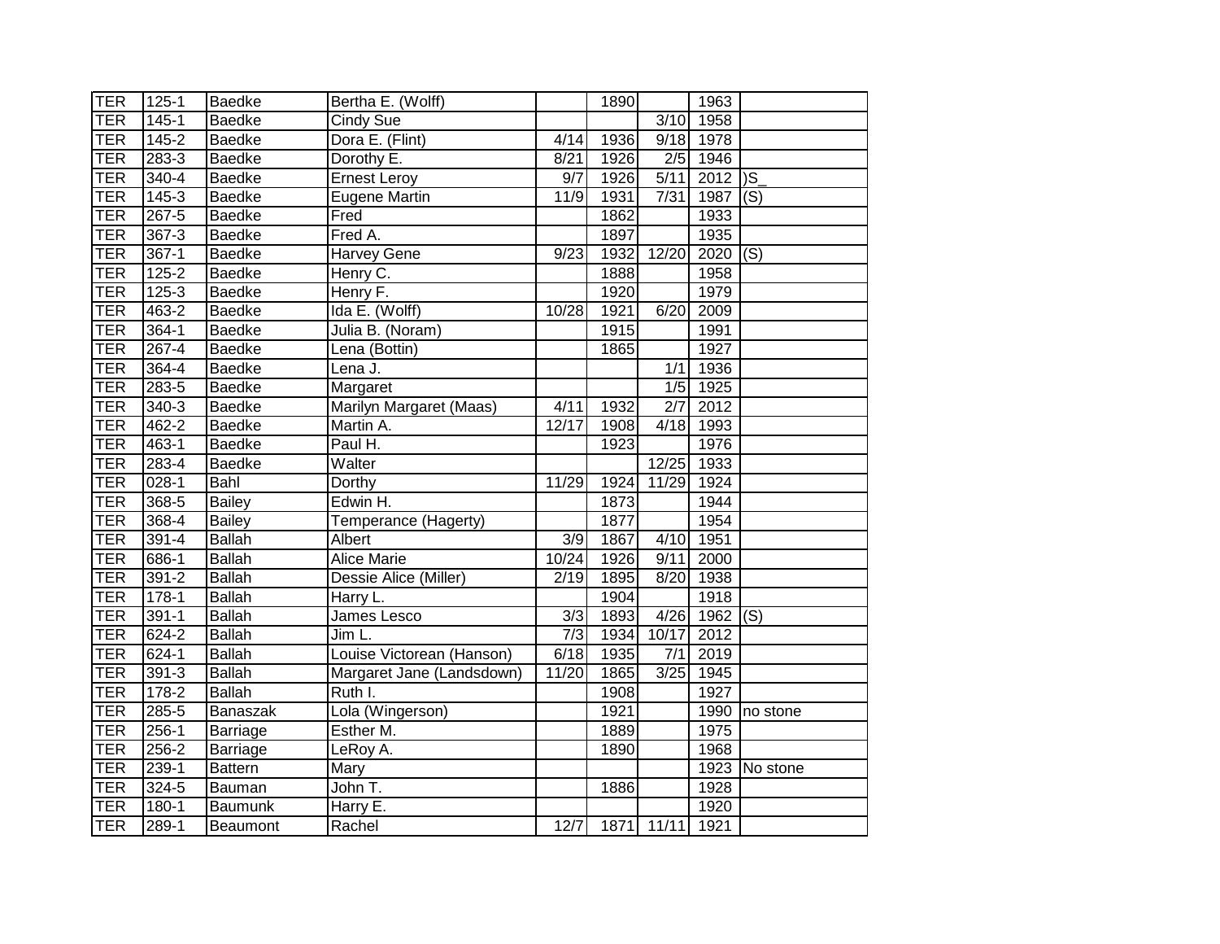| TER | 125-1 | Baedke | Bertha E. (Wolff) | | 1890 | | 1963 | |
|---|---|---|---|---|---|---|---|---|
| TER | 145-1 | Baedke | Cindy Sue | | | 3/10 | 1958 | |
| TER | 145-2 | Baedke | Dora E. (Flint) | 4/14 | 1936 | 9/18 | 1978 | |
| TER | 283-3 | Baedke | Dorothy E. | 8/21 | 1926 | 2/5 | 1946 | |
| TER | 340-4 | Baedke | Ernest Leroy | 9/7 | 1926 | 5/11 | 2012 | )S_ |
| TER | 145-3 | Baedke | Eugene Martin | 11/9 | 1931 | 7/31 | 1987 | (S) |
| TER | 267-5 | Baedke | Fred | | 1862 | | 1933 | |
| TER | 367-3 | Baedke | Fred A. | | 1897 | | 1935 | |
| TER | 367-1 | Baedke | Harvey Gene | 9/23 | 1932 | 12/20 | 2020 | (S) |
| TER | 125-2 | Baedke | Henry C. | | 1888 | | 1958 | |
| TER | 125-3 | Baedke | Henry F. | | 1920 | | 1979 | |
| TER | 463-2 | Baedke | Ida E. (Wolff) | 10/28 | 1921 | 6/20 | 2009 | |
| TER | 364-1 | Baedke | Julia B. (Noram) | | 1915 | | 1991 | |
| TER | 267-4 | Baedke | Lena (Bottin) | | 1865 | | 1927 | |
| TER | 364-4 | Baedke | Lena J. | | | 1/1 | 1936 | |
| TER | 283-5 | Baedke | Margaret | | | 1/5 | 1925 | |
| TER | 340-3 | Baedke | Marilyn Margaret (Maas) | 4/11 | 1932 | 2/7 | 2012 | |
| TER | 462-2 | Baedke | Martin A. | 12/17 | 1908 | 4/18 | 1993 | |
| TER | 463-1 | Baedke | Paul H. | | 1923 | | 1976 | |
| TER | 283-4 | Baedke | Walter | | | 12/25 | 1933 | |
| TER | 028-1 | Bahl | Dorthy | 11/29 | 1924 | 11/29 | 1924 | |
| TER | 368-5 | Bailey | Edwin H. | | 1873 | | 1944 | |
| TER | 368-4 | Bailey | Temperance (Hagerty) | | 1877 | | 1954 | |
| TER | 391-4 | Ballah | Albert | 3/9 | 1867 | 4/10 | 1951 | |
| TER | 686-1 | Ballah | Alice Marie | 10/24 | 1926 | 9/11 | 2000 | |
| TER | 391-2 | Ballah | Dessie Alice (Miller) | 2/19 | 1895 | 8/20 | 1938 | |
| TER | 178-1 | Ballah | Harry L. | | 1904 | | 1918 | |
| TER | 391-1 | Ballah | James Lesco | 3/3 | 1893 | 4/26 | 1962 | (S) |
| TER | 624-2 | Ballah | Jim L. | 7/3 | 1934 | 10/17 | 2012 | |
| TER | 624-1 | Ballah | Louise Victorean (Hanson) | 6/18 | 1935 | 7/1 | 2019 | |
| TER | 391-3 | Ballah | Margaret Jane (Landsdown) | 11/20 | 1865 | 3/25 | 1945 | |
| TER | 178-2 | Ballah | Ruth I. | | 1908 | | 1927 | |
| TER | 285-5 | Banaszak | Lola (Wingerson) | | 1921 | | 1990 | no stone |
| TER | 256-1 | Barriage | Esther M. | | 1889 | | 1975 | |
| TER | 256-2 | Barriage | LeRoy A. | | 1890 | | 1968 | |
| TER | 239-1 | Battern | Mary | | | | 1923 | No stone |
| TER | 324-5 | Bauman | John T. | | 1886 | | 1928 | |
| TER | 180-1 | Baumunk | Harry E. | | | | 1920 | |
| TER | 289-1 | Beaumont | Rachel | 12/7 | 1871 | 11/11 | 1921 | |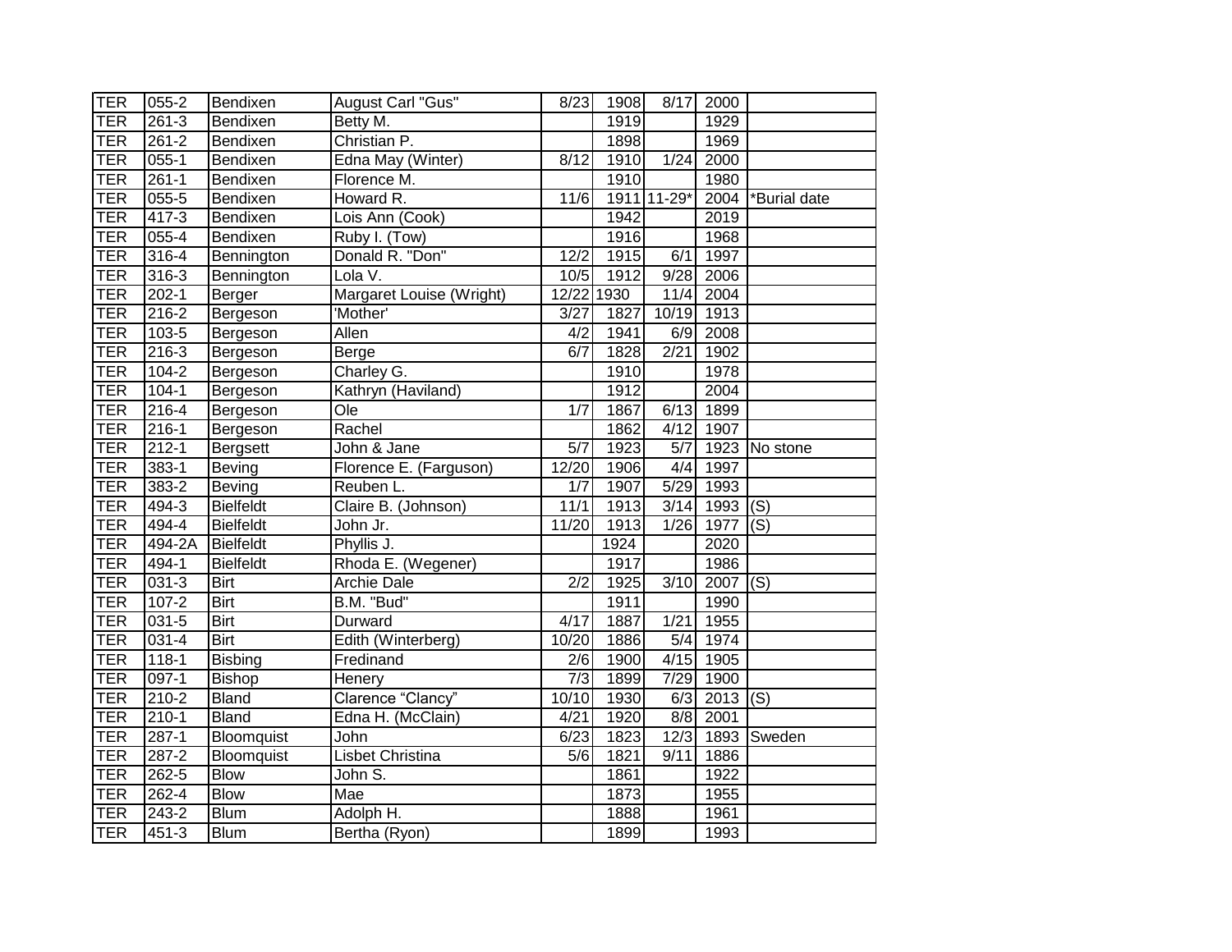| TER | 055-2 | Bendixen | August Carl "Gus" | 8/23 | 1908 | 8/17 | 2000 | |
|---|---|---|---|---|---|---|---|---|
| TER | 261-3 | Bendixen | Betty M. | | 1919 | | 1929 | |
| TER | 261-2 | Bendixen | Christian P. | | 1898 | | 1969 | |
| TER | 055-1 | Bendixen | Edna May (Winter) | 8/12 | 1910 | 1/24 | 2000 | |
| TER | 261-1 | Bendixen | Florence M. | | 1910 | | 1980 | |
| TER | 055-5 | Bendixen | Howard R. | 11/6 | 1911 | 11-29* | 2004 | *Burial date |
| TER | 417-3 | Bendixen | Lois Ann (Cook) | | 1942 | | 2019 | |
| TER | 055-4 | Bendixen | Ruby I. (Tow) | | 1916 | | 1968 | |
| TER | 316-4 | Bennington | Donald R. "Don" | 12/2 | 1915 | 6/1 | 1997 | |
| TER | 316-3 | Bennington | Lola V. | 10/5 | 1912 | 9/28 | 2006 | |
| TER | 202-1 | Berger | Margaret Louise (Wright) | 12/22 | 1930 | 11/4 | 2004 | |
| TER | 216-2 | Bergeson | 'Mother' | 3/27 | 1827 | 10/19 | 1913 | |
| TER | 103-5 | Bergeson | Allen | 4/2 | 1941 | 6/9 | 2008 | |
| TER | 216-3 | Bergeson | Berge | 6/7 | 1828 | 2/21 | 1902 | |
| TER | 104-2 | Bergeson | Charley G. | | 1910 | | 1978 | |
| TER | 104-1 | Bergeson | Kathryn (Haviland) | | 1912 | | 2004 | |
| TER | 216-4 | Bergeson | Ole | 1/7 | 1867 | 6/13 | 1899 | |
| TER | 216-1 | Bergeson | Rachel | | 1862 | 4/12 | 1907 | |
| TER | 212-1 | Bergsett | John & Jane | 5/7 | 1923 | 5/7 | 1923 | No stone |
| TER | 383-1 | Beving | Florence E. (Farguson) | 12/20 | 1906 | 4/4 | 1997 | |
| TER | 383-2 | Beving | Reuben L. | 1/7 | 1907 | 5/29 | 1993 | |
| TER | 494-3 | Bielfeldt | Claire B. (Johnson) | 11/1 | 1913 | 3/14 | 1993 | (S) |
| TER | 494-4 | Bielfeldt | John Jr. | 11/20 | 1913 | 1/26 | 1977 | (S) |
| TER | 494-2A | Bielfeldt | Phyllis J. | | 1924 | | 2020 | |
| TER | 494-1 | Bielfeldt | Rhoda E. (Wegener) | | 1917 | | 1986 | |
| TER | 031-3 | Birt | Archie Dale | 2/2 | 1925 | 3/10 | 2007 | (S) |
| TER | 107-2 | Birt | B.M. "Bud" | | 1911 | | 1990 | |
| TER | 031-5 | Birt | Durward | 4/17 | 1887 | 1/21 | 1955 | |
| TER | 031-4 | Birt | Edith (Winterberg) | 10/20 | 1886 | 5/4 | 1974 | |
| TER | 118-1 | Bisbing | Fredinand | 2/6 | 1900 | 4/15 | 1905 | |
| TER | 097-1 | Bishop | Henery | 7/3 | 1899 | 7/29 | 1900 | |
| TER | 210-2 | Bland | Clarence "Clancy" | 10/10 | 1930 | 6/3 | 2013 | (S) |
| TER | 210-1 | Bland | Edna H. (McClain) | 4/21 | 1920 | 8/8 | 2001 | |
| TER | 287-1 | Bloomquist | John | 6/23 | 1823 | 12/3 | 1893 | Sweden |
| TER | 287-2 | Bloomquist | Lisbet Christina | 5/6 | 1821 | 9/11 | 1886 | |
| TER | 262-5 | Blow | John S. | | 1861 | | 1922 | |
| TER | 262-4 | Blow | Mae | | 1873 | | 1955 | |
| TER | 243-2 | Blum | Adolph H. | | 1888 | | 1961 | |
| TER | 451-3 | Blum | Bertha (Ryon) | | 1899 | | 1993 | |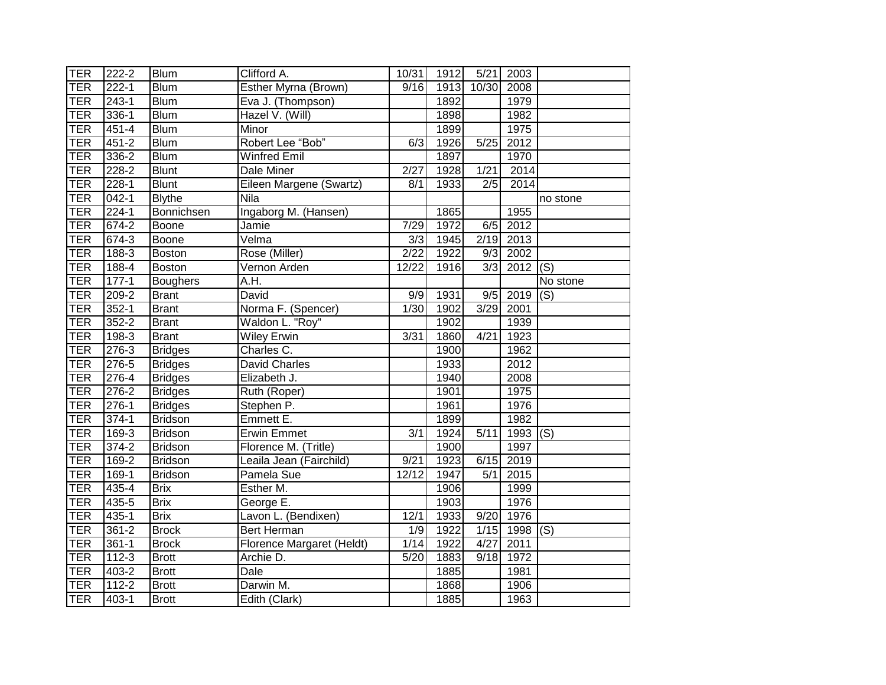| TER | 222-2 | Blum | Clifford A. | 10/31 | 1912 | 5/21 | 2003 | |
|---|---|---|---|---|---|---|---|---|
| TER | 222-1 | Blum | Esther Myrna (Brown) | 9/16 | 1913 | 10/30 | 2008 | |
| TER | 243-1 | Blum | Eva J. (Thompson) | | 1892 | | 1979 | |
| TER | 336-1 | Blum | Hazel V. (Will) | | 1898 | | 1982 | |
| TER | 451-4 | Blum | Minor | | 1899 | | 1975 | |
| TER | 451-2 | Blum | Robert Lee “Bob” | 6/3 | 1926 | 5/25 | 2012 | |
| TER | 336-2 | Blum | Winfred Emil | | 1897 | | 1970 | |
| TER | 228-2 | Blunt | Dale Miner | 2/27 | 1928 | 1/21 | 2014 | |
| TER | 228-1 | Blunt | Eileen Margene (Swartz) | 8/1 | 1933 | 2/5 | 2014 | |
| TER | 042-1 | Blythe | Nila | | | | | no stone |
| TER | 224-1 | Bonnichsen | Ingaborg M. (Hansen) | | 1865 | | 1955 | |
| TER | 674-2 | Boone | Jamie | 7/29 | 1972 | 6/5 | 2012 | |
| TER | 674-3 | Boone | Velma | 3/3 | 1945 | 2/19 | 2013 | |
| TER | 188-3 | Boston | Rose (Miller) | 2/22 | 1922 | 9/3 | 2002 | |
| TER | 188-4 | Boston | Vernon Arden | 12/22 | 1916 | 3/3 | 2012 | (S) |
| TER | 177-1 | Boughers | A.H. | | | | | No stone |
| TER | 209-2 | Brant | David | 9/9 | 1931 | 9/5 | 2019 | (S) |
| TER | 352-1 | Brant | Norma F. (Spencer) | 1/30 | 1902 | 3/29 | 2001 | |
| TER | 352-2 | Brant | Waldon L. "Roy" | | 1902 | | 1939 | |
| TER | 198-3 | Brant | Wiley Erwin | 3/31 | 1860 | 4/21 | 1923 | |
| TER | 276-3 | Bridges | Charles C. | | 1900 | | 1962 | |
| TER | 276-5 | Bridges | David Charles | | 1933 | | 2012 | |
| TER | 276-4 | Bridges | Elizabeth J. | | 1940 | | 2008 | |
| TER | 276-2 | Bridges | Ruth (Roper) | | 1901 | | 1975 | |
| TER | 276-1 | Bridges | Stephen P. | | 1961 | | 1976 | |
| TER | 374-1 | Bridson | Emmett E. | | 1899 | | 1982 | |
| TER | 169-3 | Bridson | Erwin Emmet | 3/1 | 1924 | 5/11 | 1993 | (S) |
| TER | 374-2 | Bridson | Florence M. (Tritle) | | 1900 | | 1997 | |
| TER | 169-2 | Bridson | Leaila Jean (Fairchild) | 9/21 | 1923 | 6/15 | 2019 | |
| TER | 169-1 | Bridson | Pamela Sue | 12/12 | 1947 | 5/1 | 2015 | |
| TER | 435-4 | Brix | Esther M. | | 1906 | | 1999 | |
| TER | 435-5 | Brix | George E. | | 1903 | | 1976 | |
| TER | 435-1 | Brix | Lavon L. (Bendixen) | 12/1 | 1933 | 9/20 | 1976 | |
| TER | 361-2 | Brock | Bert Herman | 1/9 | 1922 | 1/15 | 1998 | (S) |
| TER | 361-1 | Brock | Florence Margaret (Heldt) | 1/14 | 1922 | 4/27 | 2011 | |
| TER | 112-3 | Brott | Archie D. | 5/20 | 1883 | 9/18 | 1972 | |
| TER | 403-2 | Brott | Dale | | 1885 | | 1981 | |
| TER | 112-2 | Brott | Darwin M. | | 1868 | | 1906 | |
| TER | 403-1 | Brott | Edith (Clark) | | 1885 | | 1963 | |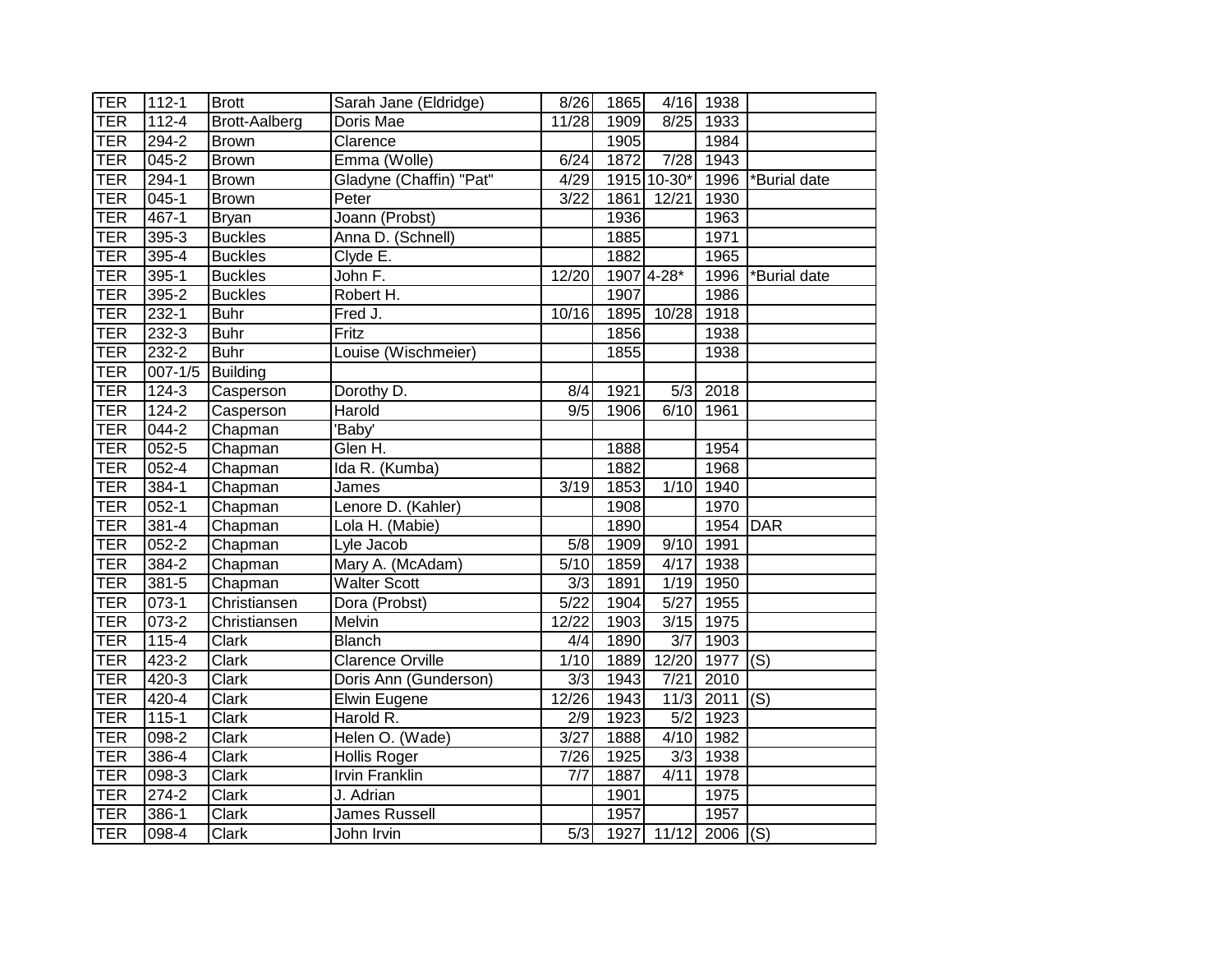| TER | 112-1 | Brott | Sarah Jane (Eldridge) | 8/26 | 1865 | 4/16 | 1938 | |
|---|---|---|---|---|---|---|---|---|
| TER | 112-4 | Brott-Aalberg | Doris Mae | 11/28 | 1909 | 8/25 | 1933 | |
| TER | 294-2 | Brown | Clarence | | 1905 | | 1984 | |
| TER | 045-2 | Brown | Emma (Wolle) | 6/24 | 1872 | 7/28 | 1943 | |
| TER | 294-1 | Brown | Gladyne (Chaffin) "Pat" | 4/29 | 1915 | 10-30* | 1996 | *Burial date |
| TER | 045-1 | Brown | Peter | 3/22 | 1861 | 12/21 | 1930 | |
| TER | 467-1 | Bryan | Joann (Probst) | | 1936 | | 1963 | |
| TER | 395-3 | Buckles | Anna D. (Schnell) | | 1885 | | 1971 | |
| TER | 395-4 | Buckles | Clyde E. | | 1882 | | 1965 | |
| TER | 395-1 | Buckles | John F. | 12/20 | 1907 | 4-28* | 1996 | *Burial date |
| TER | 395-2 | Buckles | Robert H. | | 1907 | | 1986 | |
| TER | 232-1 | Buhr | Fred J. | 10/16 | 1895 | 10/28 | 1918 | |
| TER | 232-3 | Buhr | Fritz | | 1856 | | 1938 | |
| TER | 232-2 | Buhr | Louise (Wischmeier) | | 1855 | | 1938 | |
| TER | 007-1/5 | Building | | | | | | |
| TER | 124-3 | Casperson | Dorothy D. | 8/4 | 1921 | 5/3 | 2018 | |
| TER | 124-2 | Casperson | Harold | 9/5 | 1906 | 6/10 | 1961 | |
| TER | 044-2 | Chapman | 'Baby' | | | | | |
| TER | 052-5 | Chapman | Glen H. | | 1888 | | 1954 | |
| TER | 052-4 | Chapman | Ida R. (Kumba) | | 1882 | | 1968 | |
| TER | 384-1 | Chapman | James | 3/19 | 1853 | 1/10 | 1940 | |
| TER | 052-1 | Chapman | Lenore D. (Kahler) | | 1908 | | 1970 | |
| TER | 381-4 | Chapman | Lola H. (Mabie) | | 1890 | | 1954 | DAR |
| TER | 052-2 | Chapman | Lyle Jacob | 5/8 | 1909 | 9/10 | 1991 | |
| TER | 384-2 | Chapman | Mary A. (McAdam) | 5/10 | 1859 | 4/17 | 1938 | |
| TER | 381-5 | Chapman | Walter Scott | 3/3 | 1891 | 1/19 | 1950 | |
| TER | 073-1 | Christiansen | Dora (Probst) | 5/22 | 1904 | 5/27 | 1955 | |
| TER | 073-2 | Christiansen | Melvin | 12/22 | 1903 | 3/15 | 1975 | |
| TER | 115-4 | Clark | Blanch | 4/4 | 1890 | 3/7 | 1903 | |
| TER | 423-2 | Clark | Clarence Orville | 1/10 | 1889 | 12/20 | 1977 | (S) |
| TER | 420-3 | Clark | Doris Ann (Gunderson) | 3/3 | 1943 | 7/21 | 2010 | |
| TER | 420-4 | Clark | Elwin Eugene | 12/26 | 1943 | 11/3 | 2011 | (S) |
| TER | 115-1 | Clark | Harold R. | 2/9 | 1923 | 5/2 | 1923 | |
| TER | 098-2 | Clark | Helen O. (Wade) | 3/27 | 1888 | 4/10 | 1982 | |
| TER | 386-4 | Clark | Hollis Roger | 7/26 | 1925 | 3/3 | 1938 | |
| TER | 098-3 | Clark | Irvin Franklin | 7/7 | 1887 | 4/11 | 1978 | |
| TER | 274-2 | Clark | J. Adrian | | 1901 | | 1975 | |
| TER | 386-1 | Clark | James Russell | | 1957 | | 1957 | |
| TER | 098-4 | Clark | John Irvin | 5/3 | 1927 | 11/12 | 2006 | (S) |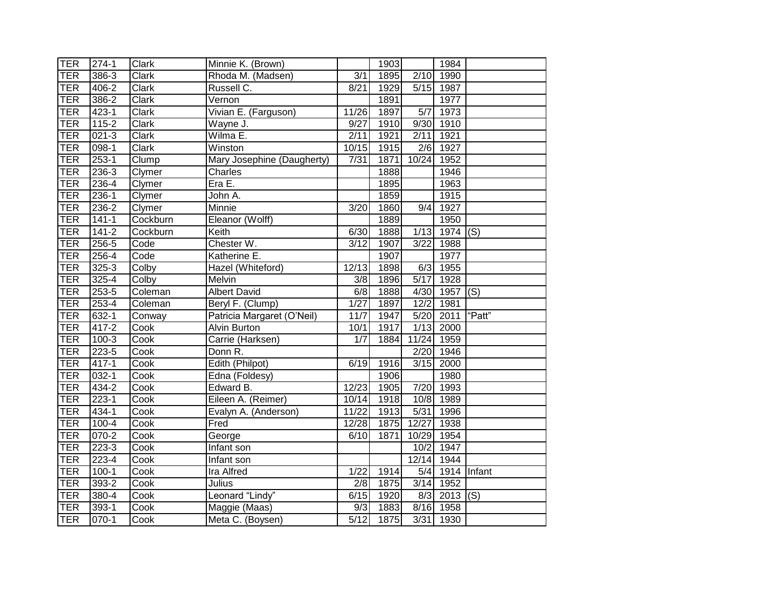| | | | | | | | | |
|---|---|---|---|---|---|---|---|---|
| TER | 274-1 | Clark | Minnie K. (Brown) | | 1903 | | 1984 | |
| TER | 386-3 | Clark | Rhoda M. (Madsen) | 3/1 | 1895 | 2/10 | 1990 | |
| TER | 406-2 | Clark | Russell C. | 8/21 | 1929 | 5/15 | 1987 | |
| TER | 386-2 | Clark | Vernon | | 1891 | | 1977 | |
| TER | 423-1 | Clark | Vivian E. (Farguson) | 11/26 | 1897 | 5/7 | 1973 | |
| TER | 115-2 | Clark | Wayne J. | 9/27 | 1910 | 9/30 | 1910 | |
| TER | 021-3 | Clark | Wilma E. | 2/11 | 1921 | 2/11 | 1921 | |
| TER | 098-1 | Clark | Winston | 10/15 | 1915 | 2/6 | 1927 | |
| TER | 253-1 | Clump | Mary Josephine (Daugherty) | 7/31 | 1871 | 10/24 | 1952 | |
| TER | 236-3 | Clymer | Charles | | 1888 | | 1946 | |
| TER | 236-4 | Clymer | Era E. | | 1895 | | 1963 | |
| TER | 236-1 | Clymer | John A. | | 1859 | | 1915 | |
| TER | 236-2 | Clymer | Minnie | 3/20 | 1860 | 9/4 | 1927 | |
| TER | 141-1 | Cockburn | Eleanor (Wolff) | | 1889 | | 1950 | |
| TER | 141-2 | Cockburn | Keith | 6/30 | 1888 | 1/13 | 1974 | (S) |
| TER | 256-5 | Code | Chester W. | 3/12 | 1907 | 3/22 | 1988 | |
| TER | 256-4 | Code | Katherine E. | | 1907 | | 1977 | |
| TER | 325-3 | Colby | Hazel (Whiteford) | 12/13 | 1898 | 6/3 | 1955 | |
| TER | 325-4 | Colby | Melvin | 3/8 | 1896 | 5/17 | 1928 | |
| TER | 253-5 | Coleman | Albert David | 6/8 | 1888 | 4/30 | 1957 | (S) |
| TER | 253-4 | Coleman | Beryl F. (Clump) | 1/27 | 1897 | 12/2 | 1981 | |
| TER | 632-1 | Conway | Patricia Margaret (O'Neil) | 11/7 | 1947 | 5/20 | 2011 | "Patt" |
| TER | 417-2 | Cook | Alvin Burton | 10/1 | 1917 | 1/13 | 2000 | |
| TER | 100-3 | Cook | Carrie (Harksen) | 1/7 | 1884 | 11/24 | 1959 | |
| TER | 223-5 | Cook | Donn R. | | | 2/20 | 1946 | |
| TER | 417-1 | Cook | Edith (Philpot) | 6/19 | 1916 | 3/15 | 2000 | |
| TER | 032-1 | Cook | Edna (Foldesy) | | 1906 | | 1980 | |
| TER | 434-2 | Cook | Edward B. | 12/23 | 1905 | 7/20 | 1993 | |
| TER | 223-1 | Cook | Eileen A. (Reimer) | 10/14 | 1918 | 10/8 | 1989 | |
| TER | 434-1 | Cook | Evalyn A. (Anderson) | 11/22 | 1913 | 5/31 | 1996 | |
| TER | 100-4 | Cook | Fred | 12/28 | 1875 | 12/27 | 1938 | |
| TER | 070-2 | Cook | George | 6/10 | 1871 | 10/29 | 1954 | |
| TER | 223-3 | Cook | Infant son | | | 10/2 | 1947 | |
| TER | 223-4 | Cook | Infant son | | | 12/14 | 1944 | |
| TER | 100-1 | Cook | Ira Alfred | 1/22 | 1914 | 5/4 | 1914 | Infant |
| TER | 393-2 | Cook | Julius | 2/8 | 1875 | 3/14 | 1952 | |
| TER | 380-4 | Cook | Leonard "Lindy" | 6/15 | 1920 | 8/3 | 2013 | (S) |
| TER | 393-1 | Cook | Maggie (Maas) | 9/3 | 1883 | 8/16 | 1958 | |
| TER | 070-1 | Cook | Meta C. (Boysen) | 5/12 | 1875 | 3/31 | 1930 | |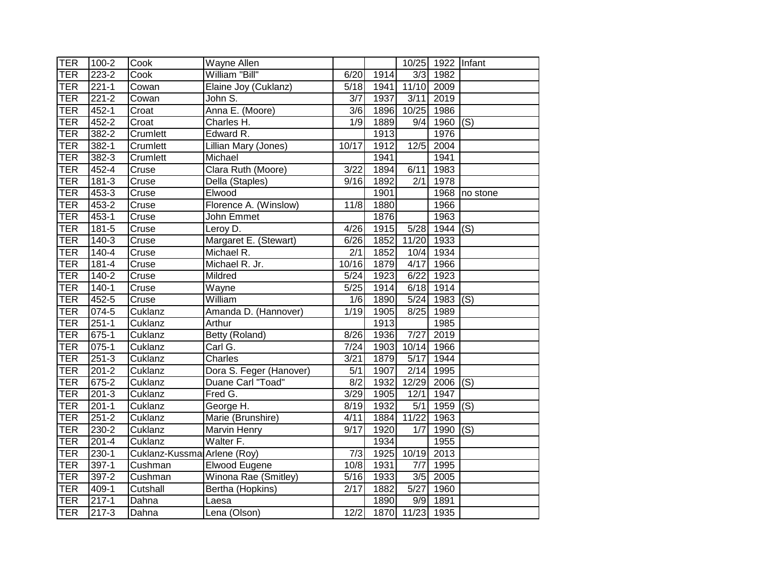| TER | 100-2 | Cook | Wayne Allen | | | 10/25 | 1922 | Infant |
|---|---|---|---|---|---|---|---|---|
| TER | 223-2 | Cook | William "Bill" | 6/20 | 1914 | 3/3 | 1982 | |
| TER | 221-1 | Cowan | Elaine Joy (Cuklanz) | 5/18 | 1941 | 11/10 | 2009 | |
| TER | 221-2 | Cowan | John S. | 3/7 | 1937 | 3/11 | 2019 | |
| TER | 452-1 | Croat | Anna E. (Moore) | 3/6 | 1896 | 10/25 | 1986 | |
| TER | 452-2 | Croat | Charles H. | 1/9 | 1889 | 9/4 | 1960 | (S) |
| TER | 382-2 | Crumlett | Edward R. | | 1913 | | 1976 | |
| TER | 382-1 | Crumlett | Lillian Mary (Jones) | 10/17 | 1912 | 12/5 | 2004 | |
| TER | 382-3 | Crumlett | Michael | | 1941 | | 1941 | |
| TER | 452-4 | Cruse | Clara Ruth (Moore) | 3/22 | 1894 | 6/11 | 1983 | |
| TER | 181-3 | Cruse | Della (Staples) | 9/16 | 1892 | 2/1 | 1978 | |
| TER | 453-3 | Cruse | Elwood | | 1901 | | 1968 | no stone |
| TER | 453-2 | Cruse | Florence A. (Winslow) | 11/8 | 1880 | | 1966 | |
| TER | 453-1 | Cruse | John Emmet | | 1876 | | 1963 | |
| TER | 181-5 | Cruse | Leroy D. | 4/26 | 1915 | 5/28 | 1944 | (S) |
| TER | 140-3 | Cruse | Margaret E. (Stewart) | 6/26 | 1852 | 11/20 | 1933 | |
| TER | 140-4 | Cruse | Michael R. | 2/1 | 1852 | 10/4 | 1934 | |
| TER | 181-4 | Cruse | Michael R. Jr. | 10/16 | 1879 | 4/17 | 1966 | |
| TER | 140-2 | Cruse | Mildred | 5/24 | 1923 | 6/22 | 1923 | |
| TER | 140-1 | Cruse | Wayne | 5/25 | 1914 | 6/18 | 1914 | |
| TER | 452-5 | Cruse | William | 1/6 | 1890 | 5/24 | 1983 | (S) |
| TER | 074-5 | Cuklanz | Amanda D. (Hannover) | 1/19 | 1905 | 8/25 | 1989 | |
| TER | 251-1 | Cuklanz | Arthur | | 1913 | | 1985 | |
| TER | 675-1 | Cuklanz | Betty (Roland) | 8/26 | 1936 | 7/27 | 2019 | |
| TER | 075-1 | Cuklanz | Carl G. | 7/24 | 1903 | 10/14 | 1966 | |
| TER | 251-3 | Cuklanz | Charles | 3/21 | 1879 | 5/17 | 1944 | |
| TER | 201-2 | Cuklanz | Dora S. Feger (Hanover) | 5/1 | 1907 | 2/14 | 1995 | |
| TER | 675-2 | Cuklanz | Duane Carl "Toad" | 8/2 | 1932 | 12/29 | 2006 | (S) |
| TER | 201-3 | Cuklanz | Fred G. | 3/29 | 1905 | 12/1 | 1947 | |
| TER | 201-1 | Cuklanz | George H. | 8/19 | 1932 | 5/1 | 1959 | (S) |
| TER | 251-2 | Cuklanz | Marie (Brunshire) | 4/11 | 1884 | 11/22 | 1963 | |
| TER | 230-2 | Cuklanz | Marvin Henry | 9/17 | 1920 | 1/7 | 1990 | (S) |
| TER | 201-4 | Cuklanz | Walter F. | | 1934 | | 1955 | |
| TER | 230-1 | Cuklanz-Kussma | Arlene (Roy) | 7/3 | 1925 | 10/19 | 2013 | |
| TER | 397-1 | Cushman | Elwood Eugene | 10/8 | 1931 | 7/7 | 1995 | |
| TER | 397-2 | Cushman | Winona Rae (Smitley) | 5/16 | 1933 | 3/5 | 2005 | |
| TER | 409-1 | Cutshall | Bertha (Hopkins) | 2/17 | 1882 | 5/27 | 1960 | |
| TER | 217-1 | Dahna | Laesa | | 1890 | 9/9 | 1891 | |
| TER | 217-3 | Dahna | Lena (Olson) | 12/2 | 1870 | 11/23 | 1935 | |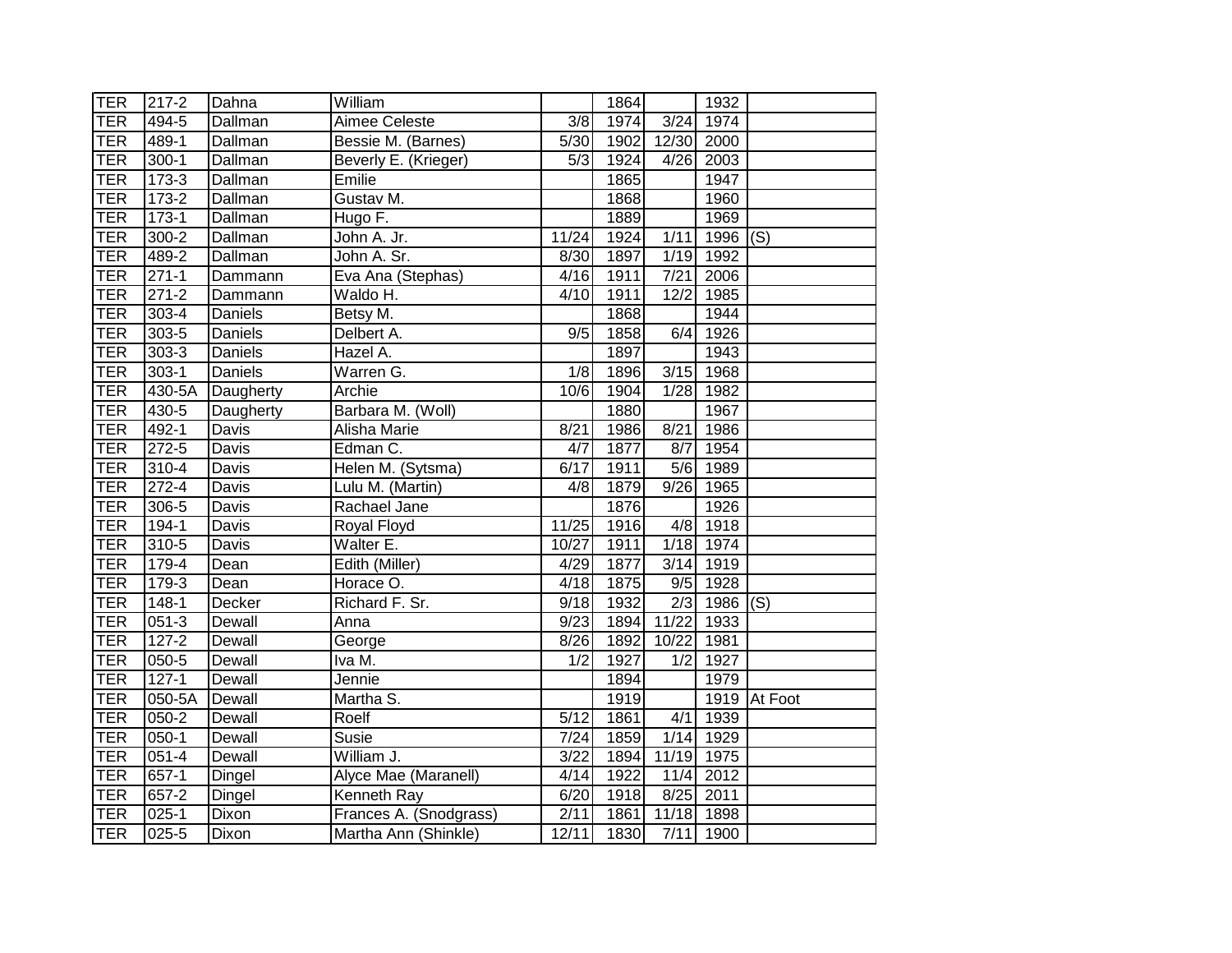| | | | | | | | | |
|---|---|---|---|---|---|---|---|---|
| TER | 217-2 | Dahna | William | | 1864 | | 1932 | |
| TER | 494-5 | Dallman | Aimee Celeste | 3/8 | 1974 | 3/24 | 1974 | |
| TER | 489-1 | Dallman | Bessie M. (Barnes) | 5/30 | 1902 | 12/30 | 2000 | |
| TER | 300-1 | Dallman | Beverly E. (Krieger) | 5/3 | 1924 | 4/26 | 2003 | |
| TER | 173-3 | Dallman | Emilie | | 1865 | | 1947 | |
| TER | 173-2 | Dallman | Gustav M. | | 1868 | | 1960 | |
| TER | 173-1 | Dallman | Hugo F. | | 1889 | | 1969 | |
| TER | 300-2 | Dallman | John A. Jr. | 11/24 | 1924 | 1/11 | 1996 | (S) |
| TER | 489-2 | Dallman | John A. Sr. | 8/30 | 1897 | 1/19 | 1992 | |
| TER | 271-1 | Dammann | Eva Ana (Stephas) | 4/16 | 1911 | 7/21 | 2006 | |
| TER | 271-2 | Dammann | Waldo H. | 4/10 | 1911 | 12/2 | 1985 | |
| TER | 303-4 | Daniels | Betsy M. | | 1868 | | 1944 | |
| TER | 303-5 | Daniels | Delbert A. | 9/5 | 1858 | 6/4 | 1926 | |
| TER | 303-3 | Daniels | Hazel A. | | 1897 | | 1943 | |
| TER | 303-1 | Daniels | Warren G. | 1/8 | 1896 | 3/15 | 1968 | |
| TER | 430-5A | Daugherty | Archie | 10/6 | 1904 | 1/28 | 1982 | |
| TER | 430-5 | Daugherty | Barbara M. (Woll) | | 1880 | | 1967 | |
| TER | 492-1 | Davis | Alisha Marie | 8/21 | 1986 | 8/21 | 1986 | |
| TER | 272-5 | Davis | Edman C. | 4/7 | 1877 | 8/7 | 1954 | |
| TER | 310-4 | Davis | Helen M. (Sytsma) | 6/17 | 1911 | 5/6 | 1989 | |
| TER | 272-4 | Davis | Lulu M. (Martin) | 4/8 | 1879 | 9/26 | 1965 | |
| TER | 306-5 | Davis | Rachael Jane | | 1876 | | 1926 | |
| TER | 194-1 | Davis | Royal Floyd | 11/25 | 1916 | 4/8 | 1918 | |
| TER | 310-5 | Davis | Walter E. | 10/27 | 1911 | 1/18 | 1974 | |
| TER | 179-4 | Dean | Edith (Miller) | 4/29 | 1877 | 3/14 | 1919 | |
| TER | 179-3 | Dean | Horace O. | 4/18 | 1875 | 9/5 | 1928 | |
| TER | 148-1 | Decker | Richard F. Sr. | 9/18 | 1932 | 2/3 | 1986 | (S) |
| TER | 051-3 | Dewall | Anna | 9/23 | 1894 | 11/22 | 1933 | |
| TER | 127-2 | Dewall | George | 8/26 | 1892 | 10/22 | 1981 | |
| TER | 050-5 | Dewall | Iva M. | 1/2 | 1927 | 1/2 | 1927 | |
| TER | 127-1 | Dewall | Jennie | | 1894 | | 1979 | |
| TER | 050-5A | Dewall | Martha S. | | 1919 | | 1919 | At Foot |
| TER | 050-2 | Dewall | Roelf | 5/12 | 1861 | 4/1 | 1939 | |
| TER | 050-1 | Dewall | Susie | 7/24 | 1859 | 1/14 | 1929 | |
| TER | 051-4 | Dewall | William J. | 3/22 | 1894 | 11/19 | 1975 | |
| TER | 657-1 | Dingel | Alyce Mae (Maranell) | 4/14 | 1922 | 11/4 | 2012 | |
| TER | 657-2 | Dingel | Kenneth Ray | 6/20 | 1918 | 8/25 | 2011 | |
| TER | 025-1 | Dixon | Frances A. (Snodgrass) | 2/11 | 1861 | 11/18 | 1898 | |
| TER | 025-5 | Dixon | Martha Ann (Shinkle) | 12/11 | 1830 | 7/11 | 1900 | |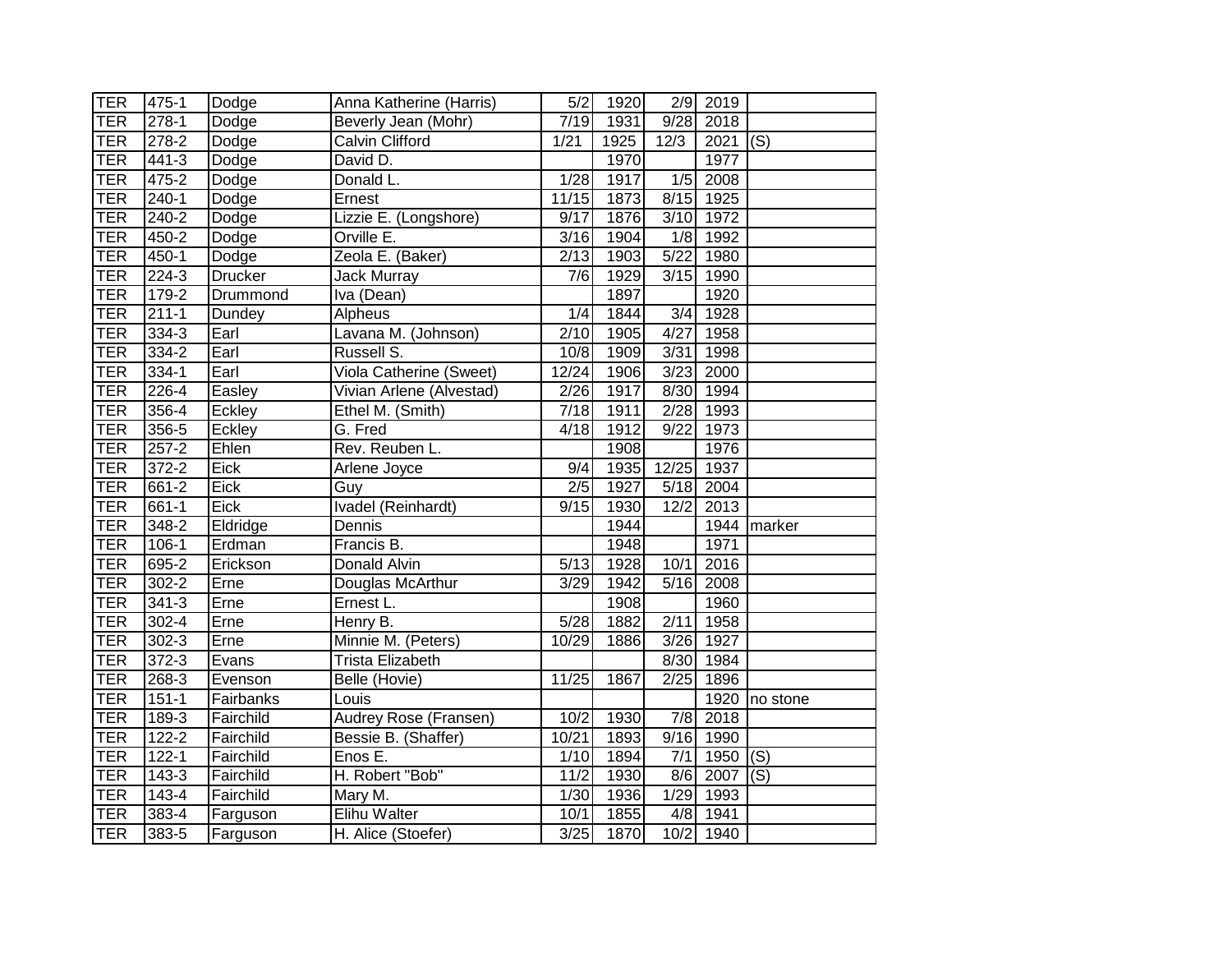| | | | | | | | | |
|---|---|---|---|---|---|---|---|---|
| TER | 475-1 | Dodge | Anna Katherine (Harris) | 5/2 | 1920 | 2/9 | 2019 | |
| TER | 278-1 | Dodge | Beverly Jean (Mohr) | 7/19 | 1931 | 9/28 | 2018 | |
| TER | 278-2 | Dodge | Calvin Clifford | 1/21 | 1925 | 12/3 | 2021 | (S) |
| TER | 441-3 | Dodge | David D. | | 1970 | | 1977 | |
| TER | 475-2 | Dodge | Donald L. | 1/28 | 1917 | 1/5 | 2008 | |
| TER | 240-1 | Dodge | Ernest | 11/15 | 1873 | 8/15 | 1925 | |
| TER | 240-2 | Dodge | Lizzie E. (Longshore) | 9/17 | 1876 | 3/10 | 1972 | |
| TER | 450-2 | Dodge | Orville E. | 3/16 | 1904 | 1/8 | 1992 | |
| TER | 450-1 | Dodge | Zeola E. (Baker) | 2/13 | 1903 | 5/22 | 1980 | |
| TER | 224-3 | Drucker | Jack Murray | 7/6 | 1929 | 3/15 | 1990 | |
| TER | 179-2 | Drummond | Iva (Dean) | | 1897 | | 1920 | |
| TER | 211-1 | Dundey | Alpheus | 1/4 | 1844 | 3/4 | 1928 | |
| TER | 334-3 | Earl | Lavana M. (Johnson) | 2/10 | 1905 | 4/27 | 1958 | |
| TER | 334-2 | Earl | Russell S. | 10/8 | 1909 | 3/31 | 1998 | |
| TER | 334-1 | Earl | Viola Catherine (Sweet) | 12/24 | 1906 | 3/23 | 2000 | |
| TER | 226-4 | Easley | Vivian Arlene (Alvestad) | 2/26 | 1917 | 8/30 | 1994 | |
| TER | 356-4 | Eckley | Ethel M. (Smith) | 7/18 | 1911 | 2/28 | 1993 | |
| TER | 356-5 | Eckley | G. Fred | 4/18 | 1912 | 9/22 | 1973 | |
| TER | 257-2 | Ehlen | Rev. Reuben L. | | 1908 | | 1976 | |
| TER | 372-2 | Eick | Arlene Joyce | 9/4 | 1935 | 12/25 | 1937 | |
| TER | 661-2 | Eick | Guy | 2/5 | 1927 | 5/18 | 2004 | |
| TER | 661-1 | Eick | Ivadel (Reinhardt) | 9/15 | 1930 | 12/2 | 2013 | |
| TER | 348-2 | Eldridge | Dennis | | 1944 | | 1944 | marker |
| TER | 106-1 | Erdman | Francis B. | | 1948 | | 1971 | |
| TER | 695-2 | Erickson | Donald Alvin | 5/13 | 1928 | 10/1 | 2016 | |
| TER | 302-2 | Erne | Douglas McArthur | 3/29 | 1942 | 5/16 | 2008 | |
| TER | 341-3 | Erne | Ernest L. | | 1908 | | 1960 | |
| TER | 302-4 | Erne | Henry B. | 5/28 | 1882 | 2/11 | 1958 | |
| TER | 302-3 | Erne | Minnie M. (Peters) | 10/29 | 1886 | 3/26 | 1927 | |
| TER | 372-3 | Evans | Trista Elizabeth | | | 8/30 | 1984 | |
| TER | 268-3 | Evenson | Belle (Hovie) | 11/25 | 1867 | 2/25 | 1896 | |
| TER | 151-1 | Fairbanks | Louis | | | | 1920 | no stone |
| TER | 189-3 | Fairchild | Audrey Rose (Fransen) | 10/2 | 1930 | 7/8 | 2018 | |
| TER | 122-2 | Fairchild | Bessie B. (Shaffer) | 10/21 | 1893 | 9/16 | 1990 | |
| TER | 122-1 | Fairchild | Enos E. | 1/10 | 1894 | 7/1 | 1950 | (S) |
| TER | 143-3 | Fairchild | H. Robert "Bob" | 11/2 | 1930 | 8/6 | 2007 | (S) |
| TER | 143-4 | Fairchild | Mary M. | 1/30 | 1936 | 1/29 | 1993 | |
| TER | 383-4 | Farguson | Elihu Walter | 10/1 | 1855 | 4/8 | 1941 | |
| TER | 383-5 | Farguson | H. Alice (Stoefer) | 3/25 | 1870 | 10/2 | 1940 | |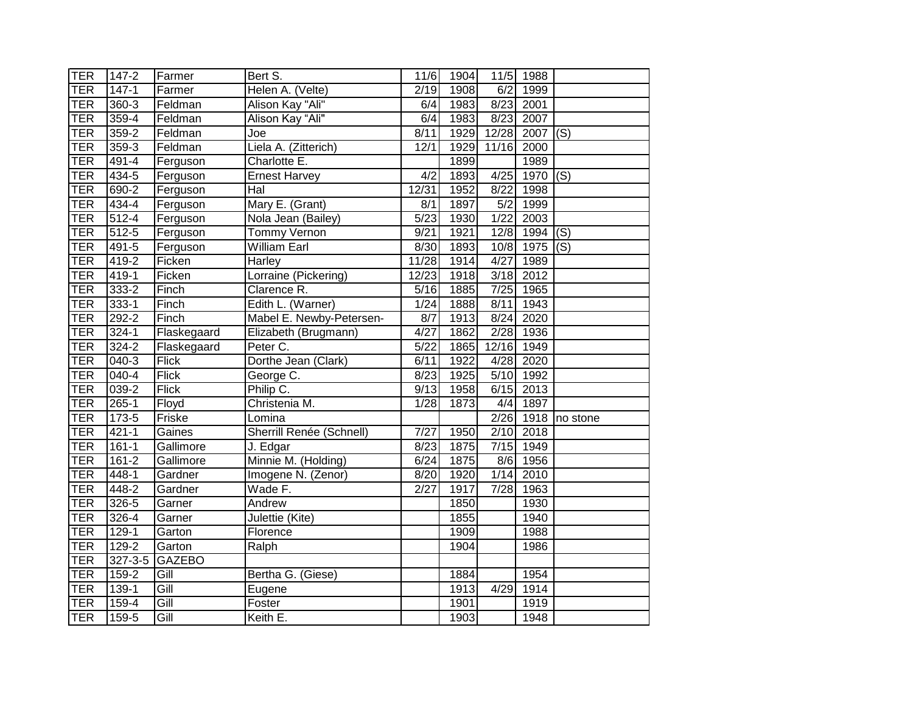| TER | 147-2 | Farmer | Bert S. | 11/6 | 1904 | 11/5 | 1988 | |
|---|---|---|---|---|---|---|---|---|
| TER | 147-1 | Farmer | Helen A. (Velte) | 2/19 | 1908 | 6/2 | 1999 | |
| TER | 360-3 | Feldman | Alison Kay "Ali" | 6/4 | 1983 | 8/23 | 2001 | |
| TER | 359-4 | Feldman | Alison Kay “Ali" | 6/4 | 1983 | 8/23 | 2007 | |
| TER | 359-2 | Feldman | Joe | 8/11 | 1929 | 12/28 | 2007 | (S) |
| TER | 359-3 | Feldman | Liela A. (Zitterich) | 12/1 | 1929 | 11/16 | 2000 | |
| TER | 491-4 | Ferguson | Charlotte E. | | 1899 | | 1989 | |
| TER | 434-5 | Ferguson | Ernest Harvey | 4/2 | 1893 | 4/25 | 1970 | (S) |
| TER | 690-2 | Ferguson | Hal | 12/31 | 1952 | 8/22 | 1998 | |
| TER | 434-4 | Ferguson | Mary E. (Grant) | 8/1 | 1897 | 5/2 | 1999 | |
| TER | 512-4 | Ferguson | Nola Jean (Bailey) | 5/23 | 1930 | 1/22 | 2003 | |
| TER | 512-5 | Ferguson | Tommy Vernon | 9/21 | 1921 | 12/8 | 1994 | (S) |
| TER | 491-5 | Ferguson | William Earl | 8/30 | 1893 | 10/8 | 1975 | (S) |
| TER | 419-2 | Ficken | Harley | 11/28 | 1914 | 4/27 | 1989 | |
| TER | 419-1 | Ficken | Lorraine (Pickering) | 12/23 | 1918 | 3/18 | 2012 | |
| TER | 333-2 | Finch | Clarence R. | 5/16 | 1885 | 7/25 | 1965 | |
| TER | 333-1 | Finch | Edith L. (Warner) | 1/24 | 1888 | 8/11 | 1943 | |
| TER | 292-2 | Finch | Mabel E. Newby-Petersen- | 8/7 | 1913 | 8/24 | 2020 | |
| TER | 324-1 | Flaskegaard | Elizabeth (Brugmann) | 4/27 | 1862 | 2/28 | 1936 | |
| TER | 324-2 | Flaskegaard | Peter C. | 5/22 | 1865 | 12/16 | 1949 | |
| TER | 040-3 | Flick | Dorthe Jean (Clark) | 6/11 | 1922 | 4/28 | 2020 | |
| TER | 040-4 | Flick | George C. | 8/23 | 1925 | 5/10 | 1992 | |
| TER | 039-2 | Flick | Philip C. | 9/13 | 1958 | 6/15 | 2013 | |
| TER | 265-1 | Floyd | Christenia M. | 1/28 | 1873 | 4/4 | 1897 | |
| TER | 173-5 | Friske | Lomina | | | 2/26 | 1918 | no stone |
| TER | 421-1 | Gaines | Sherrill Renée (Schnell) | 7/27 | 1950 | 2/10 | 2018 | |
| TER | 161-1 | Gallimore | J. Edgar | 8/23 | 1875 | 7/15 | 1949 | |
| TER | 161-2 | Gallimore | Minnie M. (Holding) | 6/24 | 1875 | 8/6 | 1956 | |
| TER | 448-1 | Gardner | Imogene N. (Zenor) | 8/20 | 1920 | 1/14 | 2010 | |
| TER | 448-2 | Gardner | Wade F. | 2/27 | 1917 | 7/28 | 1963 | |
| TER | 326-5 | Garner | Andrew | | 1850 | | 1930 | |
| TER | 326-4 | Garner | Julettie (Kite) | | 1855 | | 1940 | |
| TER | 129-1 | Garton | Florence | | 1909 | | 1988 | |
| TER | 129-2 | Garton | Ralph | | 1904 | | 1986 | |
| TER | 327-3-5 | GAZEBO | | | | | | |
| TER | 159-2 | Gill | Bertha G. (Giese) | | 1884 | | 1954 | |
| TER | 139-1 | Gill | Eugene | | 1913 | 4/29 | 1914 | |
| TER | 159-4 | Gill | Foster | | 1901 | | 1919 | |
| TER | 159-5 | Gill | Keith E. | | 1903 | | 1948 | |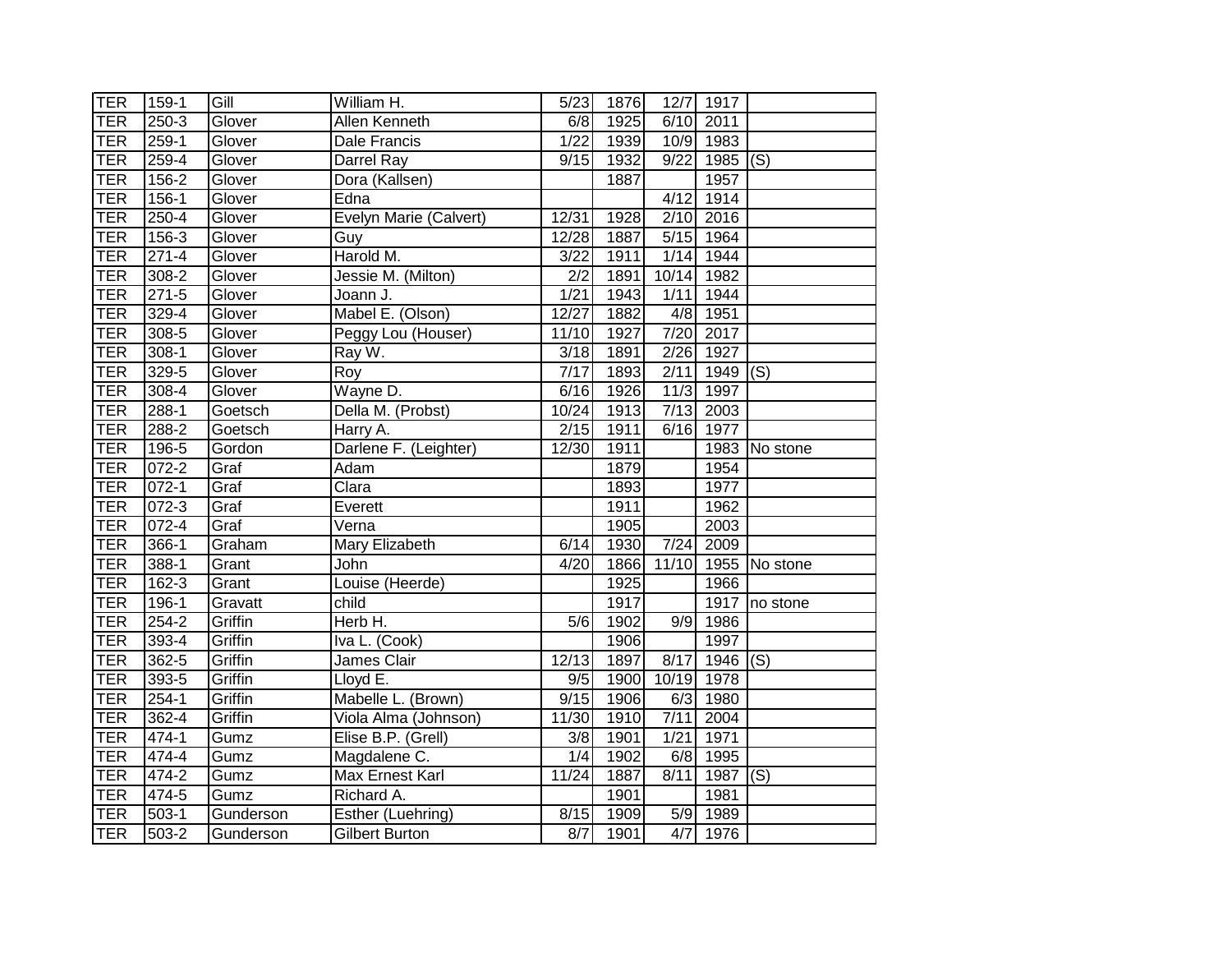| TER | 159-1 | Gill | William H. | 5/23 | 1876 | 12/7 | 1917 | |
|---|---|---|---|---|---|---|---|---|
| TER | 250-3 | Glover | Allen Kenneth | 6/8 | 1925 | 6/10 | 2011 | |
| TER | 259-1 | Glover | Dale Francis | 1/22 | 1939 | 10/9 | 1983 | |
| TER | 259-4 | Glover | Darrel Ray | 9/15 | 1932 | 9/22 | 1985 | (S) |
| TER | 156-2 | Glover | Dora (Kallsen) | | 1887 | | 1957 | |
| TER | 156-1 | Glover | Edna | | | 4/12 | 1914 | |
| TER | 250-4 | Glover | Evelyn Marie (Calvert) | 12/31 | 1928 | 2/10 | 2016 | |
| TER | 156-3 | Glover | Guy | 12/28 | 1887 | 5/15 | 1964 | |
| TER | 271-4 | Glover | Harold M. | 3/22 | 1911 | 1/14 | 1944 | |
| TER | 308-2 | Glover | Jessie M. (Milton) | 2/2 | 1891 | 10/14 | 1982 | |
| TER | 271-5 | Glover | Joann J. | 1/21 | 1943 | 1/11 | 1944 | |
| TER | 329-4 | Glover | Mabel E. (Olson) | 12/27 | 1882 | 4/8 | 1951 | |
| TER | 308-5 | Glover | Peggy Lou (Houser) | 11/10 | 1927 | 7/20 | 2017 | |
| TER | 308-1 | Glover | Ray W. | 3/18 | 1891 | 2/26 | 1927 | |
| TER | 329-5 | Glover | Roy | 7/17 | 1893 | 2/11 | 1949 | (S) |
| TER | 308-4 | Glover | Wayne D. | 6/16 | 1926 | 11/3 | 1997 | |
| TER | 288-1 | Goetsch | Della M. (Probst) | 10/24 | 1913 | 7/13 | 2003 | |
| TER | 288-2 | Goetsch | Harry A. | 2/15 | 1911 | 6/16 | 1977 | |
| TER | 196-5 | Gordon | Darlene F. (Leighter) | 12/30 | 1911 | | 1983 | No stone |
| TER | 072-2 | Graf | Adam | | 1879 | | 1954 | |
| TER | 072-1 | Graf | Clara | | 1893 | | 1977 | |
| TER | 072-3 | Graf | Everett | | 1911 | | 1962 | |
| TER | 072-4 | Graf | Verna | | 1905 | | 2003 | |
| TER | 366-1 | Graham | Mary Elizabeth | 6/14 | 1930 | 7/24 | 2009 | |
| TER | 388-1 | Grant | John | 4/20 | 1866 | 11/10 | 1955 | No stone |
| TER | 162-3 | Grant | Louise (Heerde) | | 1925 | | 1966 | |
| TER | 196-1 | Gravatt | child | | 1917 | | 1917 | no stone |
| TER | 254-2 | Griffin | Herb H. | 5/6 | 1902 | 9/9 | 1986 | |
| TER | 393-4 | Griffin | Iva L. (Cook) | | 1906 | | 1997 | |
| TER | 362-5 | Griffin | James Clair | 12/13 | 1897 | 8/17 | 1946 | (S) |
| TER | 393-5 | Griffin | Lloyd E. | 9/5 | 1900 | 10/19 | 1978 | |
| TER | 254-1 | Griffin | Mabelle L. (Brown) | 9/15 | 1906 | 6/3 | 1980 | |
| TER | 362-4 | Griffin | Viola Alma (Johnson) | 11/30 | 1910 | 7/11 | 2004 | |
| TER | 474-1 | Gumz | Elise B.P. (Grell) | 3/8 | 1901 | 1/21 | 1971 | |
| TER | 474-4 | Gumz | Magdalene C. | 1/4 | 1902 | 6/8 | 1995 | |
| TER | 474-2 | Gumz | Max Ernest Karl | 11/24 | 1887 | 8/11 | 1987 | (S) |
| TER | 474-5 | Gumz | Richard A. | | 1901 | | 1981 | |
| TER | 503-1 | Gunderson | Esther (Luehring) | 8/15 | 1909 | 5/9 | 1989 | |
| TER | 503-2 | Gunderson | Gilbert Burton | 8/7 | 1901 | 4/7 | 1976 | |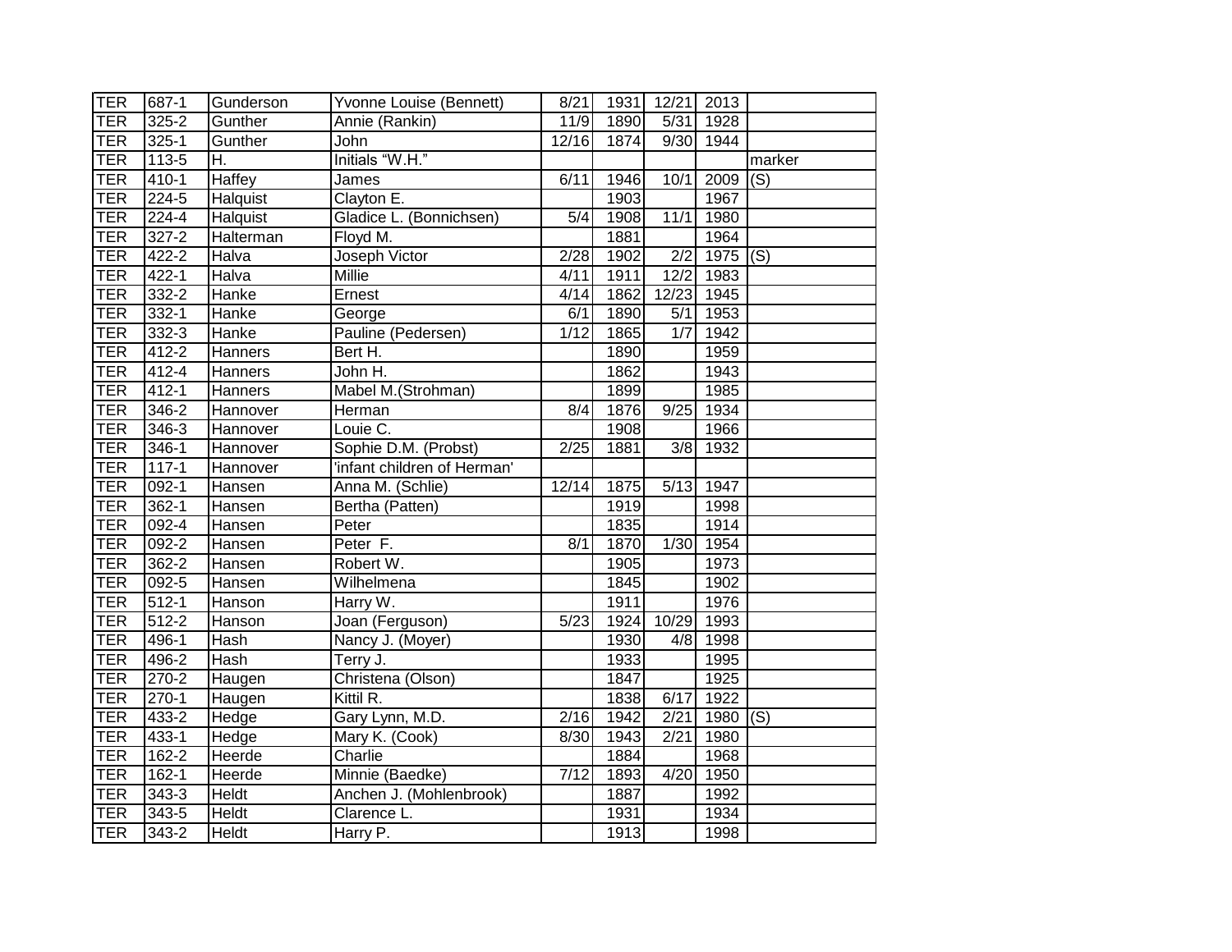| | | | | | | | | |
|---|---|---|---|---|---|---|---|---|
| TER | 687-1 | Gunderson | Yvonne Louise (Bennett) | 8/21 | 1931 | 12/21 | 2013 | |
| TER | 325-2 | Gunther | Annie (Rankin) | 11/9 | 1890 | 5/31 | 1928 | |
| TER | 325-1 | Gunther | John | 12/16 | 1874 | 9/30 | 1944 | |
| TER | 113-5 | H. | Initials “W.H.” | | | | | marker |
| TER | 410-1 | Haffey | James | 6/11 | 1946 | 10/1 | 2009 | (S) |
| TER | 224-5 | Halquist | Clayton E. | | 1903 | | 1967 | |
| TER | 224-4 | Halquist | Gladice L. (Bonnichsen) | 5/4 | 1908 | 11/1 | 1980 | |
| TER | 327-2 | Halterman | Floyd M. | | 1881 | | 1964 | |
| TER | 422-2 | Halva | Joseph Victor | 2/28 | 1902 | 2/2 | 1975 | (S) |
| TER | 422-1 | Halva | Millie | 4/11 | 1911 | 12/2 | 1983 | |
| TER | 332-2 | Hanke | Ernest | 4/14 | 1862 | 12/23 | 1945 | |
| TER | 332-1 | Hanke | George | 6/1 | 1890 | 5/1 | 1953 | |
| TER | 332-3 | Hanke | Pauline (Pedersen) | 1/12 | 1865 | 1/7 | 1942 | |
| TER | 412-2 | Hanners | Bert H. | | 1890 | | 1959 | |
| TER | 412-4 | Hanners | John H. | | 1862 | | 1943 | |
| TER | 412-1 | Hanners | Mabel M.(Strohman) | | 1899 | | 1985 | |
| TER | 346-2 | Hannover | Herman | 8/4 | 1876 | 9/25 | 1934 | |
| TER | 346-3 | Hannover | Louie C. | | 1908 | | 1966 | |
| TER | 346-1 | Hannover | Sophie D.M. (Probst) | 2/25 | 1881 | 3/8 | 1932 | |
| TER | 117-1 | Hannover | 'infant children of Herman' | | | | | |
| TER | 092-1 | Hansen | Anna M. (Schlie) | 12/14 | 1875 | 5/13 | 1947 | |
| TER | 362-1 | Hansen | Bertha (Patten) | | 1919 | | 1998 | |
| TER | 092-4 | Hansen | Peter | | 1835 | | 1914 | |
| TER | 092-2 | Hansen | Peter F. | 8/1 | 1870 | 1/30 | 1954 | |
| TER | 362-2 | Hansen | Robert W. | | 1905 | | 1973 | |
| TER | 092-5 | Hansen | Wilhelmena | | 1845 | | 1902 | |
| TER | 512-1 | Hanson | Harry W. | | 1911 | | 1976 | |
| TER | 512-2 | Hanson | Joan (Ferguson) | 5/23 | 1924 | 10/29 | 1993 | |
| TER | 496-1 | Hash | Nancy J. (Moyer) | | 1930 | 4/8 | 1998 | |
| TER | 496-2 | Hash | Terry J. | | 1933 | | 1995 | |
| TER | 270-2 | Haugen | Christena (Olson) | | 1847 | | 1925 | |
| TER | 270-1 | Haugen | Kittil R. | | 1838 | 6/17 | 1922 | |
| TER | 433-2 | Hedge | Gary Lynn, M.D. | 2/16 | 1942 | 2/21 | 1980 | (S) |
| TER | 433-1 | Hedge | Mary K. (Cook) | 8/30 | 1943 | 2/21 | 1980 | |
| TER | 162-2 | Heerde | Charlie | | 1884 | | 1968 | |
| TER | 162-1 | Heerde | Minnie (Baedke) | 7/12 | 1893 | 4/20 | 1950 | |
| TER | 343-3 | Heldt | Anchen J. (Mohlenbrook) | | 1887 | | 1992 | |
| TER | 343-5 | Heldt | Clarence L. | | 1931 | | 1934 | |
| TER | 343-2 | Heldt | Harry P. | | 1913 | | 1998 | |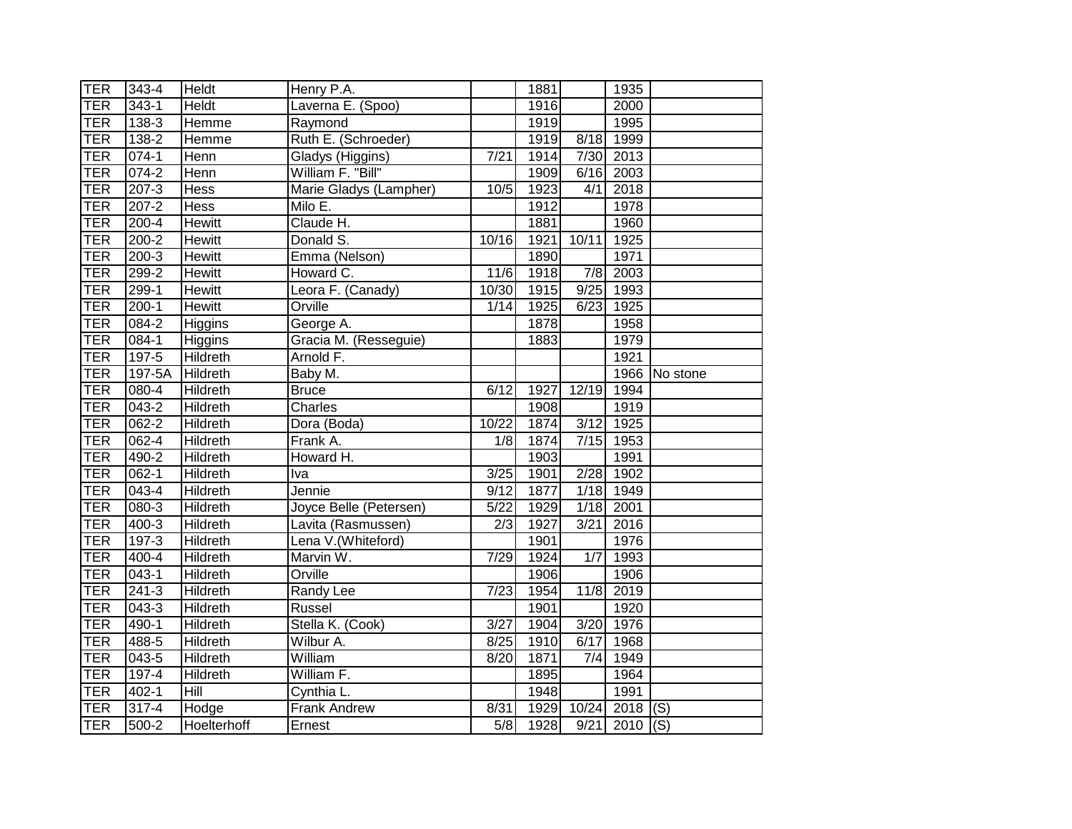| TER | 343-4 | Heldt | Henry P.A. | | 1881 | | 1935 | |
|---|---|---|---|---|---|---|---|---|
| TER | 343-1 | Heldt | Laverna E. (Spoo) | | 1916 | | 2000 | |
| TER | 138-3 | Hemme | Raymond | | 1919 | | 1995 | |
| TER | 138-2 | Hemme | Ruth E. (Schroeder) | | 1919 | 8/18 | 1999 | |
| TER | 074-1 | Henn | Gladys (Higgins) | 7/21 | 1914 | 7/30 | 2013 | |
| TER | 074-2 | Henn | William F. "Bill" | | 1909 | 6/16 | 2003 | |
| TER | 207-3 | Hess | Marie Gladys (Lampher) | 10/5 | 1923 | 4/1 | 2018 | |
| TER | 207-2 | Hess | Milo E. | | 1912 | | 1978 | |
| TER | 200-4 | Hewitt | Claude H. | | 1881 | | 1960 | |
| TER | 200-2 | Hewitt | Donald S. | 10/16 | 1921 | 10/11 | 1925 | |
| TER | 200-3 | Hewitt | Emma (Nelson) | | 1890 | | 1971 | |
| TER | 299-2 | Hewitt | Howard C. | 11/6 | 1918 | 7/8 | 2003 | |
| TER | 299-1 | Hewitt | Leora F. (Canady) | 10/30 | 1915 | 9/25 | 1993 | |
| TER | 200-1 | Hewitt | Orville | 1/14 | 1925 | 6/23 | 1925 | |
| TER | 084-2 | Higgins | George A. | | 1878 | | 1958 | |
| TER | 084-1 | Higgins | Gracia M. (Resseguie) | | 1883 | | 1979 | |
| TER | 197-5 | Hildreth | Arnold F. | | | | 1921 | |
| TER | 197-5A | Hildreth | Baby M. | | | | 1966 | No stone |
| TER | 080-4 | Hildreth | Bruce | 6/12 | 1927 | 12/19 | 1994 | |
| TER | 043-2 | Hildreth | Charles | | 1908 | | 1919 | |
| TER | 062-2 | Hildreth | Dora (Boda) | 10/22 | 1874 | 3/12 | 1925 | |
| TER | 062-4 | Hildreth | Frank A. | 1/8 | 1874 | 7/15 | 1953 | |
| TER | 490-2 | Hildreth | Howard H. | | 1903 | | 1991 | |
| TER | 062-1 | Hildreth | Iva | 3/25 | 1901 | 2/28 | 1902 | |
| TER | 043-4 | Hildreth | Jennie | 9/12 | 1877 | 1/18 | 1949 | |
| TER | 080-3 | Hildreth | Joyce Belle (Petersen) | 5/22 | 1929 | 1/18 | 2001 | |
| TER | 400-3 | Hildreth | Lavita (Rasmussen) | 2/3 | 1927 | 3/21 | 2016 | |
| TER | 197-3 | Hildreth | Lena V.(Whiteford) | | 1901 | | 1976 | |
| TER | 400-4 | Hildreth | Marvin W. | 7/29 | 1924 | 1/7 | 1993 | |
| TER | 043-1 | Hildreth | Orville | | 1906 | | 1906 | |
| TER | 241-3 | Hildreth | Randy Lee | 7/23 | 1954 | 11/8 | 2019 | |
| TER | 043-3 | Hildreth | Russel | | 1901 | | 1920 | |
| TER | 490-1 | Hildreth | Stella K. (Cook) | 3/27 | 1904 | 3/20 | 1976 | |
| TER | 488-5 | Hildreth | Wilbur A. | 8/25 | 1910 | 6/17 | 1968 | |
| TER | 043-5 | Hildreth | William | 8/20 | 1871 | 7/4 | 1949 | |
| TER | 197-4 | Hildreth | William F. | | 1895 | | 1964 | |
| TER | 402-1 | Hill | Cynthia L. | | 1948 | | 1991 | |
| TER | 317-4 | Hodge | Frank Andrew | 8/31 | 1929 | 10/24 | 2018 | (S) |
| TER | 500-2 | Hoelterhoff | Ernest | 5/8 | 1928 | 9/21 | 2010 | (S) |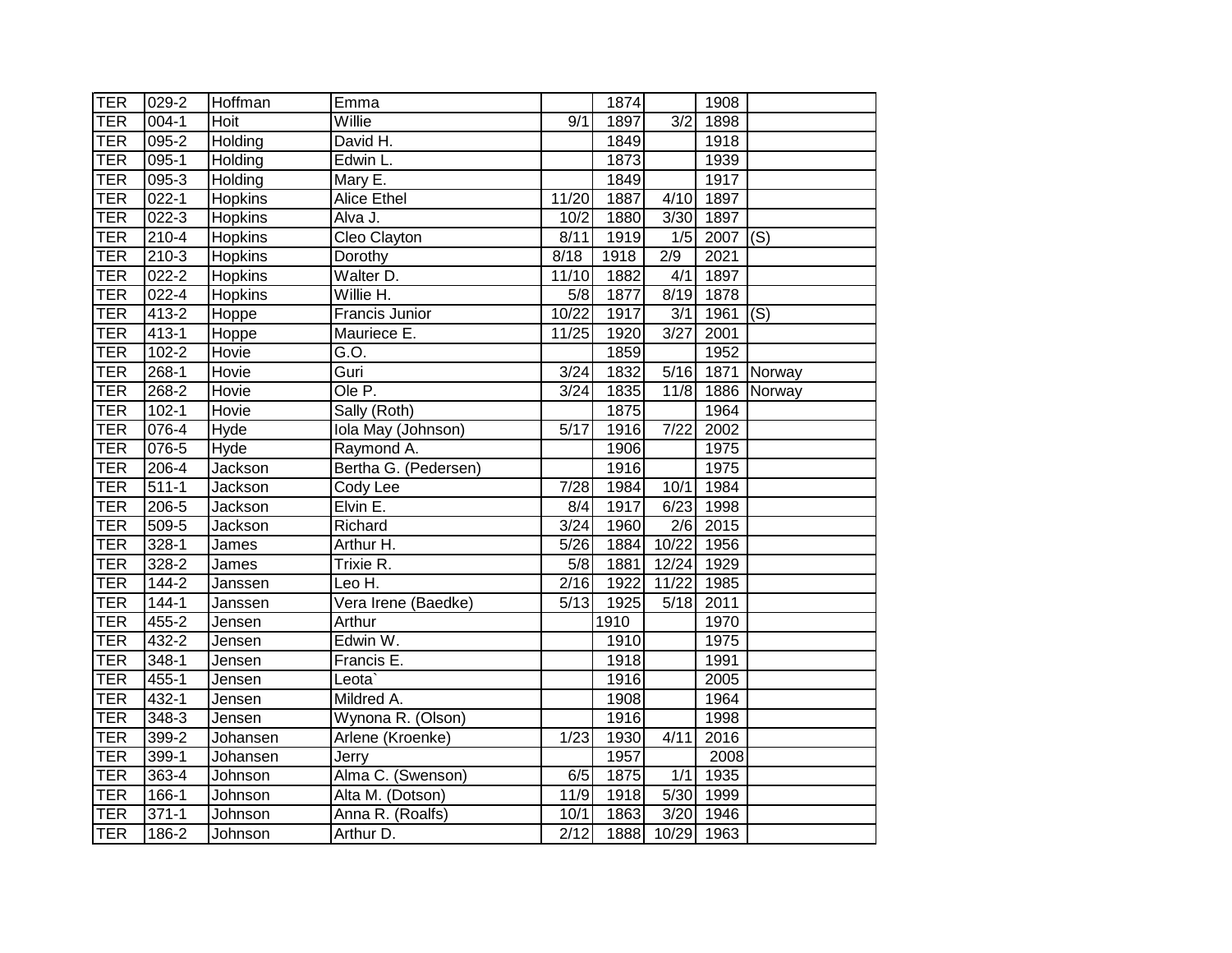| | | | | | | | | |
|---|---|---|---|---|---|---|---|---|
| TER | 029-2 | Hoffman | Emma | | 1874 | | 1908 | |
| TER | 004-1 | Hoit | Willie | 9/1 | 1897 | 3/2 | 1898 | |
| TER | 095-2 | Holding | David H. | | 1849 | | 1918 | |
| TER | 095-1 | Holding | Edwin L. | | 1873 | | 1939 | |
| TER | 095-3 | Holding | Mary E. | | 1849 | | 1917 | |
| TER | 022-1 | Hopkins | Alice Ethel | 11/20 | 1887 | 4/10 | 1897 | |
| TER | 022-3 | Hopkins | Alva J. | 10/2 | 1880 | 3/30 | 1897 | |
| TER | 210-4 | Hopkins | Cleo Clayton | 8/11 | 1919 | 1/5 | 2007 | (S) |
| TER | 210-3 | Hopkins | Dorothy | 8/18 | 1918 | 2/9 | 2021 | |
| TER | 022-2 | Hopkins | Walter D. | 11/10 | 1882 | 4/1 | 1897 | |
| TER | 022-4 | Hopkins | Willie H. | 5/8 | 1877 | 8/19 | 1878 | |
| TER | 413-2 | Hoppe | Francis Junior | 10/22 | 1917 | 3/1 | 1961 | (S) |
| TER | 413-1 | Hoppe | Mauriece E. | 11/25 | 1920 | 3/27 | 2001 | |
| TER | 102-2 | Hovie | G.O. | | 1859 | | 1952 | |
| TER | 268-1 | Hovie | Guri | 3/24 | 1832 | 5/16 | 1871 | Norway |
| TER | 268-2 | Hovie | Ole P. | 3/24 | 1835 | 11/8 | 1886 | Norway |
| TER | 102-1 | Hovie | Sally (Roth) | | 1875 | | 1964 | |
| TER | 076-4 | Hyde | Iola May (Johnson) | 5/17 | 1916 | 7/22 | 2002 | |
| TER | 076-5 | Hyde | Raymond A. | | 1906 | | 1975 | |
| TER | 206-4 | Jackson | Bertha G. (Pedersen) | | 1916 | | 1975 | |
| TER | 511-1 | Jackson | Cody Lee | 7/28 | 1984 | 10/1 | 1984 | |
| TER | 206-5 | Jackson | Elvin E. | 8/4 | 1917 | 6/23 | 1998 | |
| TER | 509-5 | Jackson | Richard | 3/24 | 1960 | 2/6 | 2015 | |
| TER | 328-1 | James | Arthur H. | 5/26 | 1884 | 10/22 | 1956 | |
| TER | 328-2 | James | Trixie R. | 5/8 | 1881 | 12/24 | 1929 | |
| TER | 144-2 | Janssen | Leo H. | 2/16 | 1922 | 11/22 | 1985 | |
| TER | 144-1 | Janssen | Vera Irene (Baedke) | 5/13 | 1925 | 5/18 | 2011 | |
| TER | 455-2 | Jensen | Arthur | | 1910 | | 1970 | |
| TER | 432-2 | Jensen | Edwin W. | | 1910 | | 1975 | |
| TER | 348-1 | Jensen | Francis E. | | 1918 | | 1991 | |
| TER | 455-1 | Jensen | Leota` | | 1916 | | 2005 | |
| TER | 432-1 | Jensen | Mildred A. | | 1908 | | 1964 | |
| TER | 348-3 | Jensen | Wynona R. (Olson) | | 1916 | | 1998 | |
| TER | 399-2 | Johansen | Arlene (Kroenke) | 1/23 | 1930 | 4/11 | 2016 | |
| TER | 399-1 | Johansen | Jerry | | 1957 | | 2008 | |
| TER | 363-4 | Johnson | Alma C. (Swenson) | 6/5 | 1875 | 1/1 | 1935 | |
| TER | 166-1 | Johnson | Alta M. (Dotson) | 11/9 | 1918 | 5/30 | 1999 | |
| TER | 371-1 | Johnson | Anna R. (Roalfs) | 10/1 | 1863 | 3/20 | 1946 | |
| TER | 186-2 | Johnson | Arthur D. | 2/12 | 1888 | 10/29 | 1963 | |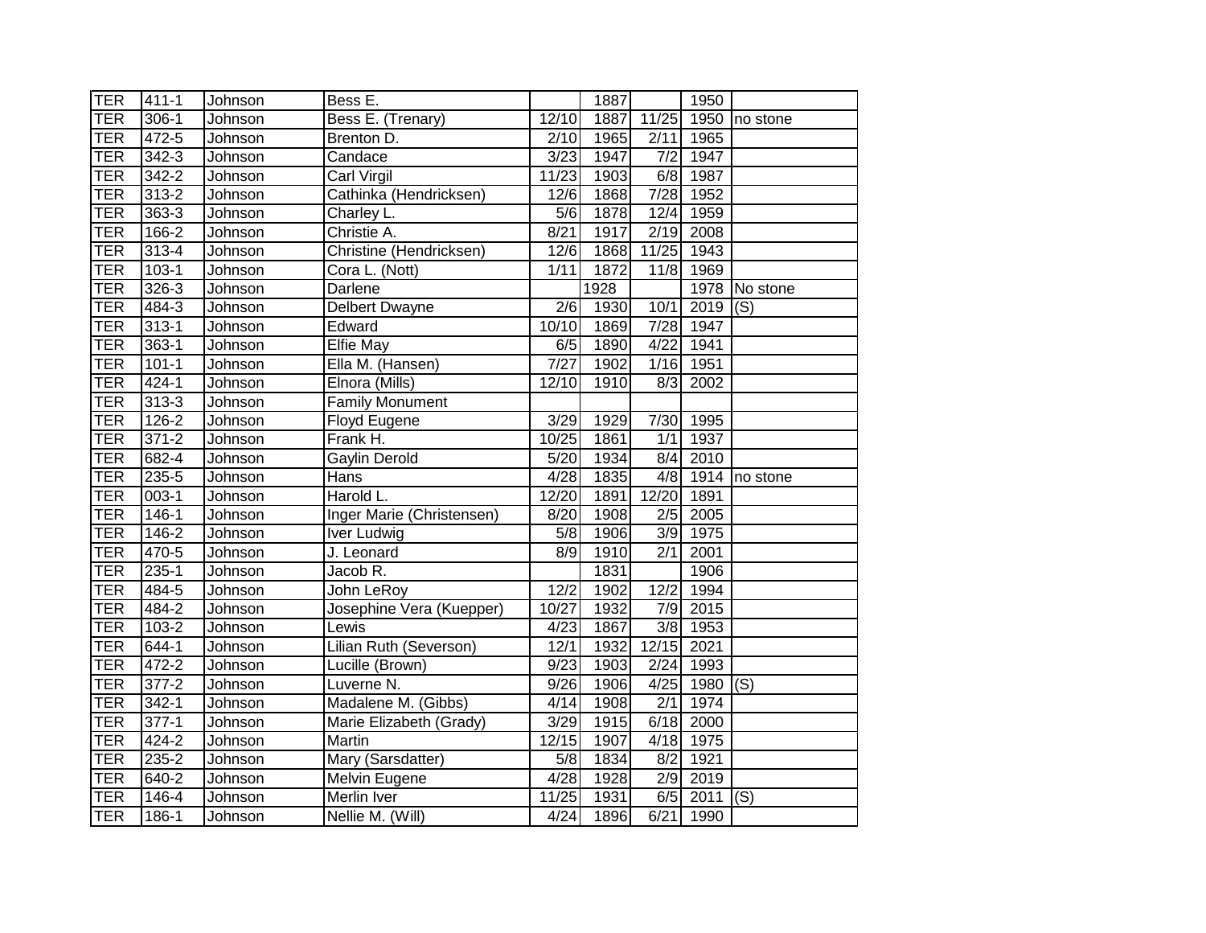| TER | 411-1 | Johnson | Bess E. | | 1887 | | 1950 | |
|---|---|---|---|---|---|---|---|---|
| TER | 306-1 | Johnson | Bess E. (Trenary) | 12/10 | 1887 | 11/25 | 1950 | no stone |
| TER | 472-5 | Johnson | Brenton D. | 2/10 | 1965 | 2/11 | 1965 | |
| TER | 342-3 | Johnson | Candace | 3/23 | 1947 | 7/2 | 1947 | |
| TER | 342-2 | Johnson | Carl Virgil | 11/23 | 1903 | 6/8 | 1987 | |
| TER | 313-2 | Johnson | Cathinka (Hendricksen) | 12/6 | 1868 | 7/28 | 1952 | |
| TER | 363-3 | Johnson | Charley L. | 5/6 | 1878 | 12/4 | 1959 | |
| TER | 166-2 | Johnson | Christie A. | 8/21 | 1917 | 2/19 | 2008 | |
| TER | 313-4 | Johnson | Christine (Hendricksen) | 12/6 | 1868 | 11/25 | 1943 | |
| TER | 103-1 | Johnson | Cora L. (Nott) | 1/11 | 1872 | 11/8 | 1969 | |
| TER | 326-3 | Johnson | Darlene | | 1928 | | 1978 | No stone |
| TER | 484-3 | Johnson | Delbert Dwayne | 2/6 | 1930 | 10/1 | 2019 | (S) |
| TER | 313-1 | Johnson | Edward | 10/10 | 1869 | 7/28 | 1947 | |
| TER | 363-1 | Johnson | Elfie May | 6/5 | 1890 | 4/22 | 1941 | |
| TER | 101-1 | Johnson | Ella M. (Hansen) | 7/27 | 1902 | 1/16 | 1951 | |
| TER | 424-1 | Johnson | Elnora (Mills) | 12/10 | 1910 | 8/3 | 2002 | |
| TER | 313-3 | Johnson | Family Monument | | | | | |
| TER | 126-2 | Johnson | Floyd Eugene | 3/29 | 1929 | 7/30 | 1995 | |
| TER | 371-2 | Johnson | Frank H. | 10/25 | 1861 | 1/1 | 1937 | |
| TER | 682-4 | Johnson | Gaylin Derold | 5/20 | 1934 | 8/4 | 2010 | |
| TER | 235-5 | Johnson | Hans | 4/28 | 1835 | 4/8 | 1914 | no stone |
| TER | 003-1 | Johnson | Harold L. | 12/20 | 1891 | 12/20 | 1891 | |
| TER | 146-1 | Johnson | Inger Marie (Christensen) | 8/20 | 1908 | 2/5 | 2005 | |
| TER | 146-2 | Johnson | Iver Ludwig | 5/8 | 1906 | 3/9 | 1975 | |
| TER | 470-5 | Johnson | J. Leonard | 8/9 | 1910 | 2/1 | 2001 | |
| TER | 235-1 | Johnson | Jacob R. | | 1831 | | 1906 | |
| TER | 484-5 | Johnson | John LeRoy | 12/2 | 1902 | 12/2 | 1994 | |
| TER | 484-2 | Johnson | Josephine Vera (Kuepper) | 10/27 | 1932 | 7/9 | 2015 | |
| TER | 103-2 | Johnson | Lewis | 4/23 | 1867 | 3/8 | 1953 | |
| TER | 644-1 | Johnson | Lilian Ruth (Severson) | 12/1 | 1932 | 12/15 | 2021 | |
| TER | 472-2 | Johnson | Lucille (Brown) | 9/23 | 1903 | 2/24 | 1993 | |
| TER | 377-2 | Johnson | Luverne N. | 9/26 | 1906 | 4/25 | 1980 | (S) |
| TER | 342-1 | Johnson | Madalene M. (Gibbs) | 4/14 | 1908 | 2/1 | 1974 | |
| TER | 377-1 | Johnson | Marie Elizabeth (Grady) | 3/29 | 1915 | 6/18 | 2000 | |
| TER | 424-2 | Johnson | Martin | 12/15 | 1907 | 4/18 | 1975 | |
| TER | 235-2 | Johnson | Mary (Sarsdatter) | 5/8 | 1834 | 8/2 | 1921 | |
| TER | 640-2 | Johnson | Melvin Eugene | 4/28 | 1928 | 2/9 | 2019 | |
| TER | 146-4 | Johnson | Merlin Iver | 11/25 | 1931 | 6/5 | 2011 | (S) |
| TER | 186-1 | Johnson | Nellie M. (Will) | 4/24 | 1896 | 6/21 | 1990 | |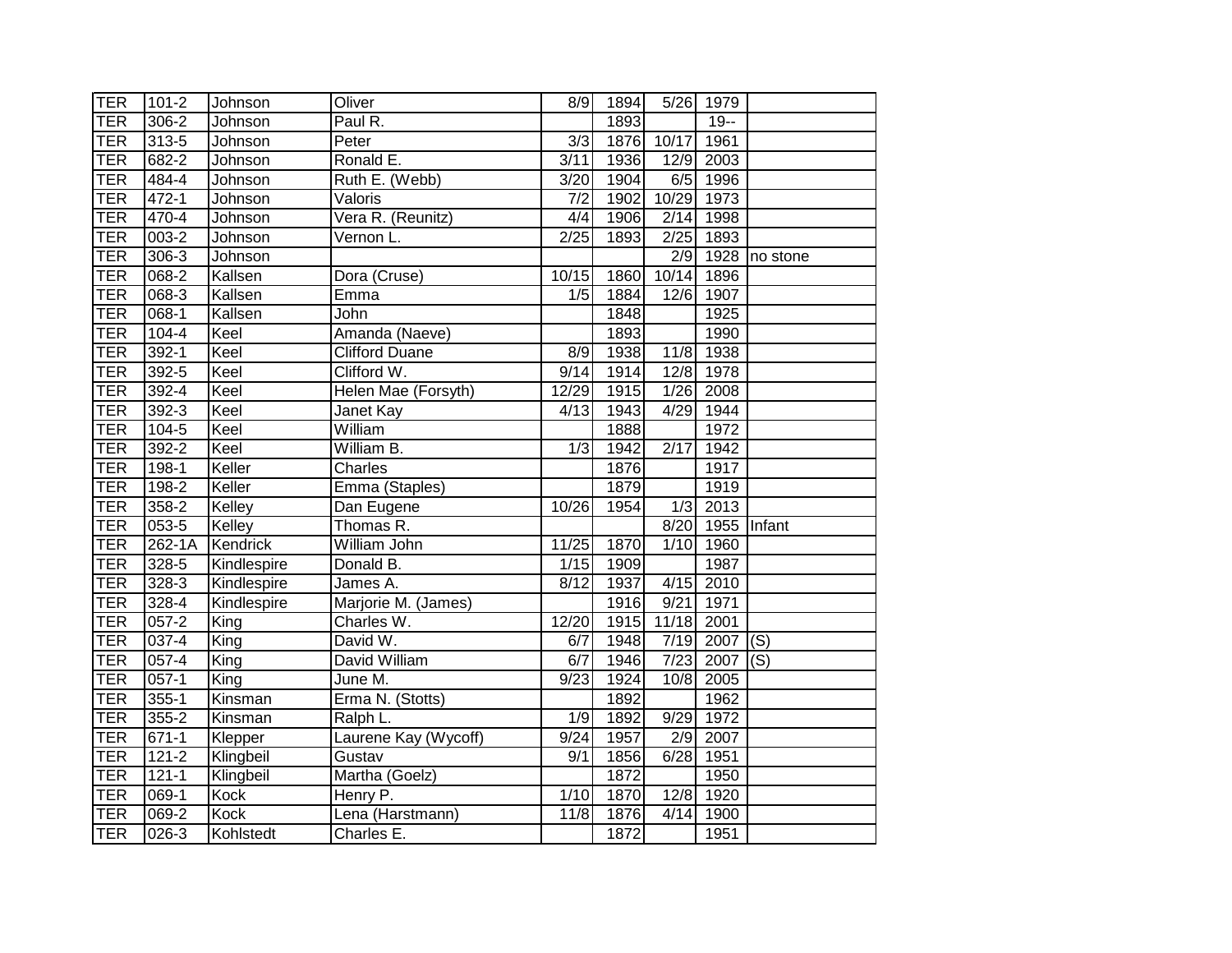| | | | | | | | | |
|---|---|---|---|---|---|---|---|---|
| TER | 101-2 | Johnson | Oliver | 8/9 | 1894 | 5/26 | 1979 | |
| TER | 306-2 | Johnson | Paul R. | | 1893 | | 19-- | |
| TER | 313-5 | Johnson | Peter | 3/3 | 1876 | 10/17 | 1961 | |
| TER | 682-2 | Johnson | Ronald E. | 3/11 | 1936 | 12/9 | 2003 | |
| TER | 484-4 | Johnson | Ruth E. (Webb) | 3/20 | 1904 | 6/5 | 1996 | |
| TER | 472-1 | Johnson | Valoris | 7/2 | 1902 | 10/29 | 1973 | |
| TER | 470-4 | Johnson | Vera R. (Reunitz) | 4/4 | 1906 | 2/14 | 1998 | |
| TER | 003-2 | Johnson | Vernon L. | 2/25 | 1893 | 2/25 | 1893 | |
| TER | 306-3 | Johnson | | | | 2/9 | 1928 | no stone |
| TER | 068-2 | Kallsen | Dora (Cruse) | 10/15 | 1860 | 10/14 | 1896 | |
| TER | 068-3 | Kallsen | Emma | 1/5 | 1884 | 12/6 | 1907 | |
| TER | 068-1 | Kallsen | John | | 1848 | | 1925 | |
| TER | 104-4 | Keel | Amanda (Naeve) | | 1893 | | 1990 | |
| TER | 392-1 | Keel | Clifford Duane | 8/9 | 1938 | 11/8 | 1938 | |
| TER | 392-5 | Keel | Clifford W. | 9/14 | 1914 | 12/8 | 1978 | |
| TER | 392-4 | Keel | Helen Mae (Forsyth) | 12/29 | 1915 | 1/26 | 2008 | |
| TER | 392-3 | Keel | Janet Kay | 4/13 | 1943 | 4/29 | 1944 | |
| TER | 104-5 | Keel | William | | 1888 | | 1972 | |
| TER | 392-2 | Keel | William B. | 1/3 | 1942 | 2/17 | 1942 | |
| TER | 198-1 | Keller | Charles | | 1876 | | 1917 | |
| TER | 198-2 | Keller | Emma (Staples) | | 1879 | | 1919 | |
| TER | 358-2 | Kelley | Dan Eugene | 10/26 | 1954 | 1/3 | 2013 | |
| TER | 053-5 | Kelley | Thomas R. | | | 8/20 | 1955 | Infant |
| TER | 262-1A | Kendrick | William John | 11/25 | 1870 | 1/10 | 1960 | |
| TER | 328-5 | Kindlespire | Donald B. | 1/15 | 1909 | | 1987 | |
| TER | 328-3 | Kindlespire | James A. | 8/12 | 1937 | 4/15 | 2010 | |
| TER | 328-4 | Kindlespire | Marjorie M. (James) | | 1916 | 9/21 | 1971 | |
| TER | 057-2 | King | Charles W. | 12/20 | 1915 | 11/18 | 2001 | |
| TER | 037-4 | King | David W. | 6/7 | 1948 | 7/19 | 2007 | (S) |
| TER | 057-4 | King | David William | 6/7 | 1946 | 7/23 | 2007 | (S) |
| TER | 057-1 | King | June M. | 9/23 | 1924 | 10/8 | 2005 | |
| TER | 355-1 | Kinsman | Erma N. (Stotts) | | 1892 | | 1962 | |
| TER | 355-2 | Kinsman | Ralph L. | 1/9 | 1892 | 9/29 | 1972 | |
| TER | 671-1 | Klepper | Laurene Kay (Wycoff) | 9/24 | 1957 | 2/9 | 2007 | |
| TER | 121-2 | Klingbeil | Gustav | 9/1 | 1856 | 6/28 | 1951 | |
| TER | 121-1 | Klingbeil | Martha (Goelz) | | 1872 | | 1950 | |
| TER | 069-1 | Kock | Henry P. | 1/10 | 1870 | 12/8 | 1920 | |
| TER | 069-2 | Kock | Lena (Harstmann) | 11/8 | 1876 | 4/14 | 1900 | |
| TER | 026-3 | Kohlstedt | Charles E. | | 1872 | | 1951 | |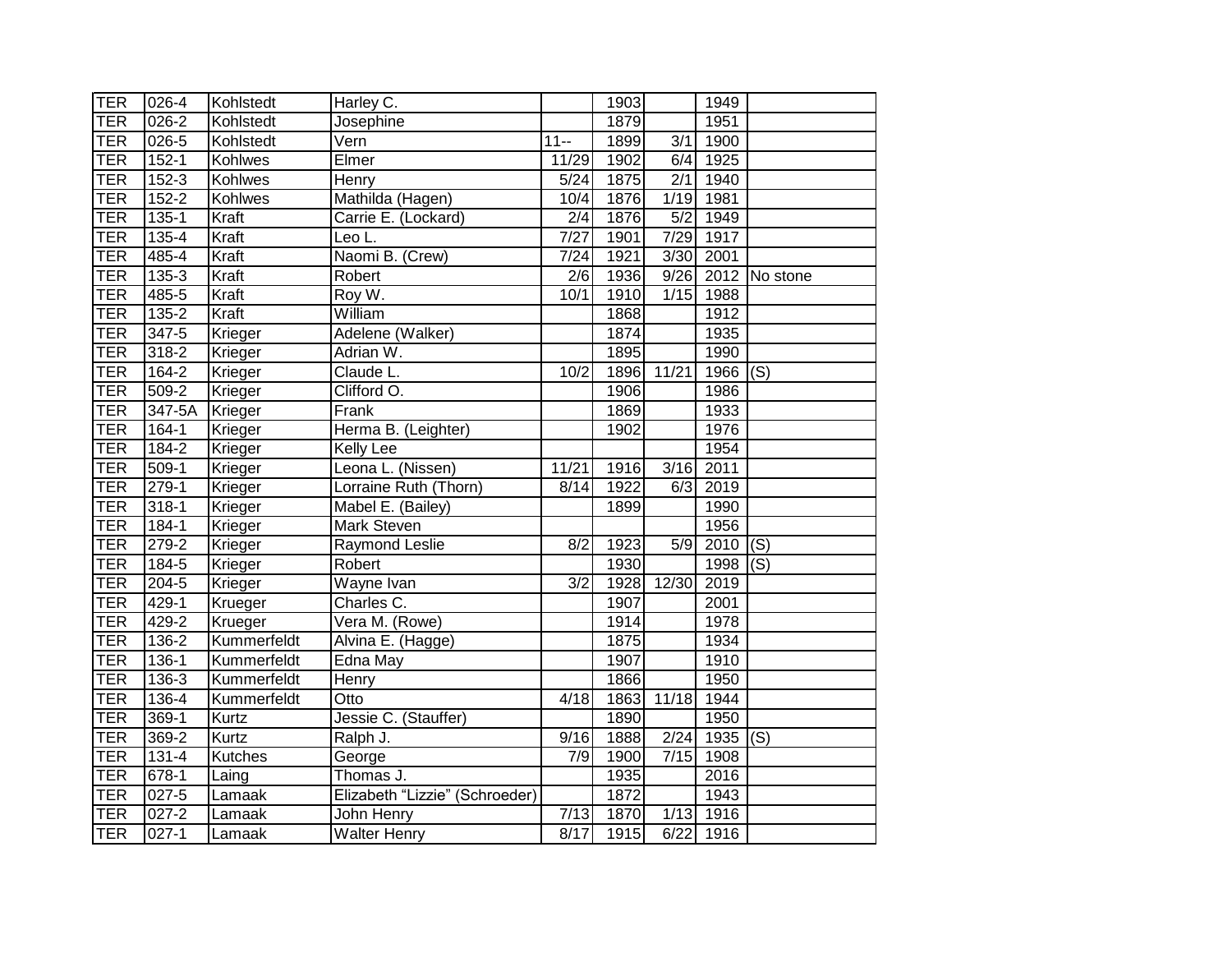| TER | 026-4 | Kohlstedt | Harley C. | | 1903 | | 1949 | |
|---|---|---|---|---|---|---|---|---|
| TER | 026-2 | Kohlstedt | Josephine | | 1879 | | 1951 | |
| TER | 026-5 | Kohlstedt | Vern | 11-- | 1899 | 3/1 | 1900 | |
| TER | 152-1 | Kohlwes | Elmer | 11/29 | 1902 | 6/4 | 1925 | |
| TER | 152-3 | Kohlwes | Henry | 5/24 | 1875 | 2/1 | 1940 | |
| TER | 152-2 | Kohlwes | Mathilda (Hagen) | 10/4 | 1876 | 1/19 | 1981 | |
| TER | 135-1 | Kraft | Carrie E. (Lockard) | 2/4 | 1876 | 5/2 | 1949 | |
| TER | 135-4 | Kraft | Leo L. | 7/27 | 1901 | 7/29 | 1917 | |
| TER | 485-4 | Kraft | Naomi B. (Crew) | 7/24 | 1921 | 3/30 | 2001 | |
| TER | 135-3 | Kraft | Robert | 2/6 | 1936 | 9/26 | 2012 | No stone |
| TER | 485-5 | Kraft | Roy W. | 10/1 | 1910 | 1/15 | 1988 | |
| TER | 135-2 | Kraft | William | | 1868 | | 1912 | |
| TER | 347-5 | Krieger | Adelene (Walker) | | 1874 | | 1935 | |
| TER | 318-2 | Krieger | Adrian W. | | 1895 | | 1990 | |
| TER | 164-2 | Krieger | Claude L. | 10/2 | 1896 | 11/21 | 1966 | (S) |
| TER | 509-2 | Krieger | Clifford O. | | 1906 | | 1986 | |
| TER | 347-5A | Krieger | Frank | | 1869 | | 1933 | |
| TER | 164-1 | Krieger | Herma B. (Leighter) | | 1902 | | 1976 | |
| TER | 184-2 | Krieger | Kelly Lee | | | | 1954 | |
| TER | 509-1 | Krieger | Leona L. (Nissen) | 11/21 | 1916 | 3/16 | 2011 | |
| TER | 279-1 | Krieger | Lorraine Ruth (Thorn) | 8/14 | 1922 | 6/3 | 2019 | |
| TER | 318-1 | Krieger | Mabel E. (Bailey) | | 1899 | | 1990 | |
| TER | 184-1 | Krieger | Mark Steven | | | | 1956 | |
| TER | 279-2 | Krieger | Raymond Leslie | 8/2 | 1923 | 5/9 | 2010 | (S) |
| TER | 184-5 | Krieger | Robert | | 1930 | | 1998 | (S) |
| TER | 204-5 | Krieger | Wayne Ivan | 3/2 | 1928 | 12/30 | 2019 | |
| TER | 429-1 | Krueger | Charles C. | | 1907 | | 2001 | |
| TER | 429-2 | Krueger | Vera M. (Rowe) | | 1914 | | 1978 | |
| TER | 136-2 | Kummerfeldt | Alvina E. (Hagge) | | 1875 | | 1934 | |
| TER | 136-1 | Kummerfeldt | Edna May | | 1907 | | 1910 | |
| TER | 136-3 | Kummerfeldt | Henry | | 1866 | | 1950 | |
| TER | 136-4 | Kummerfeldt | Otto | 4/18 | 1863 | 11/18 | 1944 | |
| TER | 369-1 | Kurtz | Jessie C. (Stauffer) | | 1890 | | 1950 | |
| TER | 369-2 | Kurtz | Ralph J. | 9/16 | 1888 | 2/24 | 1935 | (S) |
| TER | 131-4 | Kutches | George | 7/9 | 1900 | 7/15 | 1908 | |
| TER | 678-1 | Laing | Thomas J. | | 1935 | | 2016 | |
| TER | 027-5 | Lamaak | Elizabeth “Lizzie” (Schroeder) | | 1872 | | 1943 | |
| TER | 027-2 | Lamaak | John Henry | 7/13 | 1870 | 1/13 | 1916 | |
| TER | 027-1 | Lamaak | Walter Henry | 8/17 | 1915 | 6/22 | 1916 | |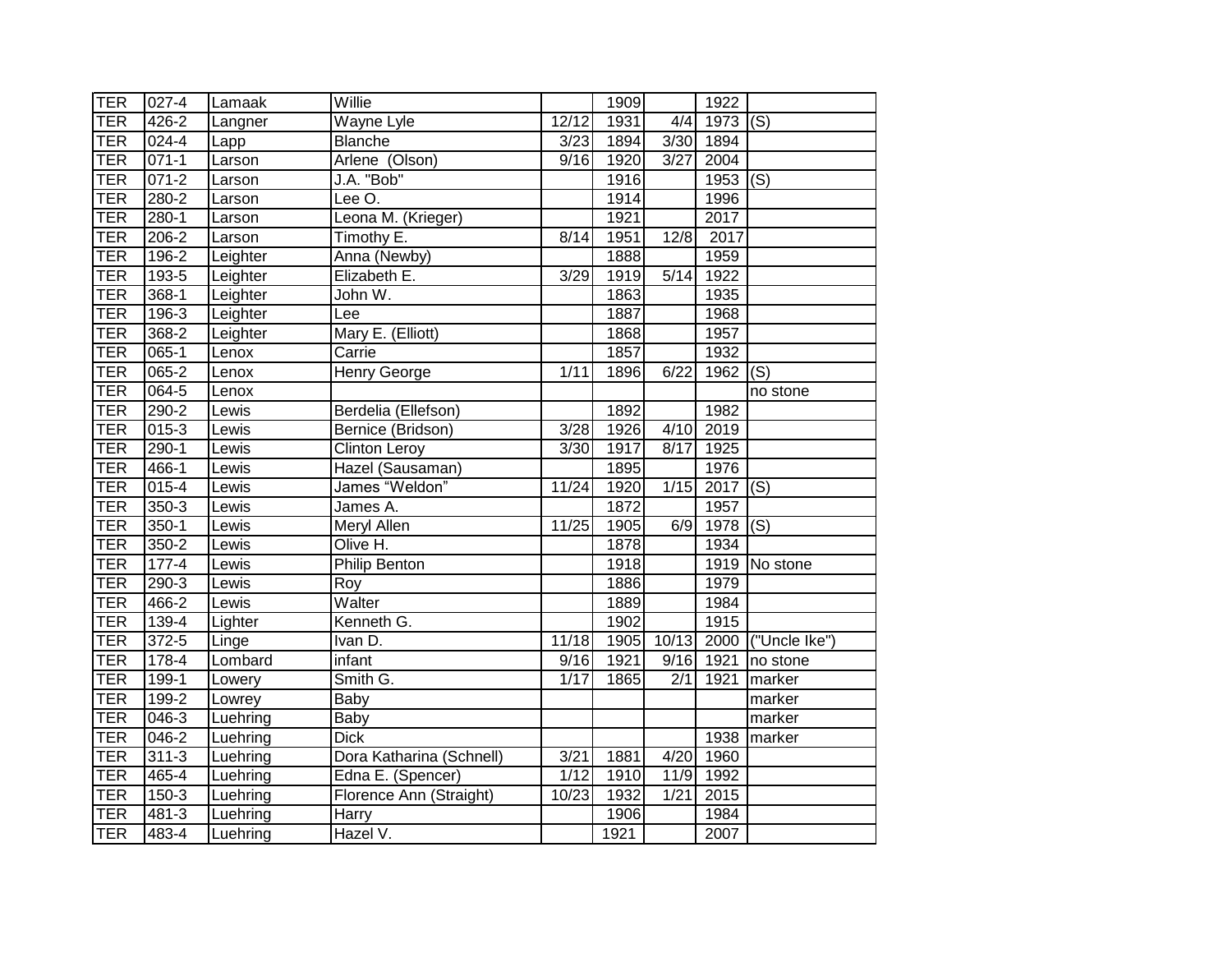| TER | 027-4 | Lamaak | Willie | | 1909 | | 1922 | |
|---|---|---|---|---|---|---|---|---|
| TER | 426-2 | Langner | Wayne Lyle | 12/12 | 1931 | 4/4 | 1973 | (S) |
| TER | 024-4 | Lapp | Blanche | 3/23 | 1894 | 3/30 | 1894 | |
| TER | 071-1 | Larson | Arlene (Olson) | 9/16 | 1920 | 3/27 | 2004 | |
| TER | 071-2 | Larson | J.A. "Bob" | | 1916 | | 1953 | (S) |
| TER | 280-2 | Larson | Lee O. | | 1914 | | 1996 | |
| TER | 280-1 | Larson | Leona M. (Krieger) | | 1921 | | 2017 | |
| TER | 206-2 | Larson | Timothy E. | 8/14 | 1951 | 12/8 | 2017 | |
| TER | 196-2 | Leighter | Anna (Newby) | | 1888 | | 1959 | |
| TER | 193-5 | Leighter | Elizabeth E. | 3/29 | 1919 | 5/14 | 1922 | |
| TER | 368-1 | Leighter | John W. | | 1863 | | 1935 | |
| TER | 196-3 | Leighter | Lee | | 1887 | | 1968 | |
| TER | 368-2 | Leighter | Mary E. (Elliott) | | 1868 | | 1957 | |
| TER | 065-1 | Lenox | Carrie | | 1857 | | 1932 | |
| TER | 065-2 | Lenox | Henry George | 1/11 | 1896 | 6/22 | 1962 | (S) |
| TER | 064-5 | Lenox | | | | | | no stone |
| TER | 290-2 | Lewis | Berdelia (Ellefson) | | 1892 | | 1982 | |
| TER | 015-3 | Lewis | Bernice (Bridson) | 3/28 | 1926 | 4/10 | 2019 | |
| TER | 290-1 | Lewis | Clinton Leroy | 3/30 | 1917 | 8/17 | 1925 | |
| TER | 466-1 | Lewis | Hazel (Sausaman) | | 1895 | | 1976 | |
| TER | 015-4 | Lewis | James “Weldon” | 11/24 | 1920 | 1/15 | 2017 | (S) |
| TER | 350-3 | Lewis | James A. | | 1872 | | 1957 | |
| TER | 350-1 | Lewis | Meryl Allen | 11/25 | 1905 | 6/9 | 1978 | (S) |
| TER | 350-2 | Lewis | Olive H. | | 1878 | | 1934 | |
| TER | 177-4 | Lewis | Philip Benton | | 1918 | | 1919 | No stone |
| TER | 290-3 | Lewis | Roy | | 1886 | | 1979 | |
| TER | 466-2 | Lewis | Walter | | 1889 | | 1984 | |
| TER | 139-4 | Lighter | Kenneth G. | | 1902 | | 1915 | |
| TER | 372-5 | Linge | Ivan D. | 11/18 | 1905 | 10/13 | 2000 | ("Uncle Ike") |
| TER | 178-4 | Lombard | infant | 9/16 | 1921 | 9/16 | 1921 | no stone |
| TER | 199-1 | Lowery | Smith G. | 1/17 | 1865 | 2/1 | 1921 | marker |
| TER | 199-2 | Lowrey | Baby | | | | | marker |
| TER | 046-3 | Luehring | Baby | | | | | marker |
| TER | 046-2 | Luehring | Dick | | | | 1938 | marker |
| TER | 311-3 | Luehring | Dora Katharina (Schnell) | 3/21 | 1881 | 4/20 | 1960 | |
| TER | 465-4 | Luehring | Edna E. (Spencer) | 1/12 | 1910 | 11/9 | 1992 | |
| TER | 150-3 | Luehring | Florence Ann (Straight) | 10/23 | 1932 | 1/21 | 2015 | |
| TER | 481-3 | Luehring | Harry | | 1906 | | 1984 | |
| TER | 483-4 | Luehring | Hazel V. | | 1921 | | 2007 | |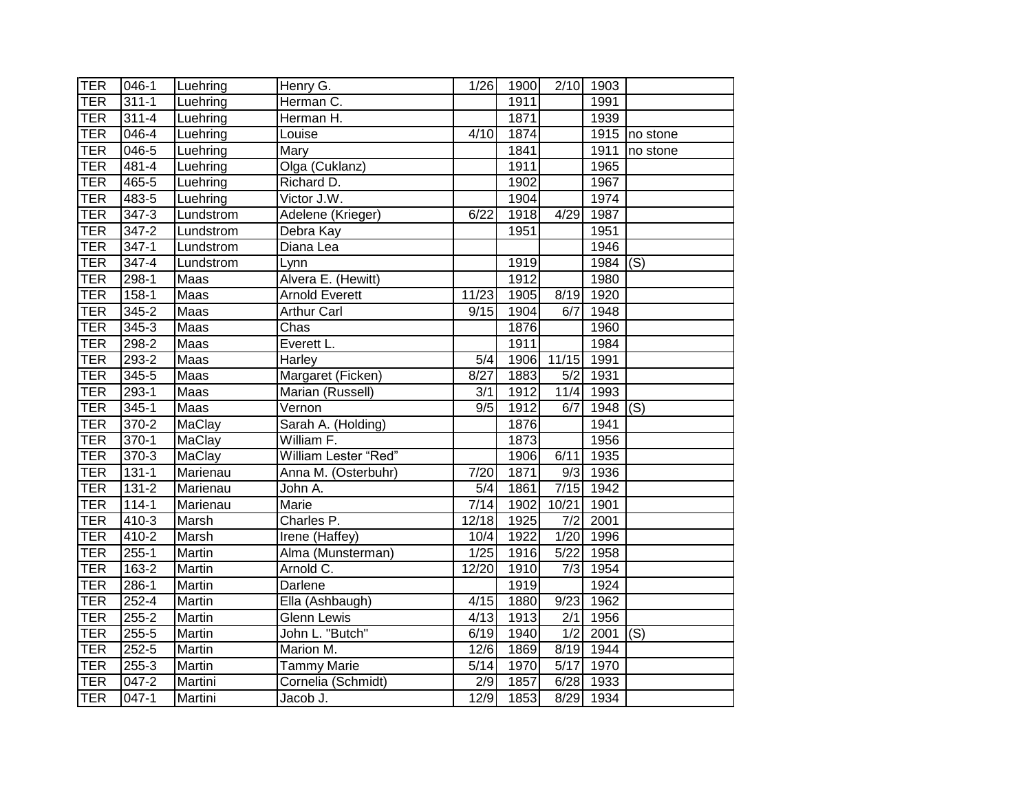| | | | | | | | | |
|---|---|---|---|---|---|---|---|---|
| TER | 046-1 | Luehring | Henry G. | 1/26 | 1900 | 2/10 | 1903 | |
| TER | 311-1 | Luehring | Herman C. | | 1911 | | 1991 | |
| TER | 311-4 | Luehring | Herman H. | | 1871 | | 1939 | |
| TER | 046-4 | Luehring | Louise | 4/10 | 1874 | | 1915 | no stone |
| TER | 046-5 | Luehring | Mary | | 1841 | | 1911 | no stone |
| TER | 481-4 | Luehring | Olga (Cuklanz) | | 1911 | | 1965 | |
| TER | 465-5 | Luehring | Richard D. | | 1902 | | 1967 | |
| TER | 483-5 | Luehring | Victor J.W. | | 1904 | | 1974 | |
| TER | 347-3 | Lundstrom | Adelene (Krieger) | 6/22 | 1918 | 4/29 | 1987 | |
| TER | 347-2 | Lundstrom | Debra Kay | | 1951 | | 1951 | |
| TER | 347-1 | Lundstrom | Diana Lea | | | | 1946 | |
| TER | 347-4 | Lundstrom | Lynn | | 1919 | | 1984 | (S) |
| TER | 298-1 | Maas | Alvera E. (Hewitt) | | 1912 | | 1980 | |
| TER | 158-1 | Maas | Arnold Everett | 11/23 | 1905 | 8/19 | 1920 | |
| TER | 345-2 | Maas | Arthur Carl | 9/15 | 1904 | 6/7 | 1948 | |
| TER | 345-3 | Maas | Chas | | 1876 | | 1960 | |
| TER | 298-2 | Maas | Everett L. | | 1911 | | 1984 | |
| TER | 293-2 | Maas | Harley | 5/4 | 1906 | 11/15 | 1991 | |
| TER | 345-5 | Maas | Margaret (Ficken) | 8/27 | 1883 | 5/2 | 1931 | |
| TER | 293-1 | Maas | Marian (Russell) | 3/1 | 1912 | 11/4 | 1993 | |
| TER | 345-1 | Maas | Vernon | 9/5 | 1912 | 6/7 | 1948 | (S) |
| TER | 370-2 | MaClay | Sarah A. (Holding) | | 1876 | | 1941 | |
| TER | 370-1 | MaClay | William F. | | 1873 | | 1956 | |
| TER | 370-3 | MaClay | William Lester “Red” | | 1906 | 6/11 | 1935 | |
| TER | 131-1 | Marienau | Anna M. (Osterbuhr) | 7/20 | 1871 | 9/3 | 1936 | |
| TER | 131-2 | Marienau | John A. | 5/4 | 1861 | 7/15 | 1942 | |
| TER | 114-1 | Marienau | Marie | 7/14 | 1902 | 10/21 | 1901 | |
| TER | 410-3 | Marsh | Charles P. | 12/18 | 1925 | 7/2 | 2001 | |
| TER | 410-2 | Marsh | Irene (Haffey) | 10/4 | 1922 | 1/20 | 1996 | |
| TER | 255-1 | Martin | Alma (Munsterman) | 1/25 | 1916 | 5/22 | 1958 | |
| TER | 163-2 | Martin | Arnold C. | 12/20 | 1910 | 7/3 | 1954 | |
| TER | 286-1 | Martin | Darlene | | 1919 | | 1924 | |
| TER | 252-4 | Martin | Ella (Ashbaugh) | 4/15 | 1880 | 9/23 | 1962 | |
| TER | 255-2 | Martin | Glenn Lewis | 4/13 | 1913 | 2/1 | 1956 | |
| TER | 255-5 | Martin | John L. "Butch" | 6/19 | 1940 | 1/2 | 2001 | (S) |
| TER | 252-5 | Martin | Marion M. | 12/6 | 1869 | 8/19 | 1944 | |
| TER | 255-3 | Martin | Tammy Marie | 5/14 | 1970 | 5/17 | 1970 | |
| TER | 047-2 | Martini | Cornelia (Schmidt) | 2/9 | 1857 | 6/28 | 1933 | |
| TER | 047-1 | Martini | Jacob J. | 12/9 | 1853 | 8/29 | 1934 | |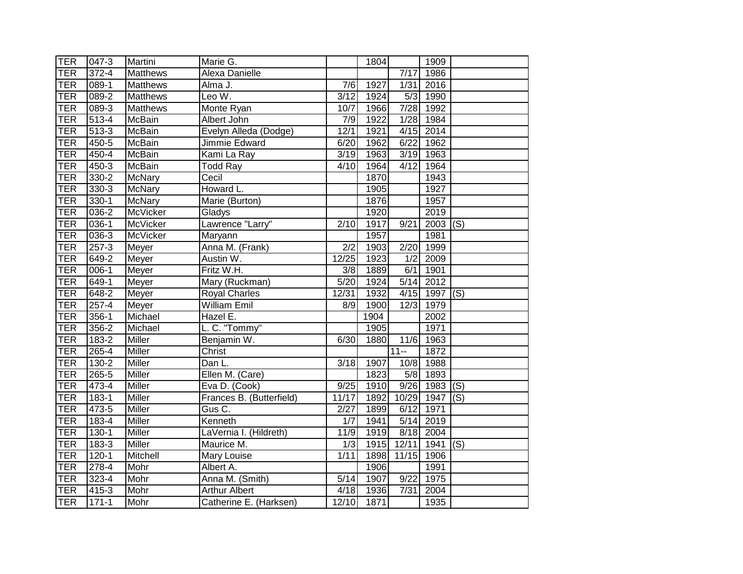| | | | | | | | | |
|---|---|---|---|---|---|---|---|---|
| TER | 047-3 | Martini | Marie G. | | 1804 | | 1909 | |
| TER | 372-4 | Matthews | Alexa Danielle | | | 7/17 | 1986 | |
| TER | 089-1 | Matthews | Alma J. | 7/6 | 1927 | 1/31 | 2016 | |
| TER | 089-2 | Matthews | Leo W. | 3/12 | 1924 | 5/3 | 1990 | |
| TER | 089-3 | Matthews | Monte Ryan | 10/7 | 1966 | 7/28 | 1992 | |
| TER | 513-4 | McBain | Albert John | 7/9 | 1922 | 1/28 | 1984 | |
| TER | 513-3 | McBain | Evelyn Alleda (Dodge) | 12/1 | 1921 | 4/15 | 2014 | |
| TER | 450-5 | McBain | Jimmie Edward | 6/20 | 1962 | 6/22 | 1962 | |
| TER | 450-4 | McBain | Kami La Ray | 3/19 | 1963 | 3/19 | 1963 | |
| TER | 450-3 | McBain | Todd Ray | 4/10 | 1964 | 4/12 | 1964 | |
| TER | 330-2 | McNary | Cecil | | 1870 | | 1943 | |
| TER | 330-3 | McNary | Howard L. | | 1905 | | 1927 | |
| TER | 330-1 | McNary | Marie (Burton) | | 1876 | | 1957 | |
| TER | 036-2 | McVicker | Gladys | | 1920 | | 2019 | |
| TER | 036-1 | McVicker | Lawrence "Larry" | 2/10 | 1917 | 9/21 | 2003 | (S) |
| TER | 036-3 | McVicker | Maryann | | 1957 | | 1981 | |
| TER | 257-3 | Meyer | Anna M. (Frank) | 2/2 | 1903 | 2/20 | 1999 | |
| TER | 649-2 | Meyer | Austin W. | 12/25 | 1923 | 1/2 | 2009 | |
| TER | 006-1 | Meyer | Fritz W.H. | 3/8 | 1889 | 6/1 | 1901 | |
| TER | 649-1 | Meyer | Mary (Ruckman) | 5/20 | 1924 | 5/14 | 2012 | |
| TER | 648-2 | Meyer | Royal Charles | 12/31 | 1932 | 4/15 | 1997 | (S) |
| TER | 257-4 | Meyer | William Emil | 8/9 | 1900 | 12/3 | 1979 | |
| TER | 356-1 | Michael | Hazel E. | | 1904 | | 2002 | |
| TER | 356-2 | Michael | L. C. "Tommy" | | 1905 | | 1971 | |
| TER | 183-2 | Miller | Benjamin W. | 6/30 | 1880 | 11/6 | 1963 | |
| TER | 265-4 | Miller | Christ | | | 11-- | 1872 | |
| TER | 130-2 | Miller | Dan L. | 3/18 | 1907 | 10/8 | 1988 | |
| TER | 265-5 | Miller | Ellen M. (Care) | | 1823 | 5/8 | 1893 | |
| TER | 473-4 | Miller | Eva D. (Cook) | 9/25 | 1910 | 9/26 | 1983 | (S) |
| TER | 183-1 | Miller | Frances B. (Butterfield) | 11/17 | 1892 | 10/29 | 1947 | (S) |
| TER | 473-5 | Miller | Gus C. | 2/27 | 1899 | 6/12 | 1971 | |
| TER | 183-4 | Miller | Kenneth | 1/7 | 1941 | 5/14 | 2019 | |
| TER | 130-1 | Miller | LaVernia I. (Hildreth) | 11/9 | 1919 | 8/18 | 2004 | |
| TER | 183-3 | Miller | Maurice M. | 1/3 | 1915 | 12/11 | 1941 | (S) |
| TER | 120-1 | Mitchell | Mary Louise | 1/11 | 1898 | 11/15 | 1906 | |
| TER | 278-4 | Mohr | Albert A. | | 1906 | | 1991 | |
| TER | 323-4 | Mohr | Anna M. (Smith) | 5/14 | 1907 | 9/22 | 1975 | |
| TER | 415-3 | Mohr | Arthur Albert | 4/18 | 1936 | 7/31 | 2004 | |
| TER | 171-1 | Mohr | Catherine E. (Harksen) | 12/10 | 1871 | | 1935 | |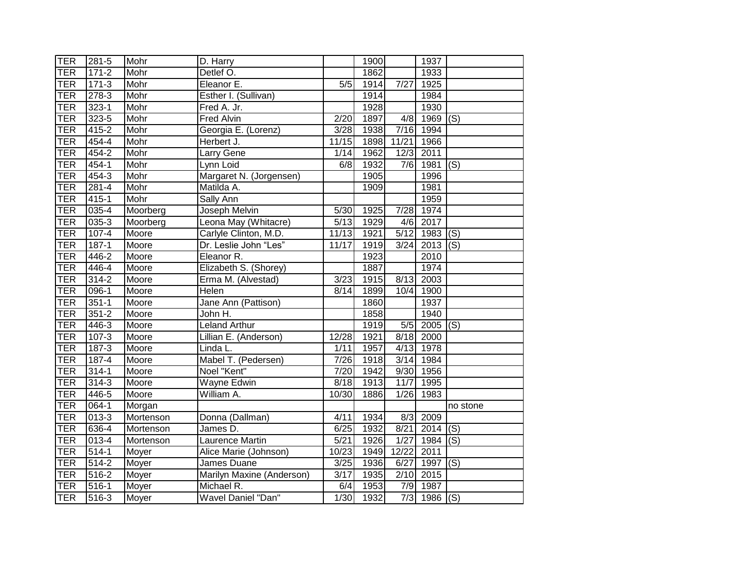| TER | 281-5 | Mohr | D. Harry | | 1900 | | 1937 | |
|---|---|---|---|---|---|---|---|---|
| TER | 171-2 | Mohr | Detlef O. | | 1862 | | 1933 | |
| TER | 171-3 | Mohr | Eleanor E. | 5/5 | 1914 | 7/27 | 1925 | |
| TER | 278-3 | Mohr | Esther I. (Sullivan) | | 1914 | | 1984 | |
| TER | 323-1 | Mohr | Fred A. Jr. | | 1928 | | 1930 | |
| TER | 323-5 | Mohr | Fred Alvin | 2/20 | 1897 | 4/8 | 1969 | (S) |
| TER | 415-2 | Mohr | Georgia E. (Lorenz) | 3/28 | 1938 | 7/16 | 1994 | |
| TER | 454-4 | Mohr | Herbert J. | 11/15 | 1898 | 11/21 | 1966 | |
| TER | 454-2 | Mohr | Larry Gene | 1/14 | 1962 | 12/3 | 2011 | |
| TER | 454-1 | Mohr | Lynn Loid | 6/8 | 1932 | 7/6 | 1981 | (S) |
| TER | 454-3 | Mohr | Margaret N. (Jorgensen) | | 1905 | | 1996 | |
| TER | 281-4 | Mohr | Matilda A. | | 1909 | | 1981 | |
| TER | 415-1 | Mohr | Sally Ann | | | | 1959 | |
| TER | 035-4 | Moorberg | Joseph Melvin | 5/30 | 1925 | 7/28 | 1974 | |
| TER | 035-3 | Moorberg | Leona May (Whitacre) | 5/13 | 1929 | 4/6 | 2017 | |
| TER | 107-4 | Moore | Carlyle Clinton, M.D. | 11/13 | 1921 | 5/12 | 1983 | (S) |
| TER | 187-1 | Moore | Dr. Leslie John “Les” | 11/17 | 1919 | 3/24 | 2013 | (S) |
| TER | 446-2 | Moore | Eleanor R. | | 1923 | | 2010 | |
| TER | 446-4 | Moore | Elizabeth S. (Shorey) | | 1887 | | 1974 | |
| TER | 314-2 | Moore | Erma M. (Alvestad) | 3/23 | 1915 | 8/13 | 2003 | |
| TER | 096-1 | Moore | Helen | 8/14 | 1899 | 10/4 | 1900 | |
| TER | 351-1 | Moore | Jane Ann (Pattison) | | 1860 | | 1937 | |
| TER | 351-2 | Moore | John H. | | 1858 | | 1940 | |
| TER | 446-3 | Moore | Leland Arthur | | 1919 | 5/5 | 2005 | (S) |
| TER | 107-3 | Moore | Lillian E. (Anderson) | 12/28 | 1921 | 8/18 | 2000 | |
| TER | 187-3 | Moore | Linda L. | 1/11 | 1957 | 4/13 | 1978 | |
| TER | 187-4 | Moore | Mabel T. (Pedersen) | 7/26 | 1918 | 3/14 | 1984 | |
| TER | 314-1 | Moore | Noel "Kent" | 7/20 | 1942 | 9/30 | 1956 | |
| TER | 314-3 | Moore | Wayne Edwin | 8/18 | 1913 | 11/7 | 1995 | |
| TER | 446-5 | Moore | William A. | 10/30 | 1886 | 1/26 | 1983 | |
| TER | 064-1 | Morgan | | | | | | no stone |
| TER | 013-3 | Mortenson | Donna (Dallman) | 4/11 | 1934 | 8/3 | 2009 | |
| TER | 636-4 | Mortenson | James D. | 6/25 | 1932 | 8/21 | 2014 | (S) |
| TER | 013-4 | Mortenson | Laurence Martin | 5/21 | 1926 | 1/27 | 1984 | (S) |
| TER | 514-1 | Moyer | Alice Marie (Johnson) | 10/23 | 1949 | 12/22 | 2011 | |
| TER | 514-2 | Moyer | James Duane | 3/25 | 1936 | 6/27 | 1997 | (S) |
| TER | 516-2 | Moyer | Marilyn Maxine (Anderson) | 3/17 | 1935 | 2/10 | 2015 | |
| TER | 516-1 | Moyer | Michael R. | 6/4 | 1953 | 7/9 | 1987 | |
| TER | 516-3 | Moyer | Wavel Daniel "Dan" | 1/30 | 1932 | 7/3 | 1986 | (S) |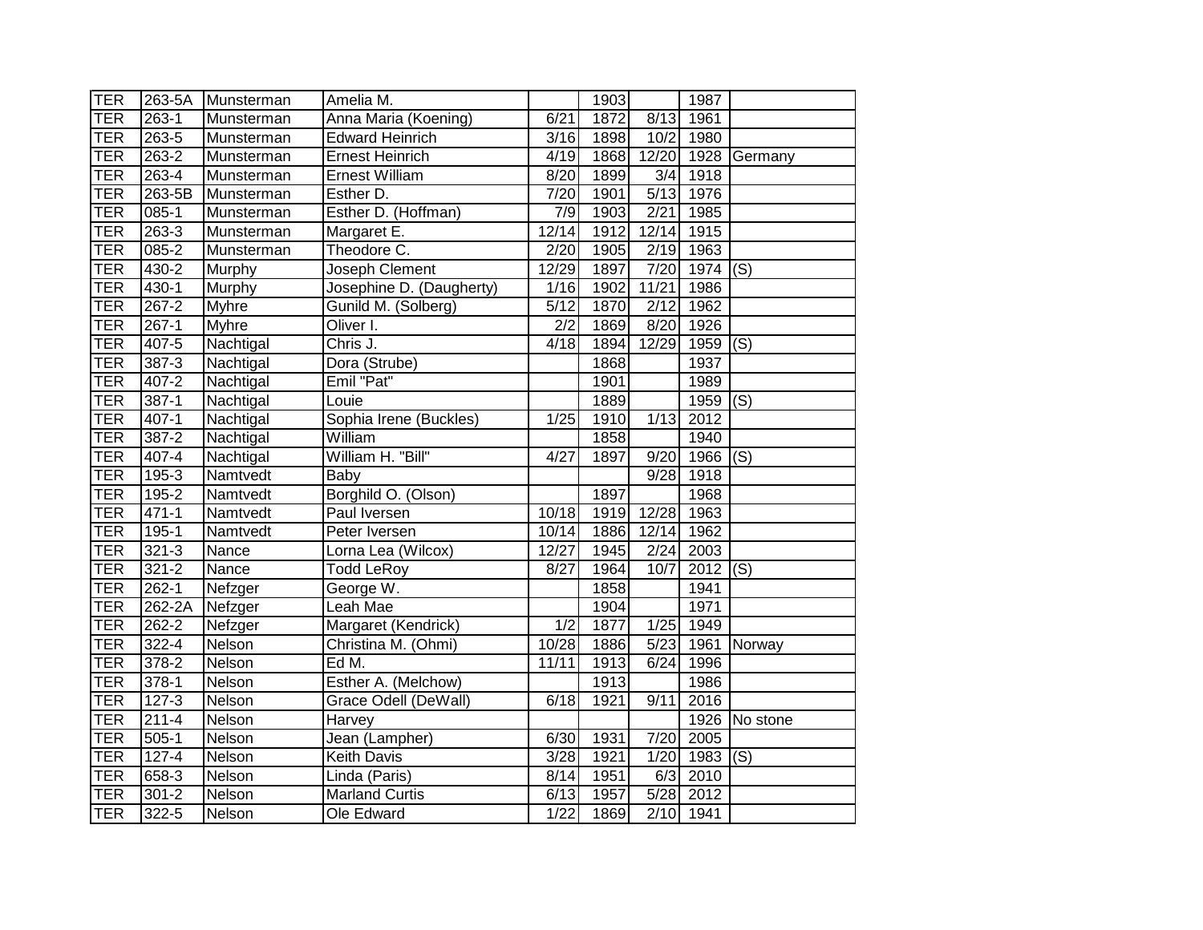| TER | 263-5A | Munsterman | Amelia M. | | 1903 | | 1987 | |
|---|---|---|---|---|---|---|---|---|
| TER | 263-1 | Munsterman | Anna Maria (Koening) | 6/21 | 1872 | 8/13 | 1961 | |
| TER | 263-5 | Munsterman | Edward Heinrich | 3/16 | 1898 | 10/2 | 1980 | |
| TER | 263-2 | Munsterman | Ernest Heinrich | 4/19 | 1868 | 12/20 | 1928 | Germany |
| TER | 263-4 | Munsterman | Ernest William | 8/20 | 1899 | 3/4 | 1918 | |
| TER | 263-5B | Munsterman | Esther D. | 7/20 | 1901 | 5/13 | 1976 | |
| TER | 085-1 | Munsterman | Esther D. (Hoffman) | 7/9 | 1903 | 2/21 | 1985 | |
| TER | 263-3 | Munsterman | Margaret E. | 12/14 | 1912 | 12/14 | 1915 | |
| TER | 085-2 | Munsterman | Theodore C. | 2/20 | 1905 | 2/19 | 1963 | |
| TER | 430-2 | Murphy | Joseph Clement | 12/29 | 1897 | 7/20 | 1974 | (S) |
| TER | 430-1 | Murphy | Josephine D. (Daugherty) | 1/16 | 1902 | 11/21 | 1986 | |
| TER | 267-2 | Myhre | Gunild M. (Solberg) | 5/12 | 1870 | 2/12 | 1962 | |
| TER | 267-1 | Myhre | Oliver I. | 2/2 | 1869 | 8/20 | 1926 | |
| TER | 407-5 | Nachtigal | Chris J. | 4/18 | 1894 | 12/29 | 1959 | (S) |
| TER | 387-3 | Nachtigal | Dora (Strube) | | 1868 | | 1937 | |
| TER | 407-2 | Nachtigal | Emil "Pat" | | 1901 | | 1989 | |
| TER | 387-1 | Nachtigal | Louie | | 1889 | | 1959 | (S) |
| TER | 407-1 | Nachtigal | Sophia Irene (Buckles) | 1/25 | 1910 | 1/13 | 2012 | |
| TER | 387-2 | Nachtigal | William | | 1858 | | 1940 | |
| TER | 407-4 | Nachtigal | William H. "Bill" | 4/27 | 1897 | 9/20 | 1966 | (S) |
| TER | 195-3 | Namtvedt | Baby | | | 9/28 | 1918 | |
| TER | 195-2 | Namtvedt | Borghild O. (Olson) | | 1897 | | 1968 | |
| TER | 471-1 | Namtvedt | Paul Iversen | 10/18 | 1919 | 12/28 | 1963 | |
| TER | 195-1 | Namtvedt | Peter Iversen | 10/14 | 1886 | 12/14 | 1962 | |
| TER | 321-3 | Nance | Lorna Lea (Wilcox) | 12/27 | 1945 | 2/24 | 2003 | |
| TER | 321-2 | Nance | Todd LeRoy | 8/27 | 1964 | 10/7 | 2012 | (S) |
| TER | 262-1 | Nefzger | George W. | | 1858 | | 1941 | |
| TER | 262-2A | Nefzger | Leah Mae | | 1904 | | 1971 | |
| TER | 262-2 | Nefzger | Margaret (Kendrick) | 1/2 | 1877 | 1/25 | 1949 | |
| TER | 322-4 | Nelson | Christina M. (Ohmi) | 10/28 | 1886 | 5/23 | 1961 | Norway |
| TER | 378-2 | Nelson | Ed M. | 11/11 | 1913 | 6/24 | 1996 | |
| TER | 378-1 | Nelson | Esther A. (Melchow) | | 1913 | | 1986 | |
| TER | 127-3 | Nelson | Grace Odell (DeWall) | 6/18 | 1921 | 9/11 | 2016 | |
| TER | 211-4 | Nelson | Harvey | | | | 1926 | No stone |
| TER | 505-1 | Nelson | Jean (Lampher) | 6/30 | 1931 | 7/20 | 2005 | |
| TER | 127-4 | Nelson | Keith Davis | 3/28 | 1921 | 1/20 | 1983 | (S) |
| TER | 658-3 | Nelson | Linda (Paris) | 8/14 | 1951 | 6/3 | 2010 | |
| TER | 301-2 | Nelson | Marland Curtis | 6/13 | 1957 | 5/28 | 2012 | |
| TER | 322-5 | Nelson | Ole Edward | 1/22 | 1869 | 2/10 | 1941 | |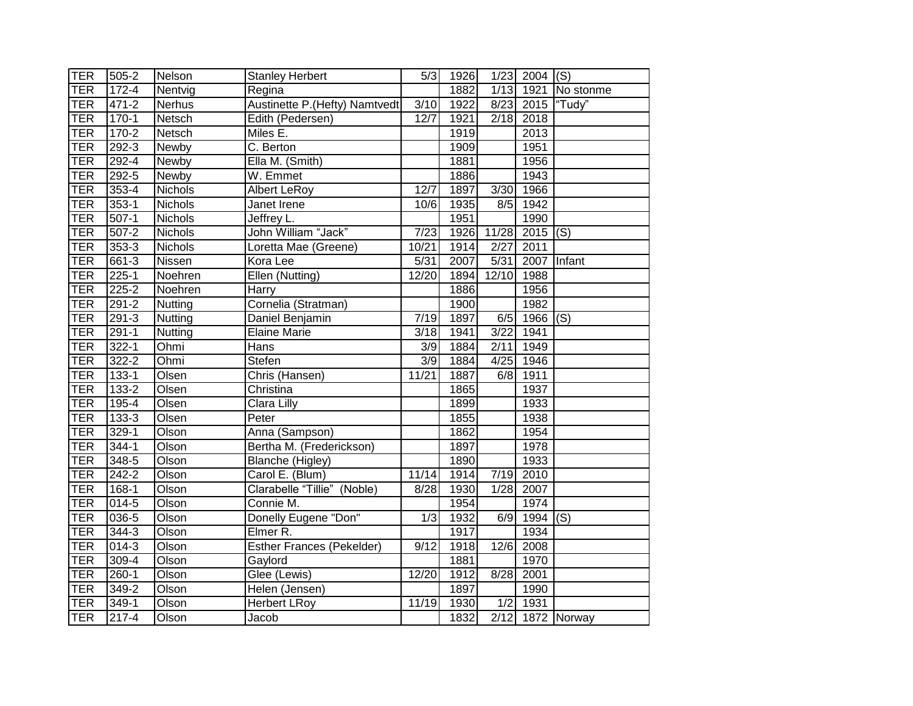| TER | 505-2 | Nelson | Stanley Herbert | 5/3 | 1926 | 1/23 | 2004 | (S) |
|---|---|---|---|---|---|---|---|---|
| TER | 172-4 | Nentvig | Regina | | 1882 | 1/13 | 1921 | No stonme |
| TER | 471-2 | Nerhus | Austinette P.(Hefty) Namtvedt | 3/10 | 1922 | 8/23 | 2015 | "Tudy" |
| TER | 170-1 | Netsch | Edith (Pedersen) | 12/7 | 1921 | 2/18 | 2018 | |
| TER | 170-2 | Netsch | Miles E. | | 1919 | | 2013 | |
| TER | 292-3 | Newby | C. Berton | | 1909 | | 1951 | |
| TER | 292-4 | Newby | Ella M. (Smith) | | 1881 | | 1956 | |
| TER | 292-5 | Newby | W. Emmet | | 1886 | | 1943 | |
| TER | 353-4 | Nichols | Albert LeRoy | 12/7 | 1897 | 3/30 | 1966 | |
| TER | 353-1 | Nichols | Janet Irene | 10/6 | 1935 | 8/5 | 1942 | |
| TER | 507-1 | Nichols | Jeffrey L. | | 1951 | | 1990 | |
| TER | 507-2 | Nichols | John William "Jack" | 7/23 | 1926 | 11/28 | 2015 | (S) |
| TER | 353-3 | Nichols | Loretta Mae (Greene) | 10/21 | 1914 | 2/27 | 2011 | |
| TER | 661-3 | Nissen | Kora Lee | 5/31 | 2007 | 5/31 | 2007 | Infant |
| TER | 225-1 | Noehren | Ellen (Nutting) | 12/20 | 1894 | 12/10 | 1988 | |
| TER | 225-2 | Noehren | Harry | | 1886 | | 1956 | |
| TER | 291-2 | Nutting | Cornelia (Stratman) | | 1900 | | 1982 | |
| TER | 291-3 | Nutting | Daniel Benjamin | 7/19 | 1897 | 6/5 | 1966 | (S) |
| TER | 291-1 | Nutting | Elaine Marie | 3/18 | 1941 | 3/22 | 1941 | |
| TER | 322-1 | Ohmi | Hans | 3/9 | 1884 | 2/11 | 1949 | |
| TER | 322-2 | Ohmi | Stefen | 3/9 | 1884 | 4/25 | 1946 | |
| TER | 133-1 | Olsen | Chris (Hansen) | 11/21 | 1887 | 6/8 | 1911 | |
| TER | 133-2 | Olsen | Christina | | 1865 | | 1937 | |
| TER | 195-4 | Olsen | Clara Lilly | | 1899 | | 1933 | |
| TER | 133-3 | Olsen | Peter | | 1855 | | 1938 | |
| TER | 329-1 | Olson | Anna (Sampson) | | 1862 | | 1954 | |
| TER | 344-1 | Olson | Bertha M. (Frederickson) | | 1897 | | 1978 | |
| TER | 348-5 | Olson | Blanche (Higley) | | 1890 | | 1933 | |
| TER | 242-2 | Olson | Carol E. (Blum) | 11/14 | 1914 | 7/19 | 2010 | |
| TER | 168-1 | Olson | Clarabelle "Tillie" (Noble) | 8/28 | 1930 | 1/28 | 2007 | |
| TER | 014-5 | Olson | Connie M. | | 1954 | | 1974 | |
| TER | 036-5 | Olson | Donelly Eugene "Don" | 1/3 | 1932 | 6/9 | 1994 | (S) |
| TER | 344-3 | Olson | Elmer R. | | 1917 | | 1934 | |
| TER | 014-3 | Olson | Esther Frances (Pekelder) | 9/12 | 1918 | 12/6 | 2008 | |
| TER | 309-4 | Olson | Gaylord | | 1881 | | 1970 | |
| TER | 260-1 | Olson | Glee (Lewis) | 12/20 | 1912 | 8/28 | 2001 | |
| TER | 349-2 | Olson | Helen (Jensen) | | 1897 | | 1990 | |
| TER | 349-1 | Olson | Herbert LRoy | 11/19 | 1930 | 1/2 | 1931 | |
| TER | 217-4 | Olson | Jacob | | 1832 | 2/12 | 1872 | Norway |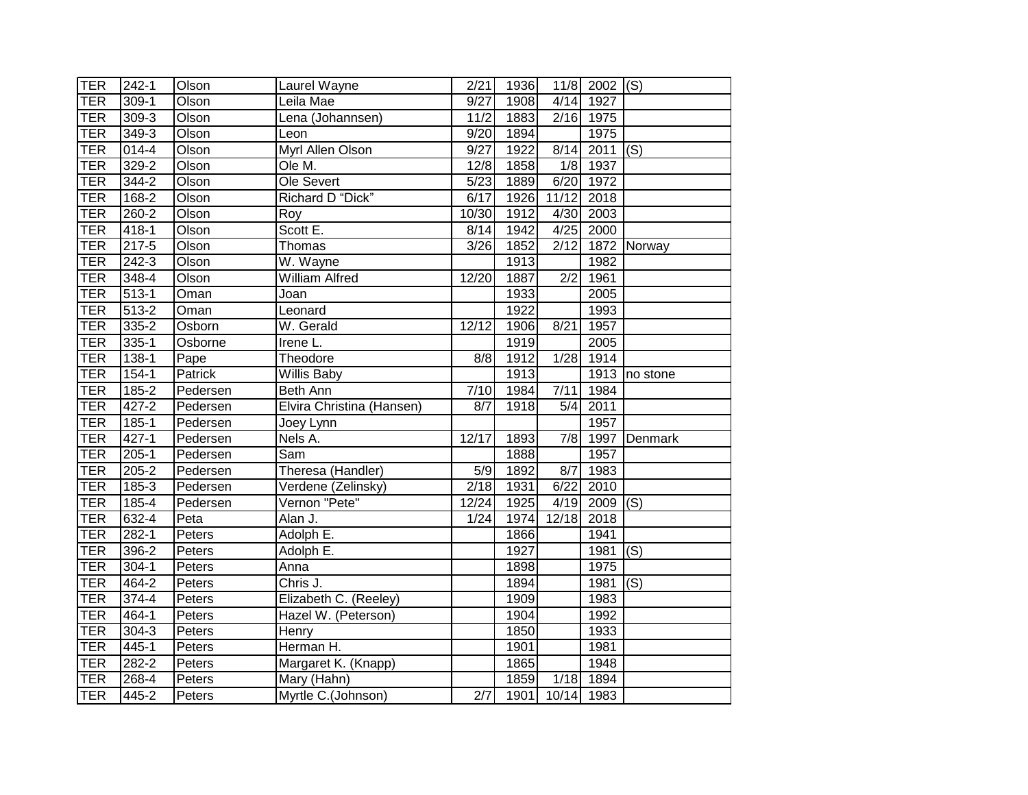| TER | 242-1 | Olson | Laurel Wayne | 2/21 | 1936 | 11/8 | 2002 | (S) |
|---|---|---|---|---|---|---|---|---|
| TER | 309-1 | Olson | Leila Mae | 9/27 | 1908 | 4/14 | 1927 | |
| TER | 309-3 | Olson | Lena (Johannsen) | 11/2 | 1883 | 2/16 | 1975 | |
| TER | 349-3 | Olson | Leon | 9/20 | 1894 | | 1975 | |
| TER | 014-4 | Olson | Myrl Allen Olson | 9/27 | 1922 | 8/14 | 2011 | (S) |
| TER | 329-2 | Olson | Ole M. | 12/8 | 1858 | 1/8 | 1937 | |
| TER | 344-2 | Olson | Ole Severt | 5/23 | 1889 | 6/20 | 1972 | |
| TER | 168-2 | Olson | Richard D "Dick" | 6/17 | 1926 | 11/12 | 2018 | |
| TER | 260-2 | Olson | Roy | 10/30 | 1912 | 4/30 | 2003 | |
| TER | 418-1 | Olson | Scott E. | 8/14 | 1942 | 4/25 | 2000 | |
| TER | 217-5 | Olson | Thomas | 3/26 | 1852 | 2/12 | 1872 | Norway |
| TER | 242-3 | Olson | W. Wayne | | 1913 | | 1982 | |
| TER | 348-4 | Olson | William Alfred | 12/20 | 1887 | 2/2 | 1961 | |
| TER | 513-1 | Oman | Joan | | 1933 | | 2005 | |
| TER | 513-2 | Oman | Leonard | | 1922 | | 1993 | |
| TER | 335-2 | Osborn | W. Gerald | 12/12 | 1906 | 8/21 | 1957 | |
| TER | 335-1 | Osborne | Irene L. | | 1919 | | 2005 | |
| TER | 138-1 | Pape | Theodore | 8/8 | 1912 | 1/28 | 1914 | |
| TER | 154-1 | Patrick | Willis Baby | | 1913 | | 1913 | no stone |
| TER | 185-2 | Pedersen | Beth Ann | 7/10 | 1984 | 7/11 | 1984 | |
| TER | 427-2 | Pedersen | Elvira Christina (Hansen) | 8/7 | 1918 | 5/4 | 2011 | |
| TER | 185-1 | Pedersen | Joey Lynn | | | | 1957 | |
| TER | 427-1 | Pedersen | Nels A. | 12/17 | 1893 | 7/8 | 1997 | Denmark |
| TER | 205-1 | Pedersen | Sam | | 1888 | | 1957 | |
| TER | 205-2 | Pedersen | Theresa (Handler) | 5/9 | 1892 | 8/7 | 1983 | |
| TER | 185-3 | Pedersen | Verdene (Zelinsky) | 2/18 | 1931 | 6/22 | 2010 | |
| TER | 185-4 | Pedersen | Vernon "Pete" | 12/24 | 1925 | 4/19 | 2009 | (S) |
| TER | 632-4 | Peta | Alan J. | 1/24 | 1974 | 12/18 | 2018 | |
| TER | 282-1 | Peters | Adolph E. | | 1866 | | 1941 | |
| TER | 396-2 | Peters | Adolph E. | | 1927 | | 1981 | (S) |
| TER | 304-1 | Peters | Anna | | 1898 | | 1975 | |
| TER | 464-2 | Peters | Chris J. | | 1894 | | 1981 | (S) |
| TER | 374-4 | Peters | Elizabeth C. (Reeley) | | 1909 | | 1983 | |
| TER | 464-1 | Peters | Hazel W. (Peterson) | | 1904 | | 1992 | |
| TER | 304-3 | Peters | Henry | | 1850 | | 1933 | |
| TER | 445-1 | Peters | Herman H. | | 1901 | | 1981 | |
| TER | 282-2 | Peters | Margaret K. (Knapp) | | 1865 | | 1948 | |
| TER | 268-4 | Peters | Mary (Hahn) | | 1859 | 1/18 | 1894 | |
| TER | 445-2 | Peters | Myrtle C.(Johnson) | 2/7 | 1901 | 10/14 | 1983 | |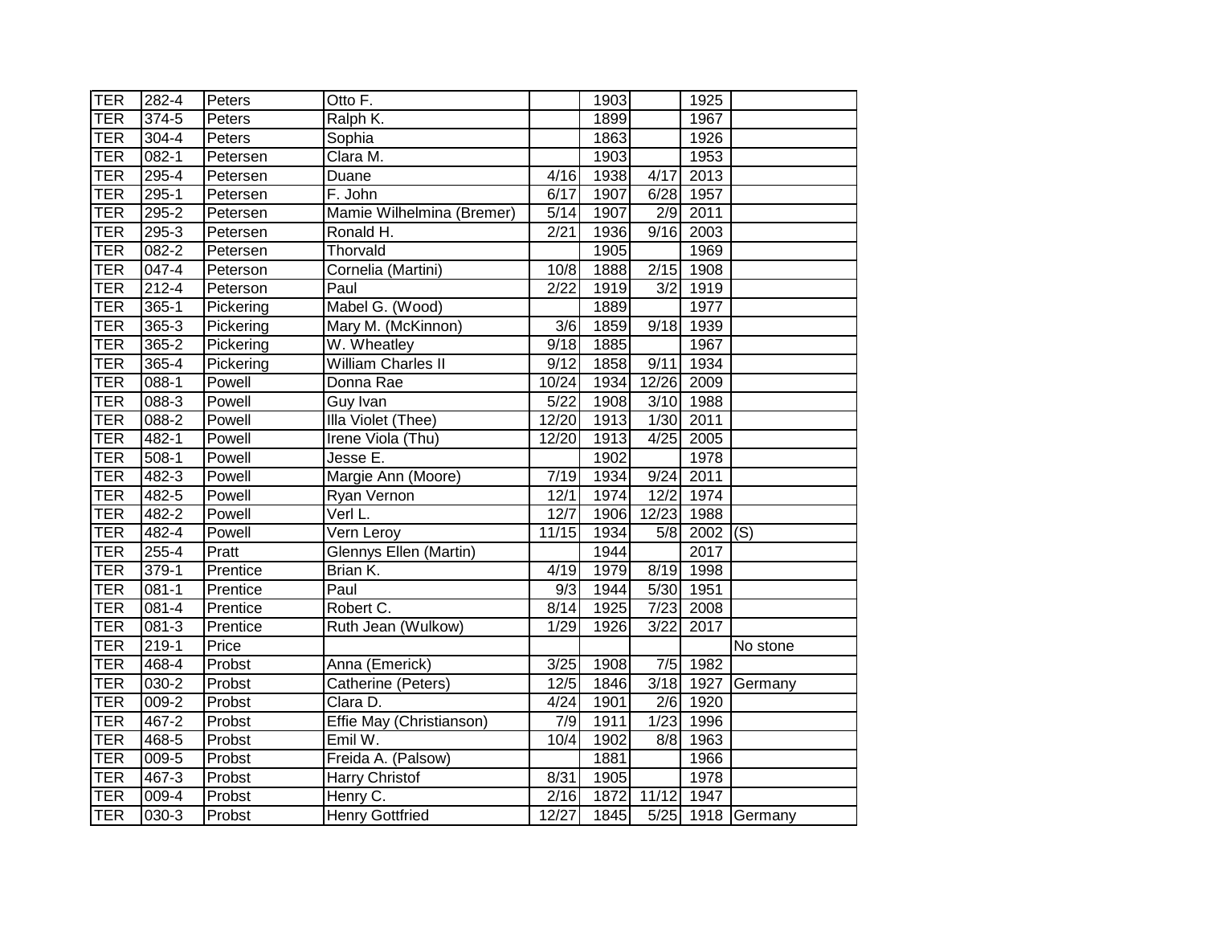| TER | 282-4 | Peters | Otto F. | | 1903 | | 1925 | |
|---|---|---|---|---|---|---|---|---|
| TER | 374-5 | Peters | Ralph K. | | 1899 | | 1967 | |
| TER | 304-4 | Peters | Sophia | | 1863 | | 1926 | |
| TER | 082-1 | Petersen | Clara M. | | 1903 | | 1953 | |
| TER | 295-4 | Petersen | Duane | 4/16 | 1938 | 4/17 | 2013 | |
| TER | 295-1 | Petersen | F. John | 6/17 | 1907 | 6/28 | 1957 | |
| TER | 295-2 | Petersen | Mamie Wilhelmina (Bremer) | 5/14 | 1907 | 2/9 | 2011 | |
| TER | 295-3 | Petersen | Ronald H. | 2/21 | 1936 | 9/16 | 2003 | |
| TER | 082-2 | Petersen | Thorvald | | 1905 | | 1969 | |
| TER | 047-4 | Peterson | Cornelia (Martini) | 10/8 | 1888 | 2/15 | 1908 | |
| TER | 212-4 | Peterson | Paul | 2/22 | 1919 | 3/2 | 1919 | |
| TER | 365-1 | Pickering | Mabel G. (Wood) | | 1889 | | 1977 | |
| TER | 365-3 | Pickering | Mary M. (McKinnon) | 3/6 | 1859 | 9/18 | 1939 | |
| TER | 365-2 | Pickering | W. Wheatley | 9/18 | 1885 | | 1967 | |
| TER | 365-4 | Pickering | William Charles II | 9/12 | 1858 | 9/11 | 1934 | |
| TER | 088-1 | Powell | Donna Rae | 10/24 | 1934 | 12/26 | 2009 | |
| TER | 088-3 | Powell | Guy Ivan | 5/22 | 1908 | 3/10 | 1988 | |
| TER | 088-2 | Powell | Illa Violet (Thee) | 12/20 | 1913 | 1/30 | 2011 | |
| TER | 482-1 | Powell | Irene Viola (Thu) | 12/20 | 1913 | 4/25 | 2005 | |
| TER | 508-1 | Powell | Jesse E. | | 1902 | | 1978 | |
| TER | 482-3 | Powell | Margie Ann (Moore) | 7/19 | 1934 | 9/24 | 2011 | |
| TER | 482-5 | Powell | Ryan Vernon | 12/1 | 1974 | 12/2 | 1974 | |
| TER | 482-2 | Powell | Verl L. | 12/7 | 1906 | 12/23 | 1988 | |
| TER | 482-4 | Powell | Vern Leroy | 11/15 | 1934 | 5/8 | 2002 | (S) |
| TER | 255-4 | Pratt | Glennys Ellen (Martin) | | 1944 | | 2017 | |
| TER | 379-1 | Prentice | Brian K. | 4/19 | 1979 | 8/19 | 1998 | |
| TER | 081-1 | Prentice | Paul | 9/3 | 1944 | 5/30 | 1951 | |
| TER | 081-4 | Prentice | Robert C. | 8/14 | 1925 | 7/23 | 2008 | |
| TER | 081-3 | Prentice | Ruth Jean (Wulkow) | 1/29 | 1926 | 3/22 | 2017 | |
| TER | 219-1 | Price | | | | | | No stone |
| TER | 468-4 | Probst | Anna (Emerick) | 3/25 | 1908 | 7/5 | 1982 | |
| TER | 030-2 | Probst | Catherine (Peters) | 12/5 | 1846 | 3/18 | 1927 | Germany |
| TER | 009-2 | Probst | Clara D. | 4/24 | 1901 | 2/6 | 1920 | |
| TER | 467-2 | Probst | Effie May (Christianson) | 7/9 | 1911 | 1/23 | 1996 | |
| TER | 468-5 | Probst | Emil W. | 10/4 | 1902 | 8/8 | 1963 | |
| TER | 009-5 | Probst | Freida A. (Palsow) | | 1881 | | 1966 | |
| TER | 467-3 | Probst | Harry Christof | 8/31 | 1905 | | 1978 | |
| TER | 009-4 | Probst | Henry C. | 2/16 | 1872 | 11/12 | 1947 | |
| TER | 030-3 | Probst | Henry Gottfried | 12/27 | 1845 | 5/25 | 1918 | Germany |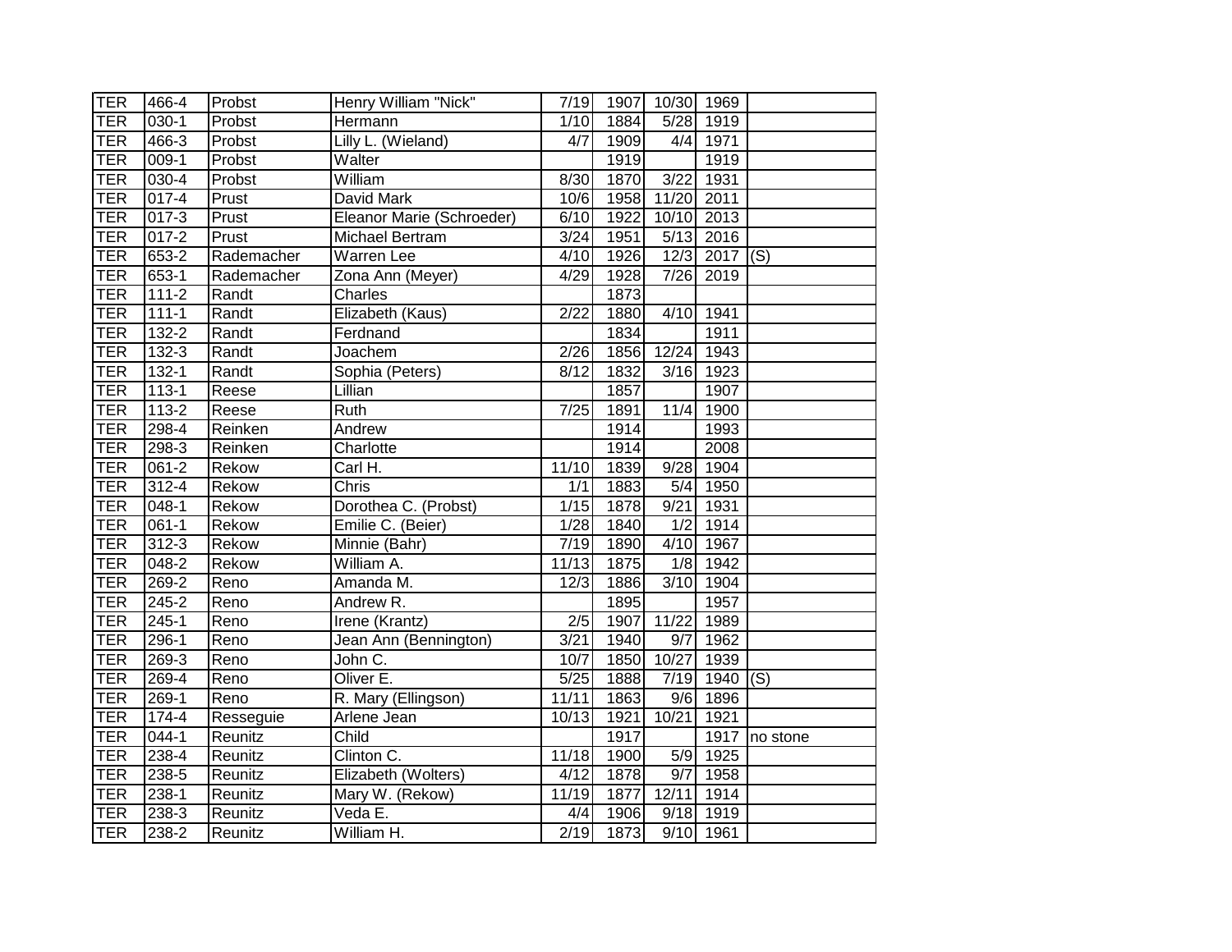| TER | 466-4 | Probst | Henry William "Nick" | 7/19 | 1907 | 10/30 | 1969 | |
|---|---|---|---|---|---|---|---|---|
| TER | 030-1 | Probst | Hermann | 1/10 | 1884 | 5/28 | 1919 | |
| TER | 466-3 | Probst | Lilly L. (Wieland) | 4/7 | 1909 | 4/4 | 1971 | |
| TER | 009-1 | Probst | Walter | | 1919 | | 1919 | |
| TER | 030-4 | Probst | William | 8/30 | 1870 | 3/22 | 1931 | |
| TER | 017-4 | Prust | David Mark | 10/6 | 1958 | 11/20 | 2011 | |
| TER | 017-3 | Prust | Eleanor Marie (Schroeder) | 6/10 | 1922 | 10/10 | 2013 | |
| TER | 017-2 | Prust | Michael Bertram | 3/24 | 1951 | 5/13 | 2016 | |
| TER | 653-2 | Rademacher | Warren Lee | 4/10 | 1926 | 12/3 | 2017 | (S) |
| TER | 653-1 | Rademacher | Zona Ann (Meyer) | 4/29 | 1928 | 7/26 | 2019 | |
| TER | 111-2 | Randt | Charles | | 1873 | | | |
| TER | 111-1 | Randt | Elizabeth (Kaus) | 2/22 | 1880 | 4/10 | 1941 | |
| TER | 132-2 | Randt | Ferdnand | | 1834 | | 1911 | |
| TER | 132-3 | Randt | Joachem | 2/26 | 1856 | 12/24 | 1943 | |
| TER | 132-1 | Randt | Sophia (Peters) | 8/12 | 1832 | 3/16 | 1923 | |
| TER | 113-1 | Reese | Lillian | | 1857 | | 1907 | |
| TER | 113-2 | Reese | Ruth | 7/25 | 1891 | 11/4 | 1900 | |
| TER | 298-4 | Reinken | Andrew | | 1914 | | 1993 | |
| TER | 298-3 | Reinken | Charlotte | | 1914 | | 2008 | |
| TER | 061-2 | Rekow | Carl H. | 11/10 | 1839 | 9/28 | 1904 | |
| TER | 312-4 | Rekow | Chris | 1/1 | 1883 | 5/4 | 1950 | |
| TER | 048-1 | Rekow | Dorothea C. (Probst) | 1/15 | 1878 | 9/21 | 1931 | |
| TER | 061-1 | Rekow | Emilie C. (Beier) | 1/28 | 1840 | 1/2 | 1914 | |
| TER | 312-3 | Rekow | Minnie (Bahr) | 7/19 | 1890 | 4/10 | 1967 | |
| TER | 048-2 | Rekow | William A. | 11/13 | 1875 | 1/8 | 1942 | |
| TER | 269-2 | Reno | Amanda M. | 12/3 | 1886 | 3/10 | 1904 | |
| TER | 245-2 | Reno | Andrew R. | | 1895 | | 1957 | |
| TER | 245-1 | Reno | Irene (Krantz) | 2/5 | 1907 | 11/22 | 1989 | |
| TER | 296-1 | Reno | Jean Ann (Bennington) | 3/21 | 1940 | 9/7 | 1962 | |
| TER | 269-3 | Reno | John C. | 10/7 | 1850 | 10/27 | 1939 | |
| TER | 269-4 | Reno | Oliver E. | 5/25 | 1888 | 7/19 | 1940 | (S) |
| TER | 269-1 | Reno | R. Mary (Ellingson) | 11/11 | 1863 | 9/6 | 1896 | |
| TER | 174-4 | Resseguie | Arlene Jean | 10/13 | 1921 | 10/21 | 1921 | |
| TER | 044-1 | Reunitz | Child | | 1917 | | 1917 | no stone |
| TER | 238-4 | Reunitz | Clinton C. | 11/18 | 1900 | 5/9 | 1925 | |
| TER | 238-5 | Reunitz | Elizabeth (Wolters) | 4/12 | 1878 | 9/7 | 1958 | |
| TER | 238-1 | Reunitz | Mary W. (Rekow) | 11/19 | 1877 | 12/11 | 1914 | |
| TER | 238-3 | Reunitz | Veda E. | 4/4 | 1906 | 9/18 | 1919 | |
| TER | 238-2 | Reunitz | William H. | 2/19 | 1873 | 9/10 | 1961 | |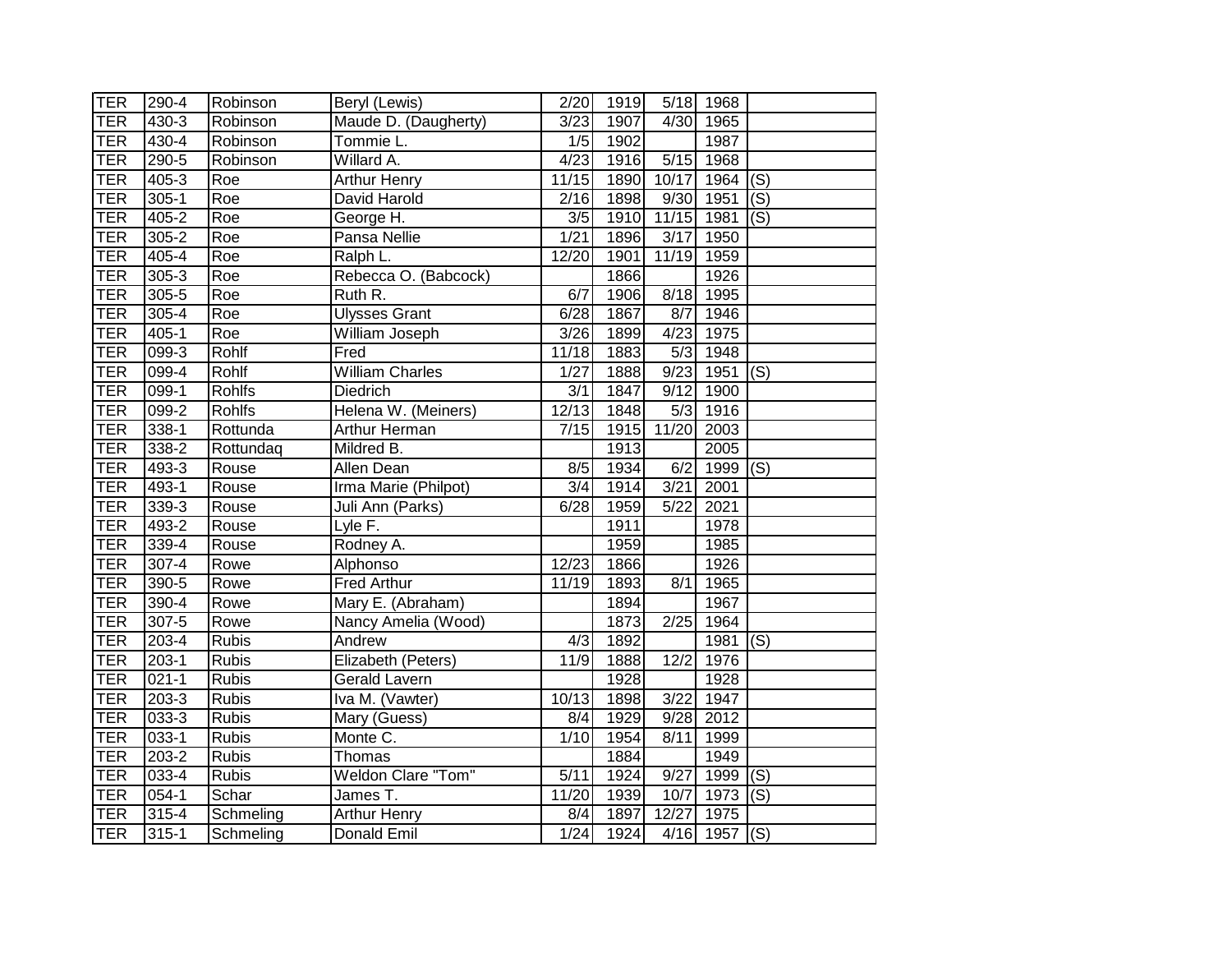| TER | 290-4 | Robinson | Beryl (Lewis) | 2/20 | 1919 | 5/18 | 1968 | |
|---|---|---|---|---|---|---|---|---|
| TER | 430-3 | Robinson | Maude D. (Daugherty) | 3/23 | 1907 | 4/30 | 1965 | |
| TER | 430-4 | Robinson | Tommie L. | 1/5 | 1902 | | 1987 | |
| TER | 290-5 | Robinson | Willard A. | 4/23 | 1916 | 5/15 | 1968 | |
| TER | 405-3 | Roe | Arthur Henry | 11/15 | 1890 | 10/17 | 1964 | (S) |
| TER | 305-1 | Roe | David Harold | 2/16 | 1898 | 9/30 | 1951 | (S) |
| TER | 405-2 | Roe | George H. | 3/5 | 1910 | 11/15 | 1981 | (S) |
| TER | 305-2 | Roe | Pansa Nellie | 1/21 | 1896 | 3/17 | 1950 | |
| TER | 405-4 | Roe | Ralph L. | 12/20 | 1901 | 11/19 | 1959 | |
| TER | 305-3 | Roe | Rebecca O. (Babcock) | | 1866 | | 1926 | |
| TER | 305-5 | Roe | Ruth R. | 6/7 | 1906 | 8/18 | 1995 | |
| TER | 305-4 | Roe | Ulysses Grant | 6/28 | 1867 | 8/7 | 1946 | |
| TER | 405-1 | Roe | William Joseph | 3/26 | 1899 | 4/23 | 1975 | |
| TER | 099-3 | Rohlf | Fred | 11/18 | 1883 | 5/3 | 1948 | |
| TER | 099-4 | Rohlf | William Charles | 1/27 | 1888 | 9/23 | 1951 | (S) |
| TER | 099-1 | Rohlfs | Diedrich | 3/1 | 1847 | 9/12 | 1900 | |
| TER | 099-2 | Rohlfs | Helena W. (Meiners) | 12/13 | 1848 | 5/3 | 1916 | |
| TER | 338-1 | Rottunda | Arthur Herman | 7/15 | 1915 | 11/20 | 2003 | |
| TER | 338-2 | Rottundaq | Mildred B. | | 1913 | | 2005 | |
| TER | 493-3 | Rouse | Allen Dean | 8/5 | 1934 | 6/2 | 1999 | (S) |
| TER | 493-1 | Rouse | Irma Marie (Philpot) | 3/4 | 1914 | 3/21 | 2001 | |
| TER | 339-3 | Rouse | Juli Ann (Parks) | 6/28 | 1959 | 5/22 | 2021 | |
| TER | 493-2 | Rouse | Lyle F. | | 1911 | | 1978 | |
| TER | 339-4 | Rouse | Rodney A. | | 1959 | | 1985 | |
| TER | 307-4 | Rowe | Alphonso | 12/23 | 1866 | | 1926 | |
| TER | 390-5 | Rowe | Fred Arthur | 11/19 | 1893 | 8/1 | 1965 | |
| TER | 390-4 | Rowe | Mary E. (Abraham) | | 1894 | | 1967 | |
| TER | 307-5 | Rowe | Nancy Amelia (Wood) | | 1873 | 2/25 | 1964 | |
| TER | 203-4 | Rubis | Andrew | 4/3 | 1892 | | 1981 | (S) |
| TER | 203-1 | Rubis | Elizabeth (Peters) | 11/9 | 1888 | 12/2 | 1976 | |
| TER | 021-1 | Rubis | Gerald Lavern | | 1928 | | 1928 | |
| TER | 203-3 | Rubis | Iva M. (Vawter) | 10/13 | 1898 | 3/22 | 1947 | |
| TER | 033-3 | Rubis | Mary (Guess) | 8/4 | 1929 | 9/28 | 2012 | |
| TER | 033-1 | Rubis | Monte C. | 1/10 | 1954 | 8/11 | 1999 | |
| TER | 203-2 | Rubis | Thomas | | 1884 | | 1949 | |
| TER | 033-4 | Rubis | Weldon Clare "Tom" | 5/11 | 1924 | 9/27 | 1999 | (S) |
| TER | 054-1 | Schar | James T. | 11/20 | 1939 | 10/7 | 1973 | (S) |
| TER | 315-4 | Schmeling | Arthur Henry | 8/4 | 1897 | 12/27 | 1975 | |
| TER | 315-1 | Schmeling | Donald Emil | 1/24 | 1924 | 4/16 | 1957 | (S) |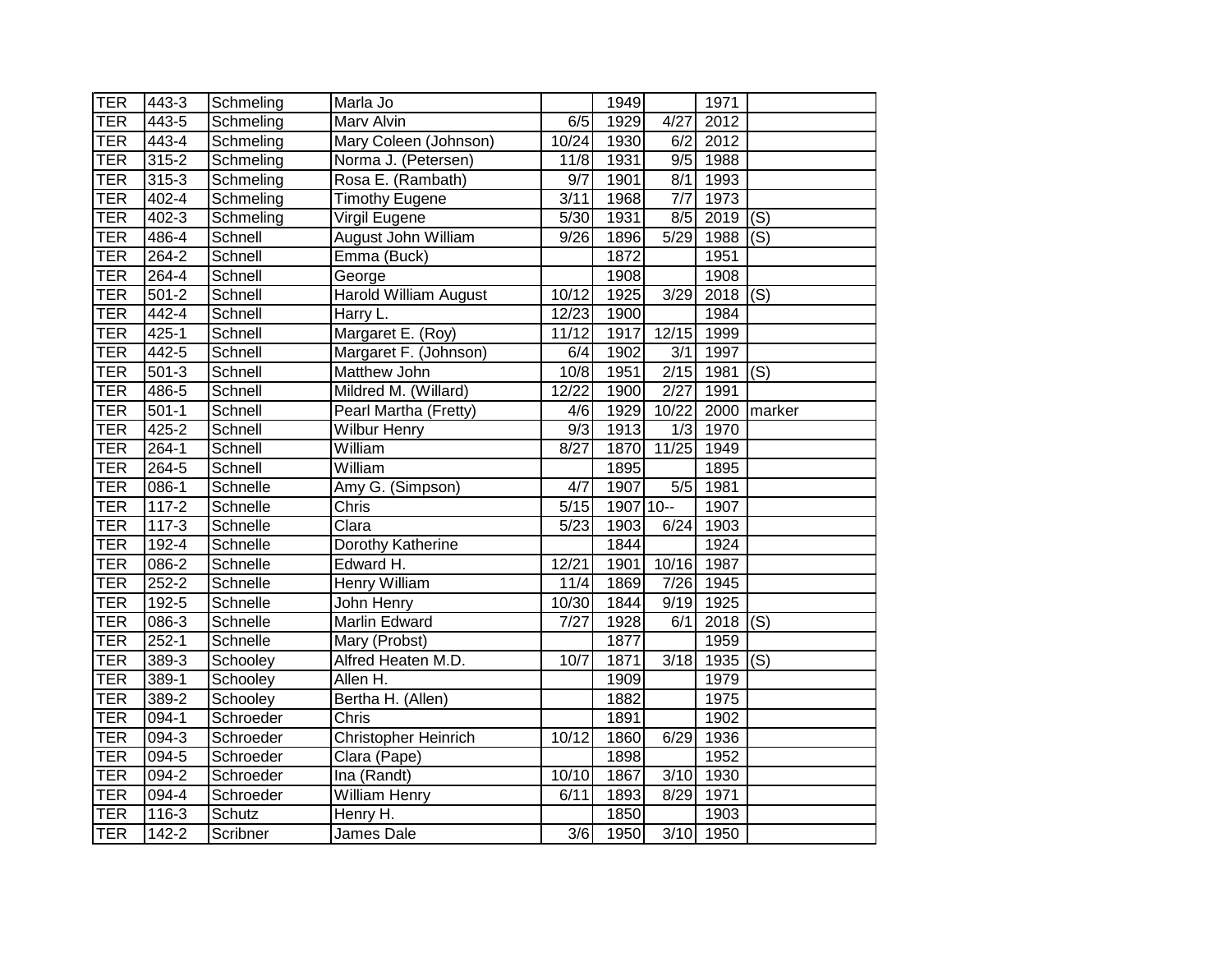| | | | | | | | | |
|---|---|---|---|---|---|---|---|---|
| TER | 443-3 | Schmeling | Marla Jo | | 1949 | | 1971 | |
| TER | 443-5 | Schmeling | Marv Alvin | 6/5 | 1929 | 4/27 | 2012 | |
| TER | 443-4 | Schmeling | Mary Coleen (Johnson) | 10/24 | 1930 | 6/2 | 2012 | |
| TER | 315-2 | Schmeling | Norma J. (Petersen) | 11/8 | 1931 | 9/5 | 1988 | |
| TER | 315-3 | Schmeling | Rosa E. (Rambath) | 9/7 | 1901 | 8/1 | 1993 | |
| TER | 402-4 | Schmeling | Timothy Eugene | 3/11 | 1968 | 7/7 | 1973 | |
| TER | 402-3 | Schmeling | Virgil Eugene | 5/30 | 1931 | 8/5 | 2019 | (S) |
| TER | 486-4 | Schnell | August John William | 9/26 | 1896 | 5/29 | 1988 | (S) |
| TER | 264-2 | Schnell | Emma (Buck) | | 1872 | | 1951 | |
| TER | 264-4 | Schnell | George | | 1908 | | 1908 | |
| TER | 501-2 | Schnell | Harold William August | 10/12 | 1925 | 3/29 | 2018 | (S) |
| TER | 442-4 | Schnell | Harry L. | 12/23 | 1900 | | 1984 | |
| TER | 425-1 | Schnell | Margaret E. (Roy) | 11/12 | 1917 | 12/15 | 1999 | |
| TER | 442-5 | Schnell | Margaret F. (Johnson) | 6/4 | 1902 | 3/1 | 1997 | |
| TER | 501-3 | Schnell | Matthew John | 10/8 | 1951 | 2/15 | 1981 | (S) |
| TER | 486-5 | Schnell | Mildred M. (Willard) | 12/22 | 1900 | 2/27 | 1991 | |
| TER | 501-1 | Schnell | Pearl Martha (Fretty) | 4/6 | 1929 | 10/22 | 2000 | marker |
| TER | 425-2 | Schnell | Wilbur Henry | 9/3 | 1913 | 1/3 | 1970 | |
| TER | 264-1 | Schnell | William | 8/27 | 1870 | 11/25 | 1949 | |
| TER | 264-5 | Schnell | William | | 1895 | | 1895 | |
| TER | 086-1 | Schnelle | Amy G. (Simpson) | 4/7 | 1907 | 5/5 | 1981 | |
| TER | 117-2 | Schnelle | Chris | 5/15 | 1907 | 10-- | 1907 | |
| TER | 117-3 | Schnelle | Clara | 5/23 | 1903 | 6/24 | 1903 | |
| TER | 192-4 | Schnelle | Dorothy Katherine | | 1844 | | 1924 | |
| TER | 086-2 | Schnelle | Edward H. | 12/21 | 1901 | 10/16 | 1987 | |
| TER | 252-2 | Schnelle | Henry William | 11/4 | 1869 | 7/26 | 1945 | |
| TER | 192-5 | Schnelle | John Henry | 10/30 | 1844 | 9/19 | 1925 | |
| TER | 086-3 | Schnelle | Marlin Edward | 7/27 | 1928 | 6/1 | 2018 | (S) |
| TER | 252-1 | Schnelle | Mary (Probst) | | 1877 | | 1959 | |
| TER | 389-3 | Schooley | Alfred Heaten M.D. | 10/7 | 1871 | 3/18 | 1935 | (S) |
| TER | 389-1 | Schooley | Allen H. | | 1909 | | 1979 | |
| TER | 389-2 | Schooley | Bertha H. (Allen) | | 1882 | | 1975 | |
| TER | 094-1 | Schroeder | Chris | | 1891 | | 1902 | |
| TER | 094-3 | Schroeder | Christopher Heinrich | 10/12 | 1860 | 6/29 | 1936 | |
| TER | 094-5 | Schroeder | Clara (Pape) | | 1898 | | 1952 | |
| TER | 094-2 | Schroeder | Ina (Randt) | 10/10 | 1867 | 3/10 | 1930 | |
| TER | 094-4 | Schroeder | William Henry | 6/11 | 1893 | 8/29 | 1971 | |
| TER | 116-3 | Schutz | Henry H. | | 1850 | | 1903 | |
| TER | 142-2 | Scribner | James Dale | 3/6 | 1950 | 3/10 | 1950 | |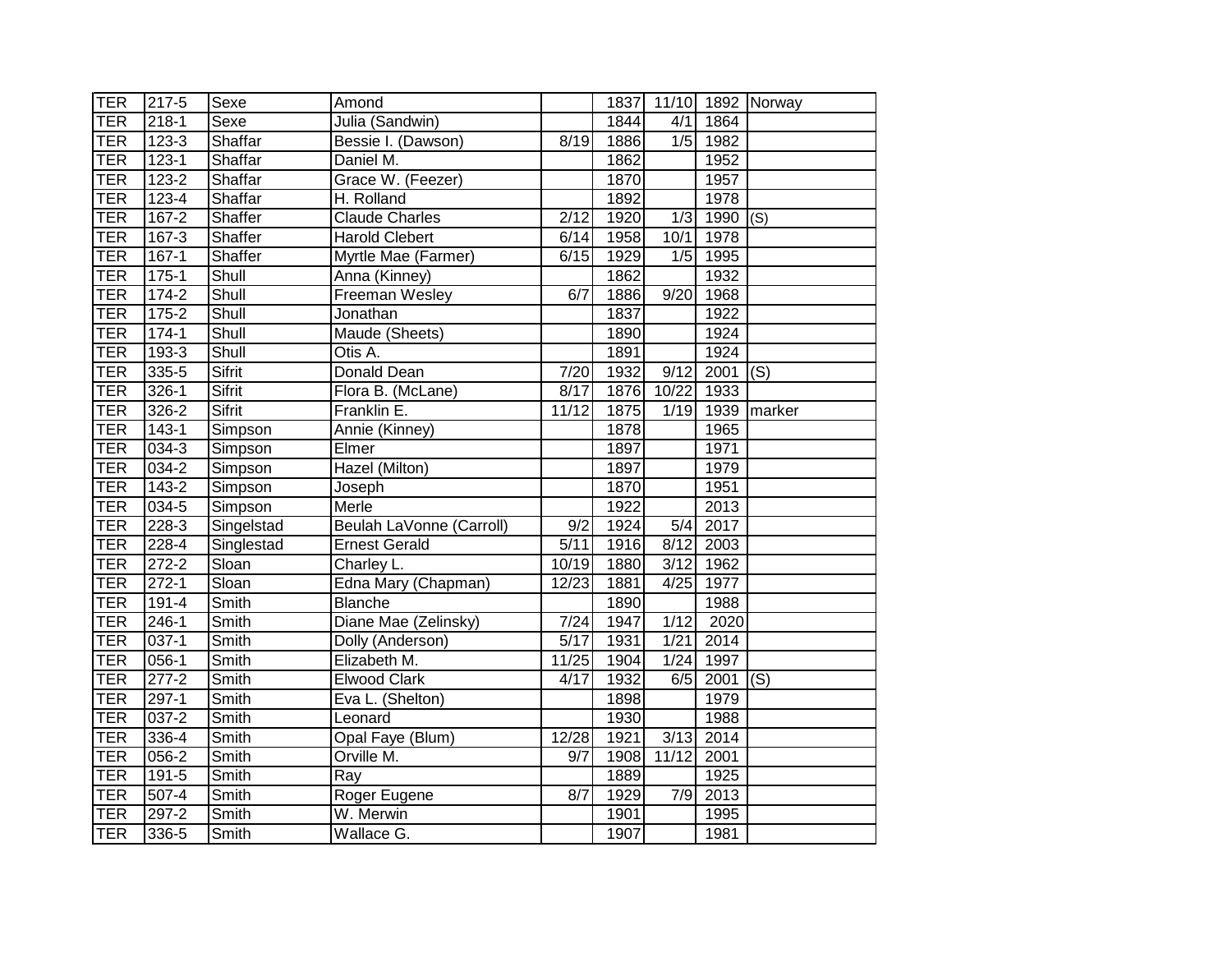| TER | 217-5 | Sexe | Amond | | 1837 | 11/10 | 1892 | Norway |
|---|---|---|---|---|---|---|---|---|
| TER | 218-1 | Sexe | Julia (Sandwin) | | 1844 | 4/1 | 1864 | |
| TER | 123-3 | Shaffar | Bessie I. (Dawson) | 8/19 | 1886 | 1/5 | 1982 | |
| TER | 123-1 | Shaffar | Daniel M. | | 1862 | | 1952 | |
| TER | 123-2 | Shaffar | Grace W. (Feezer) | | 1870 | | 1957 | |
| TER | 123-4 | Shaffar | H. Rolland | | 1892 | | 1978 | |
| TER | 167-2 | Shaffer | Claude Charles | 2/12 | 1920 | 1/3 | 1990 | (S) |
| TER | 167-3 | Shaffer | Harold Clebert | 6/14 | 1958 | 10/1 | 1978 | |
| TER | 167-1 | Shaffer | Myrtle Mae (Farmer) | 6/15 | 1929 | 1/5 | 1995 | |
| TER | 175-1 | Shull | Anna (Kinney) | | 1862 | | 1932 | |
| TER | 174-2 | Shull | Freeman Wesley | 6/7 | 1886 | 9/20 | 1968 | |
| TER | 175-2 | Shull | Jonathan | | 1837 | | 1922 | |
| TER | 174-1 | Shull | Maude (Sheets) | | 1890 | | 1924 | |
| TER | 193-3 | Shull | Otis A. | | 1891 | | 1924 | |
| TER | 335-5 | Sifrit | Donald Dean | 7/20 | 1932 | 9/12 | 2001 | (S) |
| TER | 326-1 | Sifrit | Flora B. (McLane) | 8/17 | 1876 | 10/22 | 1933 | |
| TER | 326-2 | Sifrit | Franklin E. | 11/12 | 1875 | 1/19 | 1939 | marker |
| TER | 143-1 | Simpson | Annie (Kinney) | | 1878 | | 1965 | |
| TER | 034-3 | Simpson | Elmer | | 1897 | | 1971 | |
| TER | 034-2 | Simpson | Hazel (Milton) | | 1897 | | 1979 | |
| TER | 143-2 | Simpson | Joseph | | 1870 | | 1951 | |
| TER | 034-5 | Simpson | Merle | | 1922 | | 2013 | |
| TER | 228-3 | Singelstad | Beulah LaVonne (Carroll) | 9/2 | 1924 | 5/4 | 2017 | |
| TER | 228-4 | Singlestad | Ernest Gerald | 5/11 | 1916 | 8/12 | 2003 | |
| TER | 272-2 | Sloan | Charley L. | 10/19 | 1880 | 3/12 | 1962 | |
| TER | 272-1 | Sloan | Edna Mary (Chapman) | 12/23 | 1881 | 4/25 | 1977 | |
| TER | 191-4 | Smith | Blanche | | 1890 | | 1988 | |
| TER | 246-1 | Smith | Diane Mae (Zelinsky) | 7/24 | 1947 | 1/12 | 2020 | |
| TER | 037-1 | Smith | Dolly (Anderson) | 5/17 | 1931 | 1/21 | 2014 | |
| TER | 056-1 | Smith | Elizabeth M. | 11/25 | 1904 | 1/24 | 1997 | |
| TER | 277-2 | Smith | Elwood Clark | 4/17 | 1932 | 6/5 | 2001 | (S) |
| TER | 297-1 | Smith | Eva L. (Shelton) | | 1898 | | 1979 | |
| TER | 037-2 | Smith | Leonard | | 1930 | | 1988 | |
| TER | 336-4 | Smith | Opal Faye (Blum) | 12/28 | 1921 | 3/13 | 2014 | |
| TER | 056-2 | Smith | Orville M. | 9/7 | 1908 | 11/12 | 2001 | |
| TER | 191-5 | Smith | Ray | | 1889 | | 1925 | |
| TER | 507-4 | Smith | Roger Eugene | 8/7 | 1929 | 7/9 | 2013 | |
| TER | 297-2 | Smith | W. Merwin | | 1901 | | 1995 | |
| TER | 336-5 | Smith | Wallace G. | | 1907 | | 1981 | |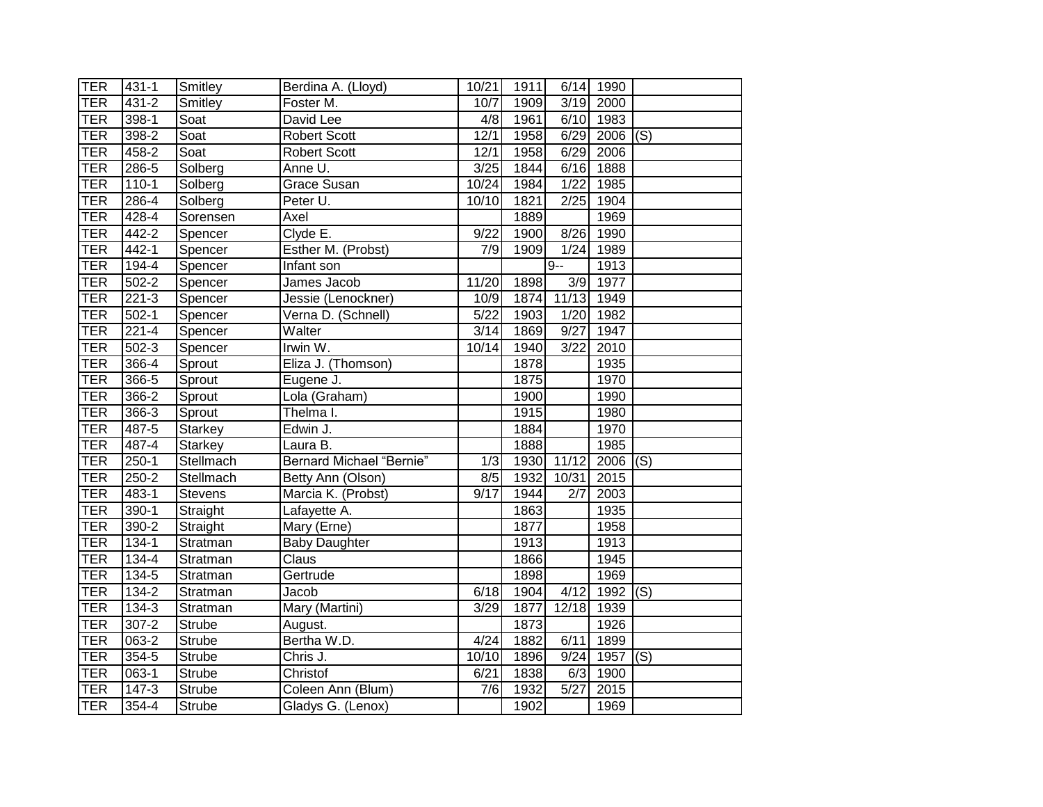| TER | 431-1 | Smitley | Berdina A. (Lloyd) | 10/21 | 1911 | 6/14 | 1990 | |
|---|---|---|---|---|---|---|---|---|
| TER | 431-2 | Smitley | Foster M. | 10/7 | 1909 | 3/19 | 2000 | |
| TER | 398-1 | Soat | David Lee | 4/8 | 1961 | 6/10 | 1983 | |
| TER | 398-2 | Soat | Robert Scott | 12/1 | 1958 | 6/29 | 2006 | (S) |
| TER | 458-2 | Soat | Robert Scott | 12/1 | 1958 | 6/29 | 2006 | |
| TER | 286-5 | Solberg | Anne U. | 3/25 | 1844 | 6/16 | 1888 | |
| TER | 110-1 | Solberg | Grace Susan | 10/24 | 1984 | 1/22 | 1985 | |
| TER | 286-4 | Solberg | Peter U. | 10/10 | 1821 | 2/25 | 1904 | |
| TER | 428-4 | Sorensen | Axel | | 1889 | | 1969 | |
| TER | 442-2 | Spencer | Clyde E. | 9/22 | 1900 | 8/26 | 1990 | |
| TER | 442-1 | Spencer | Esther M. (Probst) | 7/9 | 1909 | 1/24 | 1989 | |
| TER | 194-4 | Spencer | Infant son | | | 9-- | 1913 | |
| TER | 502-2 | Spencer | James Jacob | 11/20 | 1898 | 3/9 | 1977 | |
| TER | 221-3 | Spencer | Jessie (Lenockner) | 10/9 | 1874 | 11/13 | 1949 | |
| TER | 502-1 | Spencer | Verna D. (Schnell) | 5/22 | 1903 | 1/20 | 1982 | |
| TER | 221-4 | Spencer | Walter | 3/14 | 1869 | 9/27 | 1947 | |
| TER | 502-3 | Spencer | Irwin W. | 10/14 | 1940 | 3/22 | 2010 | |
| TER | 366-4 | Sprout | Eliza J. (Thomson) | | 1878 | | 1935 | |
| TER | 366-5 | Sprout | Eugene J. | | 1875 | | 1970 | |
| TER | 366-2 | Sprout | Lola (Graham) | | 1900 | | 1990 | |
| TER | 366-3 | Sprout | Thelma I. | | 1915 | | 1980 | |
| TER | 487-5 | Starkey | Edwin J. | | 1884 | | 1970 | |
| TER | 487-4 | Starkey | Laura B. | | 1888 | | 1985 | |
| TER | 250-1 | Stellmach | Bernard Michael "Bernie" | 1/3 | 1930 | 11/12 | 2006 | (S) |
| TER | 250-2 | Stellmach | Betty Ann (Olson) | 8/5 | 1932 | 10/31 | 2015 | |
| TER | 483-1 | Stevens | Marcia K. (Probst) | 9/17 | 1944 | 2/7 | 2003 | |
| TER | 390-1 | Straight | Lafayette A. | | 1863 | | 1935 | |
| TER | 390-2 | Straight | Mary (Erne) | | 1877 | | 1958 | |
| TER | 134-1 | Stratman | Baby Daughter | | 1913 | | 1913 | |
| TER | 134-4 | Stratman | Claus | | 1866 | | 1945 | |
| TER | 134-5 | Stratman | Gertrude | | 1898 | | 1969 | |
| TER | 134-2 | Stratman | Jacob | 6/18 | 1904 | 4/12 | 1992 | (S) |
| TER | 134-3 | Stratman | Mary (Martini) | 3/29 | 1877 | 12/18 | 1939 | |
| TER | 307-2 | Strube | August. | | 1873 | | 1926 | |
| TER | 063-2 | Strube | Bertha W.D. | 4/24 | 1882 | 6/11 | 1899 | |
| TER | 354-5 | Strube | Chris J. | 10/10 | 1896 | 9/24 | 1957 | (S) |
| TER | 063-1 | Strube | Christof | 6/21 | 1838 | 6/3 | 1900 | |
| TER | 147-3 | Strube | Coleen Ann (Blum) | 7/6 | 1932 | 5/27 | 2015 | |
| TER | 354-4 | Strube | Gladys G. (Lenox) | | 1902 | | 1969 | |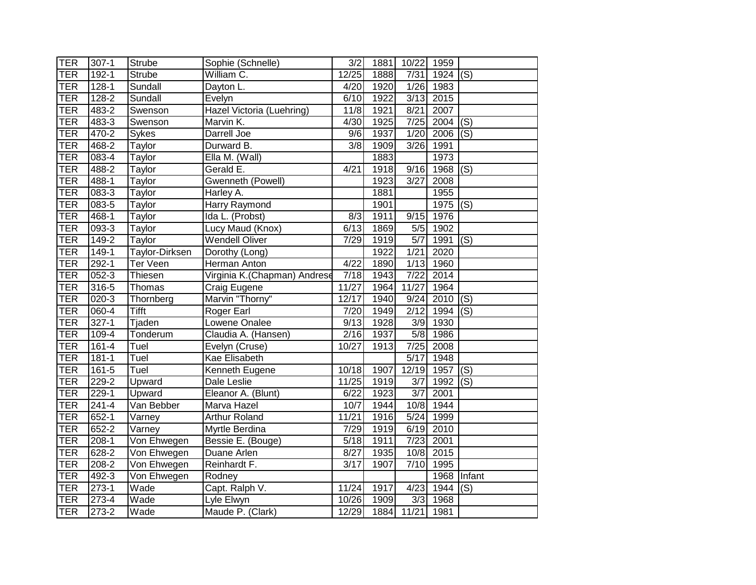| TER | 307-1 | Strube | Sophie (Schnelle) | 3/2 | 1881 | 10/22 | 1959 | |
|---|---|---|---|---|---|---|---|---|
| TER | 192-1 | Strube | William C. | 12/25 | 1888 | 7/31 | 1924 | (S) |
| TER | 128-1 | Sundall | Dayton L. | 4/20 | 1920 | 1/26 | 1983 | |
| TER | 128-2 | Sundall | Evelyn | 6/10 | 1922 | 3/13 | 2015 | |
| TER | 483-2 | Swenson | Hazel Victoria (Luehring) | 11/8 | 1921 | 8/21 | 2007 | |
| TER | 483-3 | Swenson | Marvin K. | 4/30 | 1925 | 7/25 | 2004 | (S) |
| TER | 470-2 | Sykes | Darrell Joe | 9/6 | 1937 | 1/20 | 2006 | (S) |
| TER | 468-2 | Taylor | Durward B. | 3/8 | 1909 | 3/26 | 1991 | |
| TER | 083-4 | Taylor | Ella M. (Wall) | | 1883 | | 1973 | |
| TER | 488-2 | Taylor | Gerald E. | 4/21 | 1918 | 9/16 | 1968 | (S) |
| TER | 488-1 | Taylor | Gwenneth (Powell) | | 1923 | 3/27 | 2008 | |
| TER | 083-3 | Taylor | Harley A. | | 1881 | | 1955 | |
| TER | 083-5 | Taylor | Harry Raymond | | 1901 | | 1975 | (S) |
| TER | 468-1 | Taylor | Ida L. (Probst) | 8/3 | 1911 | 9/15 | 1976 | |
| TER | 093-3 | Taylor | Lucy Maud (Knox) | 6/13 | 1869 | 5/5 | 1902 | |
| TER | 149-2 | Taylor | Wendell Oliver | 7/29 | 1919 | 5/7 | 1991 | (S) |
| TER | 149-1 | Taylor-Dirksen | Dorothy (Long) | | 1922 | 1/21 | 2020 | |
| TER | 292-1 | Ter Veen | Herman Anton | 4/22 | 1890 | 1/13 | 1960 | |
| TER | 052-3 | Thiesen | Virginia K.(Chapman) Andrese | 7/18 | 1943 | 7/22 | 2014 | |
| TER | 316-5 | Thomas | Craig Eugene | 11/27 | 1964 | 11/27 | 1964 | |
| TER | 020-3 | Thornberg | Marvin "Thorny" | 12/17 | 1940 | 9/24 | 2010 | (S) |
| TER | 060-4 | Tifft | Roger Earl | 7/20 | 1949 | 2/12 | 1994 | (S) |
| TER | 327-1 | Tjaden | Lowene Onalee | 9/13 | 1928 | 3/9 | 1930 | |
| TER | 109-4 | Tonderum | Claudia A. (Hansen) | 2/16 | 1937 | 5/8 | 1986 | |
| TER | 161-4 | Tuel | Evelyn (Cruse) | 10/27 | 1913 | 7/25 | 2008 | |
| TER | 181-1 | Tuel | Kae Elisabeth | | | 5/17 | 1948 | |
| TER | 161-5 | Tuel | Kenneth Eugene | 10/18 | 1907 | 12/19 | 1957 | (S) |
| TER | 229-2 | Upward | Dale Leslie | 11/25 | 1919 | 3/7 | 1992 | (S) |
| TER | 229-1 | Upward | Eleanor A. (Blunt) | 6/22 | 1923 | 3/7 | 2001 | |
| TER | 241-4 | Van Bebber | Marva Hazel | 10/7 | 1944 | 10/8 | 1944 | |
| TER | 652-1 | Varney | Arthur Roland | 11/21 | 1916 | 5/24 | 1999 | |
| TER | 652-2 | Varney | Myrtle Berdina | 7/29 | 1919 | 6/19 | 2010 | |
| TER | 208-1 | Von Ehwegen | Bessie E. (Bouge) | 5/18 | 1911 | 7/23 | 2001 | |
| TER | 628-2 | Von Ehwegen | Duane Arlen | 8/27 | 1935 | 10/8 | 2015 | |
| TER | 208-2 | Von Ehwegen | Reinhardt F. | 3/17 | 1907 | 7/10 | 1995 | |
| TER | 492-3 | Von Ehwegen | Rodney | | | | 1968 | Infant |
| TER | 273-1 | Wade | Capt. Ralph V. | 11/24 | 1917 | 4/23 | 1944 | (S) |
| TER | 273-4 | Wade | Lyle Elwyn | 10/26 | 1909 | 3/3 | 1968 | |
| TER | 273-2 | Wade | Maude P. (Clark) | 12/29 | 1884 | 11/21 | 1981 | |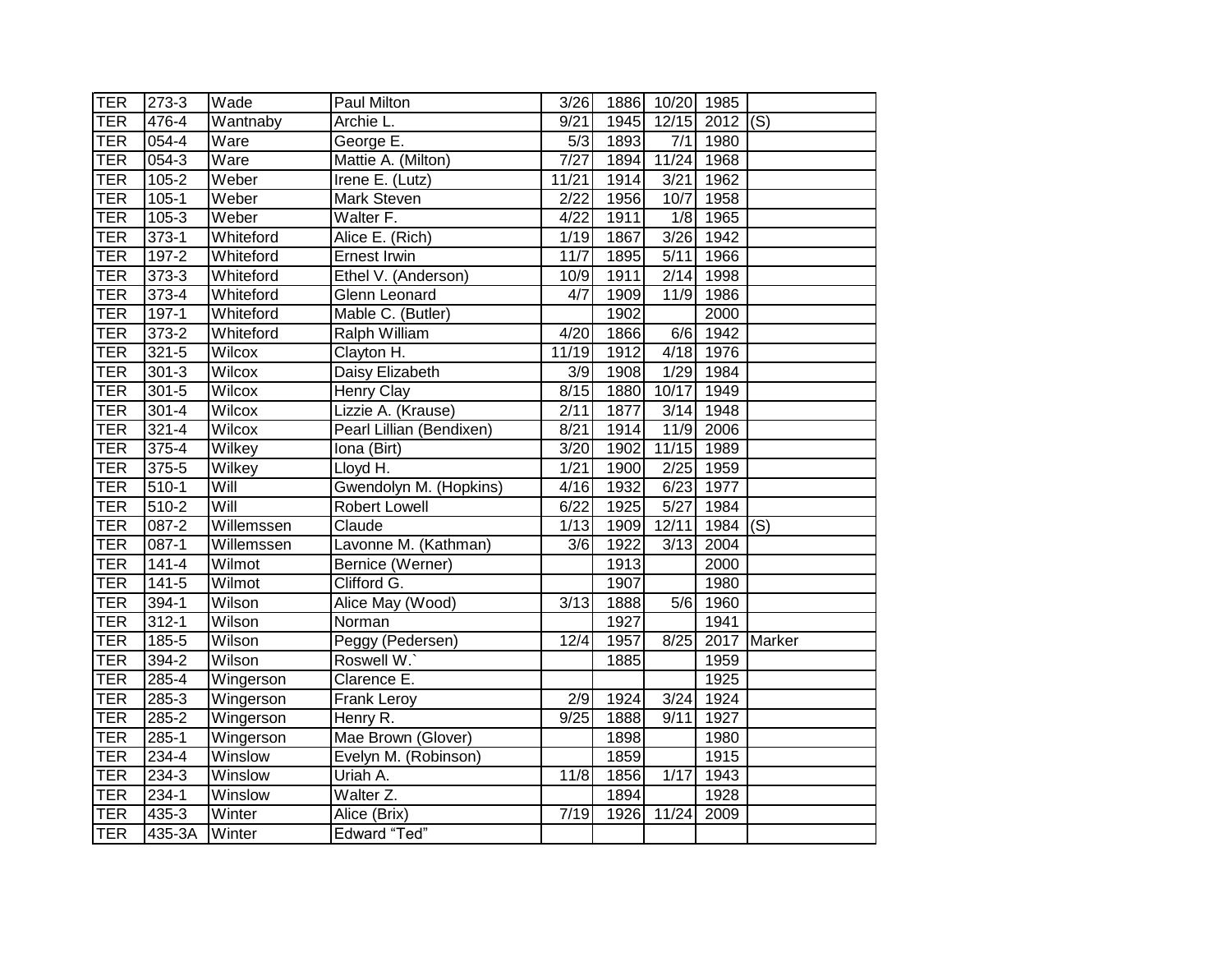| TER | 273-3 | Wade | Paul Milton | 3/26 | 1886 | 10/20 | 1985 | |
|---|---|---|---|---|---|---|---|---|
| TER | 476-4 | Wantnaby | Archie L. | 9/21 | 1945 | 12/15 | 2012 | (S) |
| TER | 054-4 | Ware | George E. | 5/3 | 1893 | 7/1 | 1980 | |
| TER | 054-3 | Ware | Mattie A. (Milton) | 7/27 | 1894 | 11/24 | 1968 | |
| TER | 105-2 | Weber | Irene E. (Lutz) | 11/21 | 1914 | 3/21 | 1962 | |
| TER | 105-1 | Weber | Mark Steven | 2/22 | 1956 | 10/7 | 1958 | |
| TER | 105-3 | Weber | Walter F. | 4/22 | 1911 | 1/8 | 1965 | |
| TER | 373-1 | Whiteford | Alice E. (Rich) | 1/19 | 1867 | 3/26 | 1942 | |
| TER | 197-2 | Whiteford | Ernest Irwin | 11/7 | 1895 | 5/11 | 1966 | |
| TER | 373-3 | Whiteford | Ethel V. (Anderson) | 10/9 | 1911 | 2/14 | 1998 | |
| TER | 373-4 | Whiteford | Glenn Leonard | 4/7 | 1909 | 11/9 | 1986 | |
| TER | 197-1 | Whiteford | Mable C. (Butler) | | 1902 | | 2000 | |
| TER | 373-2 | Whiteford | Ralph William | 4/20 | 1866 | 6/6 | 1942 | |
| TER | 321-5 | Wilcox | Clayton H. | 11/19 | 1912 | 4/18 | 1976 | |
| TER | 301-3 | Wilcox | Daisy Elizabeth | 3/9 | 1908 | 1/29 | 1984 | |
| TER | 301-5 | Wilcox | Henry Clay | 8/15 | 1880 | 10/17 | 1949 | |
| TER | 301-4 | Wilcox | Lizzie A. (Krause) | 2/11 | 1877 | 3/14 | 1948 | |
| TER | 321-4 | Wilcox | Pearl Lillian (Bendixen) | 8/21 | 1914 | 11/9 | 2006 | |
| TER | 375-4 | Wilkey | Iona (Birt) | 3/20 | 1902 | 11/15 | 1989 | |
| TER | 375-5 | Wilkey | Lloyd H. | 1/21 | 1900 | 2/25 | 1959 | |
| TER | 510-1 | Will | Gwendolyn M. (Hopkins) | 4/16 | 1932 | 6/23 | 1977 | |
| TER | 510-2 | Will | Robert Lowell | 6/22 | 1925 | 5/27 | 1984 | |
| TER | 087-2 | Willemssen | Claude | 1/13 | 1909 | 12/11 | 1984 | (S) |
| TER | 087-1 | Willemssen | Lavonne M. (Kathman) | 3/6 | 1922 | 3/13 | 2004 | |
| TER | 141-4 | Wilmot | Bernice (Werner) | | 1913 | | 2000 | |
| TER | 141-5 | Wilmot | Clifford G. | | 1907 | | 1980 | |
| TER | 394-1 | Wilson | Alice May (Wood) | 3/13 | 1888 | 5/6 | 1960 | |
| TER | 312-1 | Wilson | Norman | | 1927 | | 1941 | |
| TER | 185-5 | Wilson | Peggy (Pedersen) | 12/4 | 1957 | 8/25 | 2017 | Marker |
| TER | 394-2 | Wilson | Roswell W.` | | 1885 | | 1959 | |
| TER | 285-4 | Wingerson | Clarence E. | | | | 1925 | |
| TER | 285-3 | Wingerson | Frank Leroy | 2/9 | 1924 | 3/24 | 1924 | |
| TER | 285-2 | Wingerson | Henry R. | 9/25 | 1888 | 9/11 | 1927 | |
| TER | 285-1 | Wingerson | Mae Brown (Glover) | | 1898 | | 1980 | |
| TER | 234-4 | Winslow | Evelyn M. (Robinson) | | 1859 | | 1915 | |
| TER | 234-3 | Winslow | Uriah A. | 11/8 | 1856 | 1/17 | 1943 | |
| TER | 234-1 | Winslow | Walter Z. | | 1894 | | 1928 | |
| TER | 435-3 | Winter | Alice (Brix) | 7/19 | 1926 | 11/24 | 2009 | |
| TER | 435-3A | Winter | Edward “Ted” | | | | | |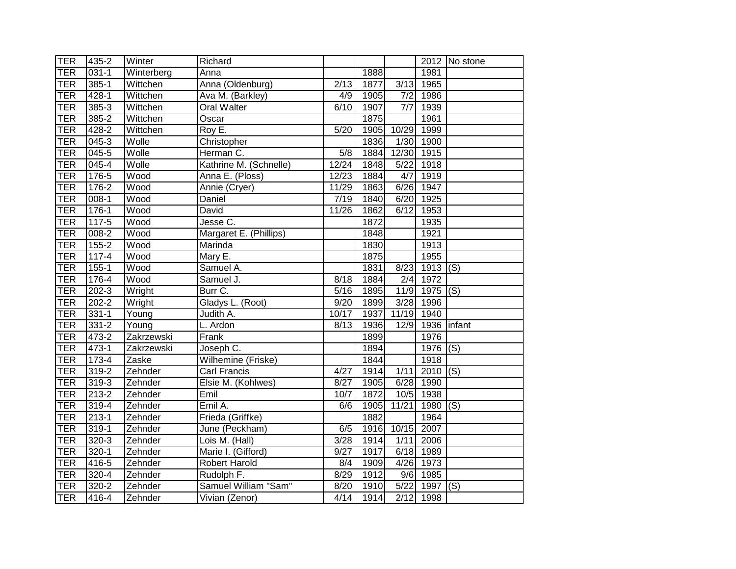| TER | 435-2 | Winter | Richard | | | | 2012 | No stone |
|---|---|---|---|---|---|---|---|---|
| TER | 031-1 | Winterberg | Anna | | 1888 | | 1981 | |
| TER | 385-1 | Wittchen | Anna (Oldenburg) | 2/13 | 1877 | 3/13 | 1965 | |
| TER | 428-1 | Wittchen | Ava M. (Barkley) | 4/9 | 1905 | 7/2 | 1986 | |
| TER | 385-3 | Wittchen | Oral Walter | 6/10 | 1907 | 7/7 | 1939 | |
| TER | 385-2 | Wittchen | Oscar | | 1875 | | 1961 | |
| TER | 428-2 | Wittchen | Roy E. | 5/20 | 1905 | 10/29 | 1999 | |
| TER | 045-3 | Wolle | Christopher | | 1836 | 1/30 | 1900 | |
| TER | 045-5 | Wolle | Herman C. | 5/8 | 1884 | 12/30 | 1915 | |
| TER | 045-4 | Wolle | Kathrine M. (Schnelle) | 12/24 | 1848 | 5/22 | 1918 | |
| TER | 176-5 | Wood | Anna E. (Ploss) | 12/23 | 1884 | 4/7 | 1919 | |
| TER | 176-2 | Wood | Annie (Cryer) | 11/29 | 1863 | 6/26 | 1947 | |
| TER | 008-1 | Wood | Daniel | 7/19 | 1840 | 6/20 | 1925 | |
| TER | 176-1 | Wood | David | 11/26 | 1862 | 6/12 | 1953 | |
| TER | 117-5 | Wood | Jesse C. | | 1872 | | 1935 | |
| TER | 008-2 | Wood | Margaret E. (Phillips) | | 1848 | | 1921 | |
| TER | 155-2 | Wood | Marinda | | 1830 | | 1913 | |
| TER | 117-4 | Wood | Mary E. | | 1875 | | 1955 | |
| TER | 155-1 | Wood | Samuel A. | | 1831 | 8/23 | 1913 | (S) |
| TER | 176-4 | Wood | Samuel J. | 8/18 | 1884 | 2/4 | 1972 | |
| TER | 202-3 | Wright | Burr C. | 5/16 | 1895 | 11/9 | 1975 | (S) |
| TER | 202-2 | Wright | Gladys L. (Root) | 9/20 | 1899 | 3/28 | 1996 | |
| TER | 331-1 | Young | Judith A. | 10/17 | 1937 | 11/19 | 1940 | |
| TER | 331-2 | Young | L. Ardon | 8/13 | 1936 | 12/9 | 1936 | infant |
| TER | 473-2 | Zakrzewski | Frank | | 1899 | | 1976 | |
| TER | 473-1 | Zakrzewski | Joseph C. | | 1894 | | 1976 | (S) |
| TER | 173-4 | Zaske | Wilhemine (Friske) | | 1844 | | 1918 | |
| TER | 319-2 | Zehnder | Carl Francis | 4/27 | 1914 | 1/11 | 2010 | (S) |
| TER | 319-3 | Zehnder | Elsie M. (Kohlwes) | 8/27 | 1905 | 6/28 | 1990 | |
| TER | 213-2 | Zehnder | Emil | 10/7 | 1872 | 10/5 | 1938 | |
| TER | 319-4 | Zehnder | Emil A. | 6/6 | 1905 | 11/21 | 1980 | (S) |
| TER | 213-1 | Zehnder | Frieda (Griffke) | | 1882 | | 1964 | |
| TER | 319-1 | Zehnder | June (Peckham) | 6/5 | 1916 | 10/15 | 2007 | |
| TER | 320-3 | Zehnder | Lois M. (Hall) | 3/28 | 1914 | 1/11 | 2006 | |
| TER | 320-1 | Zehnder | Marie I. (Gifford) | 9/27 | 1917 | 6/18 | 1989 | |
| TER | 416-5 | Zehnder | Robert Harold | 8/4 | 1909 | 4/26 | 1973 | |
| TER | 320-4 | Zehnder | Rudolph F. | 8/29 | 1912 | 9/6 | 1985 | |
| TER | 320-2 | Zehnder | Samuel William "Sam" | 8/20 | 1910 | 5/22 | 1997 | (S) |
| TER | 416-4 | Zehnder | Vivian (Zenor) | 4/14 | 1914 | 2/12 | 1998 | |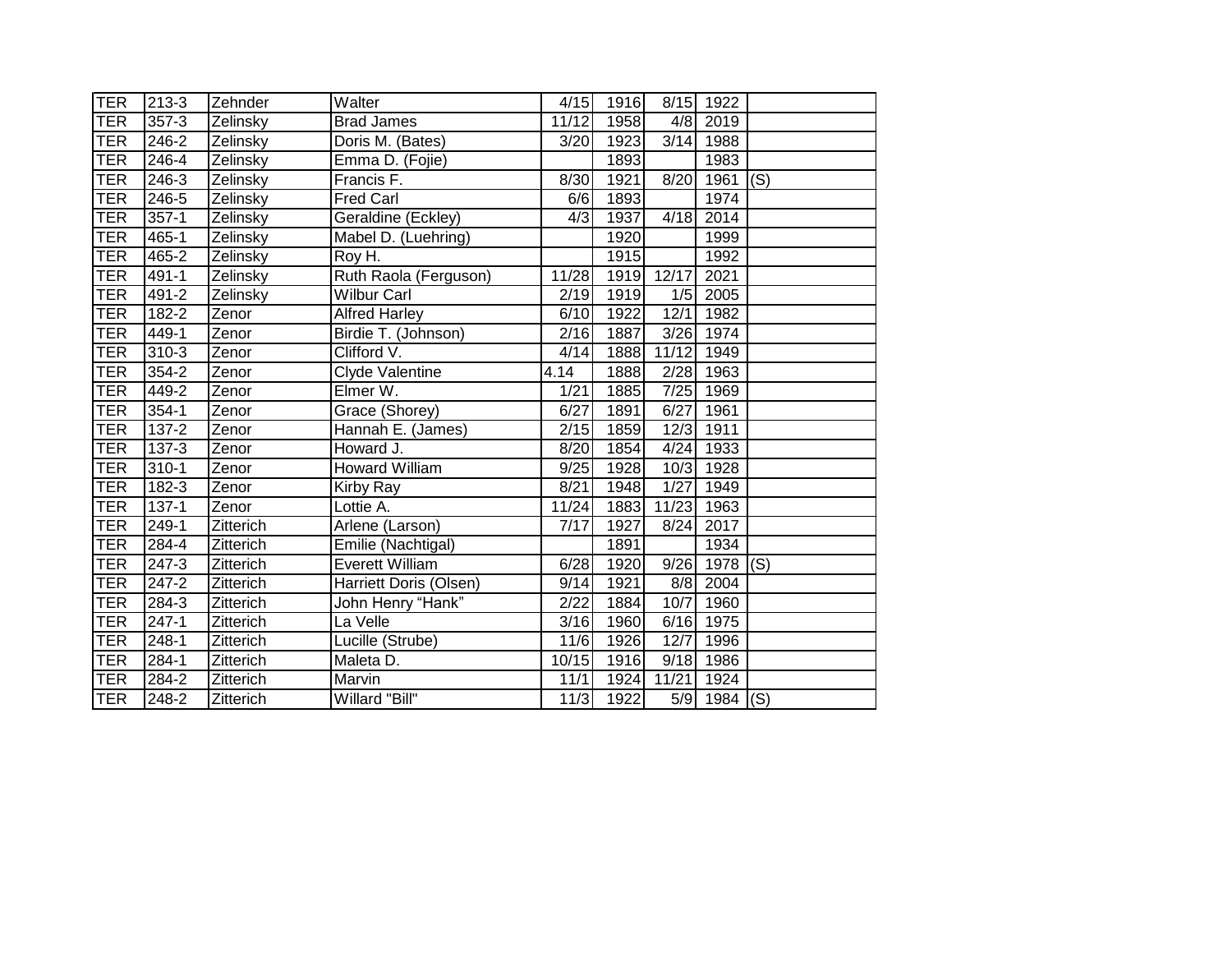| | | | | | | | | |
|---|---|---|---|---|---|---|---|---|
| TER | 213-3 | Zehnder | Walter | 4/15 | 1916 | 8/15 | 1922 | |
| TER | 357-3 | Zelinsky | Brad James | 11/12 | 1958 | 4/8 | 2019 | |
| TER | 246-2 | Zelinsky | Doris M. (Bates) | 3/20 | 1923 | 3/14 | 1988 | |
| TER | 246-4 | Zelinsky | Emma D. (Fojie) | | 1893 | | 1983 | |
| TER | 246-3 | Zelinsky | Francis F. | 8/30 | 1921 | 8/20 | 1961 | (S) |
| TER | 246-5 | Zelinsky | Fred Carl | 6/6 | 1893 | | 1974 | |
| TER | 357-1 | Zelinsky | Geraldine (Eckley) | 4/3 | 1937 | 4/18 | 2014 | |
| TER | 465-1 | Zelinsky | Mabel D. (Luehring) | | 1920 | | 1999 | |
| TER | 465-2 | Zelinsky | Roy H. | | 1915 | | 1992 | |
| TER | 491-1 | Zelinsky | Ruth Raola (Ferguson) | 11/28 | 1919 | 12/17 | 2021 | |
| TER | 491-2 | Zelinsky | Wilbur Carl | 2/19 | 1919 | 1/5 | 2005 | |
| TER | 182-2 | Zenor | Alfred Harley | 6/10 | 1922 | 12/1 | 1982 | |
| TER | 449-1 | Zenor | Birdie T. (Johnson) | 2/16 | 1887 | 3/26 | 1974 | |
| TER | 310-3 | Zenor | Clifford V. | 4/14 | 1888 | 11/12 | 1949 | |
| TER | 354-2 | Zenor | Clyde Valentine | 4.14 | 1888 | 2/28 | 1963 | |
| TER | 449-2 | Zenor | Elmer W. | 1/21 | 1885 | 7/25 | 1969 | |
| TER | 354-1 | Zenor | Grace (Shorey) | 6/27 | 1891 | 6/27 | 1961 | |
| TER | 137-2 | Zenor | Hannah E. (James) | 2/15 | 1859 | 12/3 | 1911 | |
| TER | 137-3 | Zenor | Howard J. | 8/20 | 1854 | 4/24 | 1933 | |
| TER | 310-1 | Zenor | Howard William | 9/25 | 1928 | 10/3 | 1928 | |
| TER | 182-3 | Zenor | Kirby Ray | 8/21 | 1948 | 1/27 | 1949 | |
| TER | 137-1 | Zenor | Lottie A. | 11/24 | 1883 | 11/23 | 1963 | |
| TER | 249-1 | Zitterich | Arlene (Larson) | 7/17 | 1927 | 8/24 | 2017 | |
| TER | 284-4 | Zitterich | Emilie (Nachtigal) | | 1891 | | 1934 | |
| TER | 247-3 | Zitterich | Everett William | 6/28 | 1920 | 9/26 | 1978 | (S) |
| TER | 247-2 | Zitterich | Harriett Doris (Olsen) | 9/14 | 1921 | 8/8 | 2004 | |
| TER | 284-3 | Zitterich | John Henry "Hank" | 2/22 | 1884 | 10/7 | 1960 | |
| TER | 247-1 | Zitterich | La Velle | 3/16 | 1960 | 6/16 | 1975 | |
| TER | 248-1 | Zitterich | Lucille (Strube) | 11/6 | 1926 | 12/7 | 1996 | |
| TER | 284-1 | Zitterich | Maleta D. | 10/15 | 1916 | 9/18 | 1986 | |
| TER | 284-2 | Zitterich | Marvin | 11/1 | 1924 | 11/21 | 1924 | |
| TER | 248-2 | Zitterich | Willard "Bill" | 11/3 | 1922 | 5/9 | 1984 | (S) |